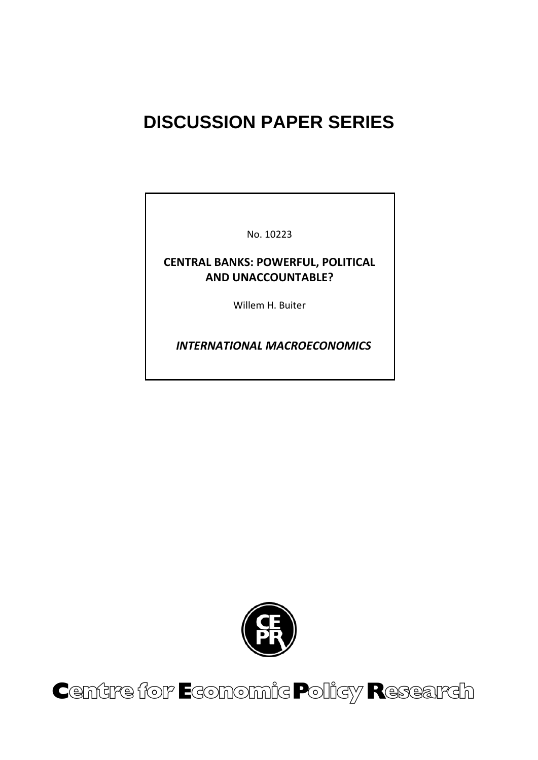# DISCUSSION PAPER SERIES

No. 10223

**CENTRAL BANKS: POWERFUL, POLITICAL AND UNACCOUNTABLE?**

Willem H. Buiter

***INTERNATIONAL MACROECONOMICS***

**Centre for Economic Policy Research**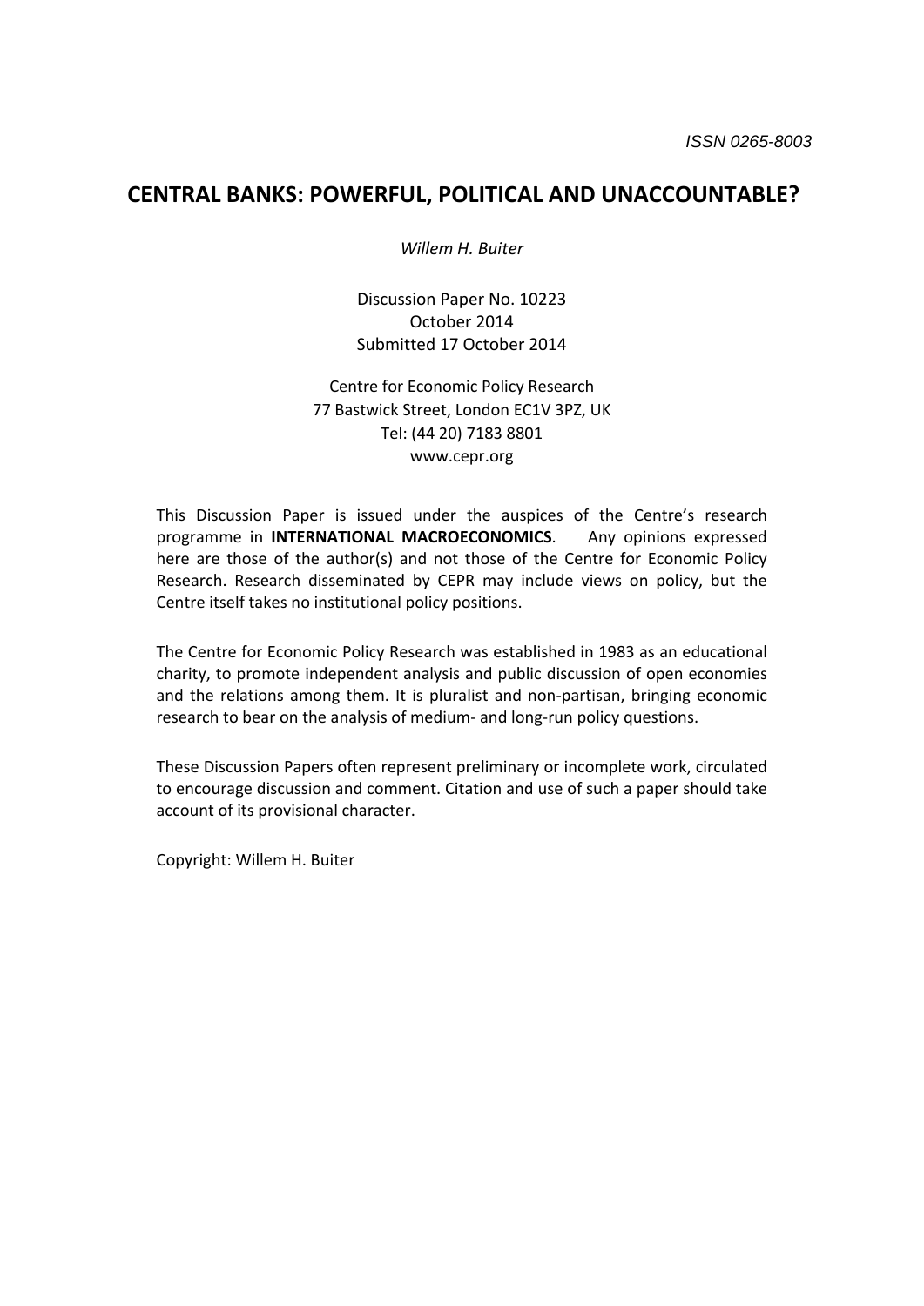ISSN 0265-8003

# CENTRAL BANKS: POWERFUL, POLITICAL AND UNACCOUNTABLE?

*Willem H. Buiter*

Discussion Paper No. 10223
October 2014
Submitted 17 October 2014

Centre for Economic Policy Research
77 Bastwick Street, London EC1V 3PZ, UK
Tel: (44 20) 7183 8801
www.cepr.org

This Discussion Paper is issued under the auspices of the Centre's research programme in **INTERNATIONAL MACROECONOMICS**. Any opinions expressed here are those of the author(s) and not those of the Centre for Economic Policy Research. Research disseminated by CEPR may include views on policy, but the Centre itself takes no institutional policy positions.

The Centre for Economic Policy Research was established in 1983 as an educational charity, to promote independent analysis and public discussion of open economies and the relations among them. It is pluralist and non-partisan, bringing economic research to bear on the analysis of medium- and long-run policy questions.

These Discussion Papers often represent preliminary or incomplete work, circulated to encourage discussion and comment. Citation and use of such a paper should take account of its provisional character.

Copyright: Willem H. Buiter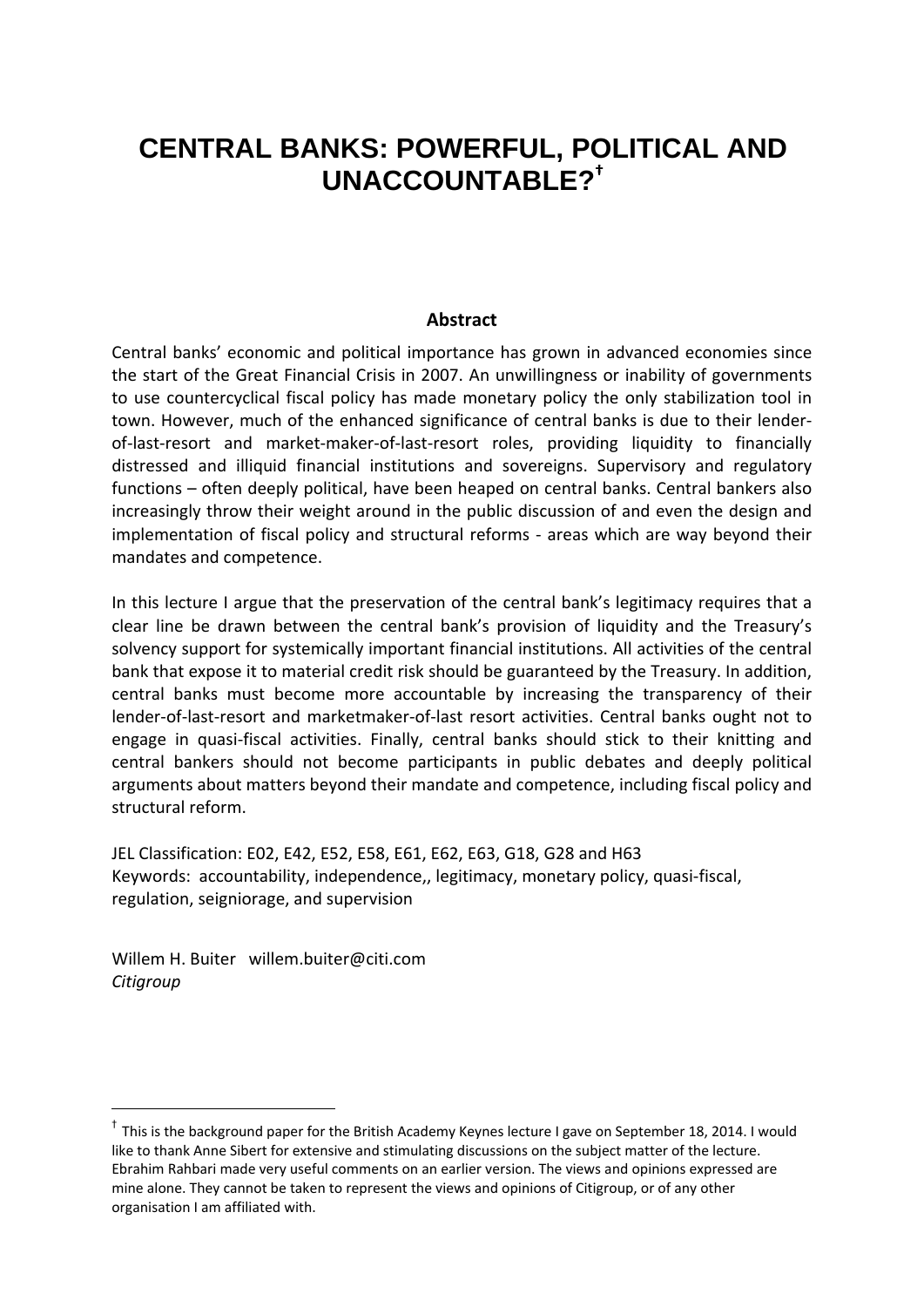# CENTRAL BANKS: POWERFUL, POLITICAL AND UNACCOUNTABLE?[†]

**Abstract**

Central banks' economic and political importance has grown in advanced economies since the start of the Great Financial Crisis in 2007. An unwillingness or inability of governments to use countercyclical fiscal policy has made monetary policy the only stabilization tool in town. However, much of the enhanced significance of central banks is due to their lender-of-last-resort and market-maker-of-last-resort roles, providing liquidity to financially distressed and illiquid financial institutions and sovereigns. Supervisory and regulatory functions – often deeply political, have been heaped on central banks. Central bankers also increasingly throw their weight around in the public discussion of and even the design and implementation of fiscal policy and structural reforms - areas which are way beyond their mandates and competence.

In this lecture I argue that the preservation of the central bank's legitimacy requires that a clear line be drawn between the central bank's provision of liquidity and the Treasury's solvency support for systemically important financial institutions. All activities of the central bank that expose it to material credit risk should be guaranteed by the Treasury. In addition, central banks must become more accountable by increasing the transparency of their lender-of-last-resort and marketmaker-of-last resort activities. Central banks ought not to engage in quasi-fiscal activities. Finally, central banks should stick to their knitting and central bankers should not become participants in public debates and deeply political arguments about matters beyond their mandate and competence, including fiscal policy and structural reform.

JEL Classification: E02, E42, E52, E58, E61, E62, E63, G18, G28 and H63
Keywords: accountability, independence,, legitimacy, monetary policy, quasi-fiscal, regulation, seigniorage, and supervision

Willem H. Buiter willem.buiter@citi.com
*Citigroup*

---

[†] This is the background paper for the British Academy Keynes lecture I gave on September 18, 2014. I would like to thank Anne Sibert for extensive and stimulating discussions on the subject matter of the lecture. Ebrahim Rahbari made very useful comments on an earlier version. The views and opinions expressed are mine alone. They cannot be taken to represent the views and opinions of Citigroup, or of any other organisation I am affiliated with.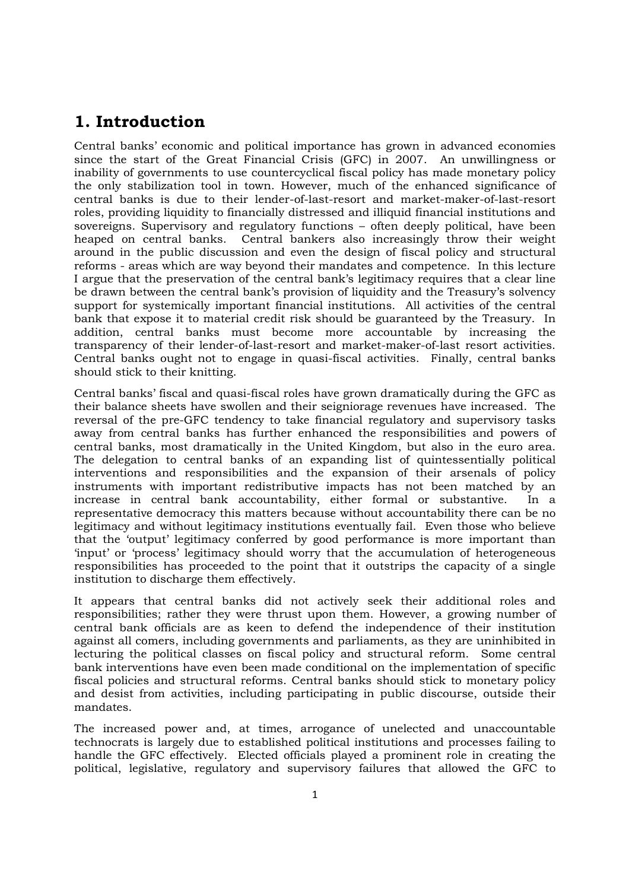# 1. Introduction

Central banks' economic and political importance has grown in advanced economies since the start of the Great Financial Crisis (GFC) in 2007. An unwillingness or inability of governments to use countercyclical fiscal policy has made monetary policy the only stabilization tool in town. However, much of the enhanced significance of central banks is due to their lender-of-last-resort and market-maker-of-last-resort roles, providing liquidity to financially distressed and illiquid financial institutions and sovereigns. Supervisory and regulatory functions – often deeply political, have been heaped on central banks. Central bankers also increasingly throw their weight around in the public discussion and even the design of fiscal policy and structural reforms - areas which are way beyond their mandates and competence. In this lecture I argue that the preservation of the central bank's legitimacy requires that a clear line be drawn between the central bank's provision of liquidity and the Treasury's solvency support for systemically important financial institutions. All activities of the central bank that expose it to material credit risk should be guaranteed by the Treasury. In addition, central banks must become more accountable by increasing the transparency of their lender-of-last-resort and market-maker-of-last resort activities. Central banks ought not to engage in quasi-fiscal activities. Finally, central banks should stick to their knitting.

Central banks' fiscal and quasi-fiscal roles have grown dramatically during the GFC as their balance sheets have swollen and their seigniorage revenues have increased. The reversal of the pre-GFC tendency to take financial regulatory and supervisory tasks away from central banks has further enhanced the responsibilities and powers of central banks, most dramatically in the United Kingdom, but also in the euro area. The delegation to central banks of an expanding list of quintessentially political interventions and responsibilities and the expansion of their arsenals of policy instruments with important redistributive impacts has not been matched by an increase in central bank accountability, either formal or substantive. In a representative democracy this matters because without accountability there can be no legitimacy and without legitimacy institutions eventually fail. Even those who believe that the 'output' legitimacy conferred by good performance is more important than 'input' or 'process' legitimacy should worry that the accumulation of heterogeneous responsibilities has proceeded to the point that it outstrips the capacity of a single institution to discharge them effectively.

It appears that central banks did not actively seek their additional roles and responsibilities; rather they were thrust upon them. However, a growing number of central bank officials are as keen to defend the independence of their institution against all comers, including governments and parliaments, as they are uninhibited in lecturing the political classes on fiscal policy and structural reform. Some central bank interventions have even been made conditional on the implementation of specific fiscal policies and structural reforms. Central banks should stick to monetary policy and desist from activities, including participating in public discourse, outside their mandates.

The increased power and, at times, arrogance of unelected and unaccountable technocrats is largely due to established political institutions and processes failing to handle the GFC effectively. Elected officials played a prominent role in creating the political, legislative, regulatory and supervisory failures that allowed the GFC to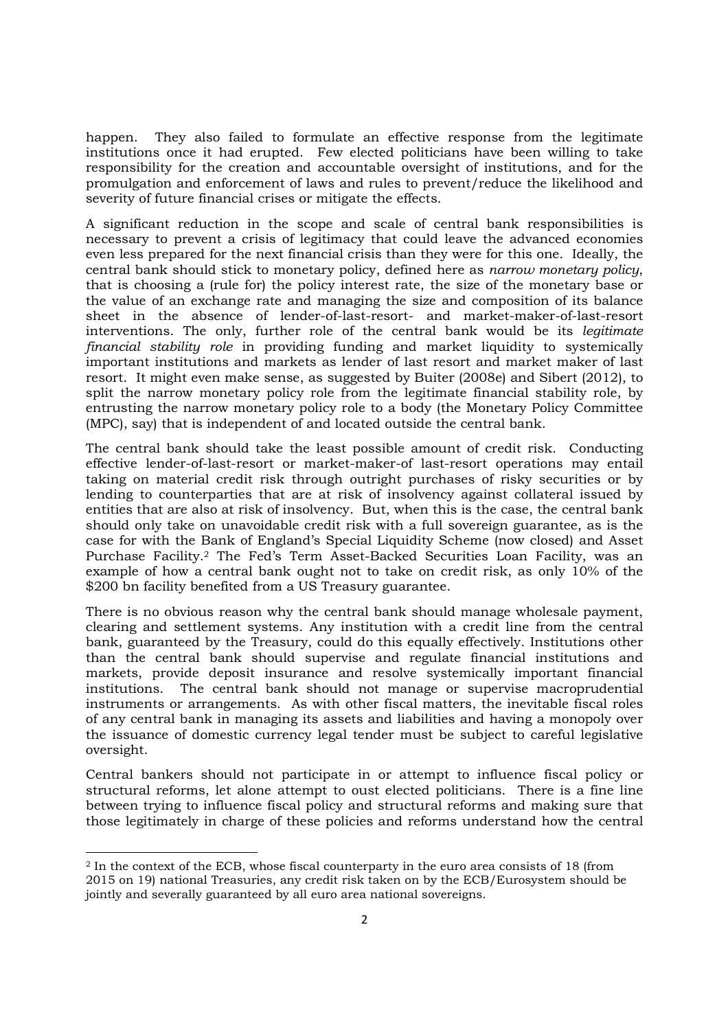happen. They also failed to formulate an effective response from the legitimate institutions once it had erupted. Few elected politicians have been willing to take responsibility for the creation and accountable oversight of institutions, and for the promulgation and enforcement of laws and rules to prevent/reduce the likelihood and severity of future financial crises or mitigate the effects.

A significant reduction in the scope and scale of central bank responsibilities is necessary to prevent a crisis of legitimacy that could leave the advanced economies even less prepared for the next financial crisis than they were for this one. Ideally, the central bank should stick to monetary policy, defined here as *narrow monetary policy*, that is choosing a (rule for) the policy interest rate, the size of the monetary base or the value of an exchange rate and managing the size and composition of its balance sheet in the absence of lender-of-last-resort- and market-maker-of-last-resort interventions. The only, further role of the central bank would be its *legitimate financial stability role* in providing funding and market liquidity to systemically important institutions and markets as lender of last resort and market maker of last resort. It might even make sense, as suggested by Buiter (2008e) and Sibert (2012), to split the narrow monetary policy role from the legitimate financial stability role, by entrusting the narrow monetary policy role to a body (the Monetary Policy Committee (MPC), say) that is independent of and located outside the central bank.

The central bank should take the least possible amount of credit risk. Conducting effective lender-of-last-resort or market-maker-of last-resort operations may entail taking on material credit risk through outright purchases of risky securities or by lending to counterparties that are at risk of insolvency against collateral issued by entities that are also at risk of insolvency. But, when this is the case, the central bank should only take on unavoidable credit risk with a full sovereign guarantee, as is the case for with the Bank of England's Special Liquidity Scheme (now closed) and Asset Purchase Facility.[2] The Fed's Term Asset-Backed Securities Loan Facility, was an example of how a central bank ought not to take on credit risk, as only 10% of the \$200 bn facility benefited from a US Treasury guarantee.

There is no obvious reason why the central bank should manage wholesale payment, clearing and settlement systems. Any institution with a credit line from the central bank, guaranteed by the Treasury, could do this equally effectively. Institutions other than the central bank should supervise and regulate financial institutions and markets, provide deposit insurance and resolve systemically important financial institutions. The central bank should not manage or supervise macroprudential instruments or arrangements. As with other fiscal matters, the inevitable fiscal roles of any central bank in managing its assets and liabilities and having a monopoly over the issuance of domestic currency legal tender must be subject to careful legislative oversight.

Central bankers should not participate in or attempt to influence fiscal policy or structural reforms, let alone attempt to oust elected politicians. There is a fine line between trying to influence fiscal policy and structural reforms and making sure that those legitimately in charge of these policies and reforms understand how the central

---

[2] In the context of the ECB, whose fiscal counterparty in the euro area consists of 18 (from 2015 on 19) national Treasuries, any credit risk taken on by the ECB/Eurosystem should be jointly and severally guaranteed by all euro area national sovereigns.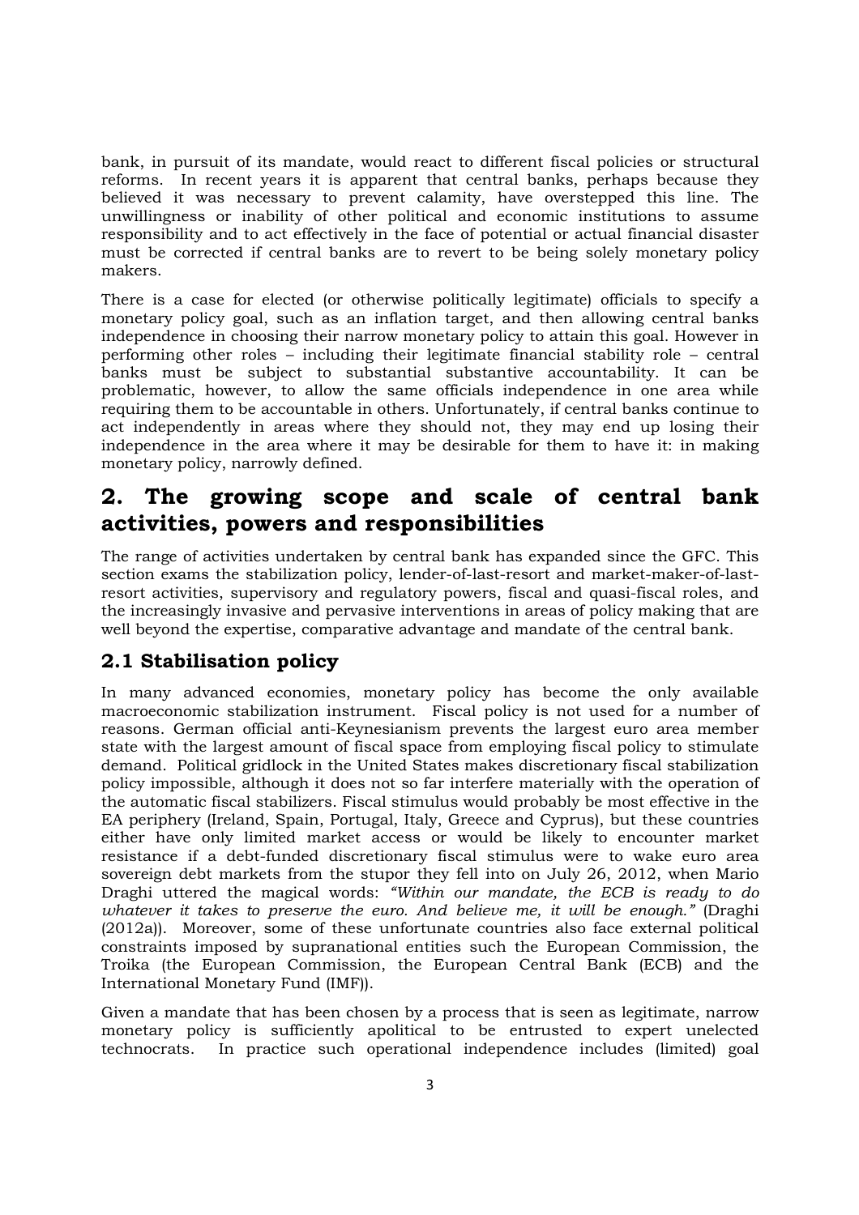bank, in pursuit of its mandate, would react to different fiscal policies or structural reforms. In recent years it is apparent that central banks, perhaps because they believed it was necessary to prevent calamity, have overstepped this line. The unwillingness or inability of other political and economic institutions to assume responsibility and to act effectively in the face of potential or actual financial disaster must be corrected if central banks are to revert to be being solely monetary policy makers.

There is a case for elected (or otherwise politically legitimate) officials to specify a monetary policy goal, such as an inflation target, and then allowing central banks independence in choosing their narrow monetary policy to attain this goal. However in performing other roles – including their legitimate financial stability role – central banks must be subject to substantial substantive accountability. It can be problematic, however, to allow the same officials independence in one area while requiring them to be accountable in others. Unfortunately, if central banks continue to act independently in areas where they should not, they may end up losing their independence in the area where it may be desirable for them to have it: in making monetary policy, narrowly defined.

# 2. The growing scope and scale of central bank activities, powers and responsibilities

The range of activities undertaken by central bank has expanded since the GFC. This section exams the stabilization policy, lender-of-last-resort and market-maker-of-last-resort activities, supervisory and regulatory powers, fiscal and quasi-fiscal roles, and the increasingly invasive and pervasive interventions in areas of policy making that are well beyond the expertise, comparative advantage and mandate of the central bank.

## 2.1 Stabilisation policy

In many advanced economies, monetary policy has become the only available macroeconomic stabilization instrument. Fiscal policy is not used for a number of reasons. German official anti-Keynesianism prevents the largest euro area member state with the largest amount of fiscal space from employing fiscal policy to stimulate demand. Political gridlock in the United States makes discretionary fiscal stabilization policy impossible, although it does not so far interfere materially with the operation of the automatic fiscal stabilizers. Fiscal stimulus would probably be most effective in the EA periphery (Ireland, Spain, Portugal, Italy, Greece and Cyprus), but these countries either have only limited market access or would be likely to encounter market resistance if a debt-funded discretionary fiscal stimulus were to wake euro area sovereign debt markets from the stupor they fell into on July 26, 2012, when Mario Draghi uttered the magical words: *"Within our mandate, the ECB is ready to do whatever it takes to preserve the euro. And believe me, it will be enough."* (Draghi (2012a)). Moreover, some of these unfortunate countries also face external political constraints imposed by supranational entities such the European Commission, the Troika (the European Commission, the European Central Bank (ECB) and the International Monetary Fund (IMF)).

Given a mandate that has been chosen by a process that is seen as legitimate, narrow monetary policy is sufficiently apolitical to be entrusted to expert unelected technocrats. In practice such operational independence includes (limited) goal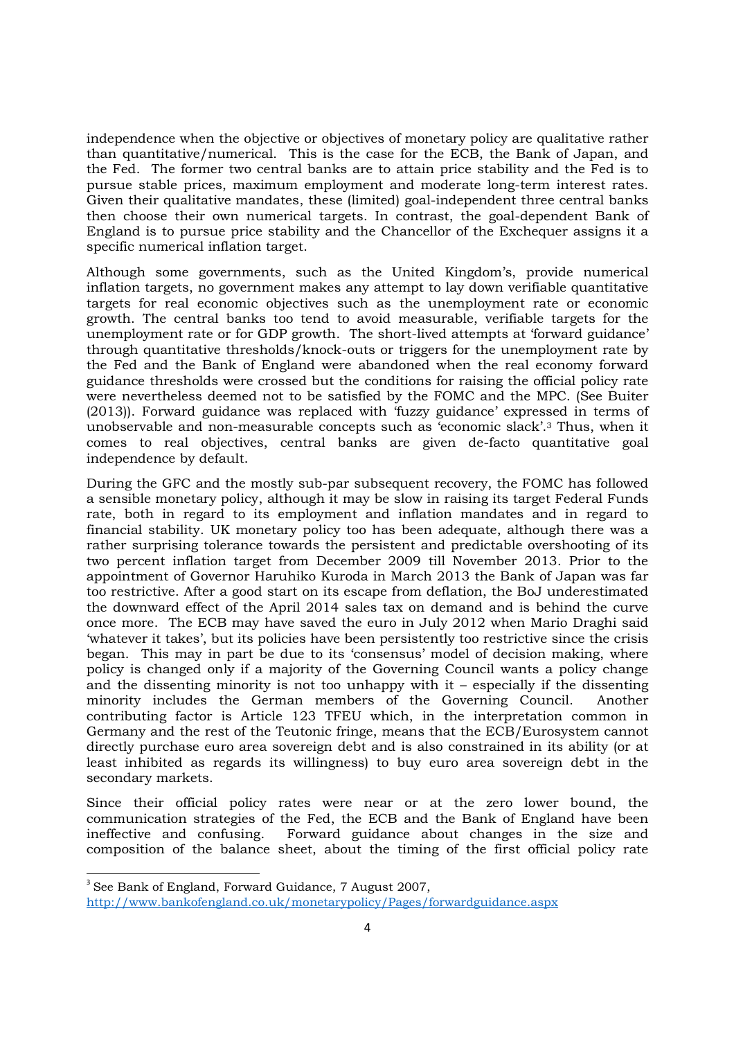independence when the objective or objectives of monetary policy are qualitative rather than quantitative/numerical. This is the case for the ECB, the Bank of Japan, and the Fed. The former two central banks are to attain price stability and the Fed is to pursue stable prices, maximum employment and moderate long-term interest rates. Given their qualitative mandates, these (limited) goal-independent three central banks then choose their own numerical targets. In contrast, the goal-dependent Bank of England is to pursue price stability and the Chancellor of the Exchequer assigns it a specific numerical inflation target.

Although some governments, such as the United Kingdom's, provide numerical inflation targets, no government makes any attempt to lay down verifiable quantitative targets for real economic objectives such as the unemployment rate or economic growth. The central banks too tend to avoid measurable, verifiable targets for the unemployment rate or for GDP growth. The short-lived attempts at 'forward guidance' through quantitative thresholds/knock-outs or triggers for the unemployment rate by the Fed and the Bank of England were abandoned when the real economy forward guidance thresholds were crossed but the conditions for raising the official policy rate were nevertheless deemed not to be satisfied by the FOMC and the MPC. (See Buiter (2013)). Forward guidance was replaced with 'fuzzy guidance' expressed in terms of unobservable and non-measurable concepts such as 'economic slack'.[3] Thus, when it comes to real objectives, central banks are given de-facto quantitative goal independence by default.

During the GFC and the mostly sub-par subsequent recovery, the FOMC has followed a sensible monetary policy, although it may be slow in raising its target Federal Funds rate, both in regard to its employment and inflation mandates and in regard to financial stability. UK monetary policy too has been adequate, although there was a rather surprising tolerance towards the persistent and predictable overshooting of its two percent inflation target from December 2009 till November 2013. Prior to the appointment of Governor Haruhiko Kuroda in March 2013 the Bank of Japan was far too restrictive. After a good start on its escape from deflation, the BoJ underestimated the downward effect of the April 2014 sales tax on demand and is behind the curve once more. The ECB may have saved the euro in July 2012 when Mario Draghi said 'whatever it takes', but its policies have been persistently too restrictive since the crisis began. This may in part be due to its 'consensus' model of decision making, where policy is changed only if a majority of the Governing Council wants a policy change and the dissenting minority is not too unhappy with it – especially if the dissenting minority includes the German members of the Governing Council. Another contributing factor is Article 123 TFEU which, in the interpretation common in Germany and the rest of the Teutonic fringe, means that the ECB/Eurosystem cannot directly purchase euro area sovereign debt and is also constrained in its ability (or at least inhibited as regards its willingness) to buy euro area sovereign debt in the secondary markets.

Since their official policy rates were near or at the zero lower bound, the communication strategies of the Fed, the ECB and the Bank of England have been ineffective and confusing. Forward guidance about changes in the size and composition of the balance sheet, about the timing of the first official policy rate

[3] See Bank of England, Forward Guidance, 7 August 2007, http://www.bankofengland.co.uk/monetarypolicy/Pages/forwardguidance.aspx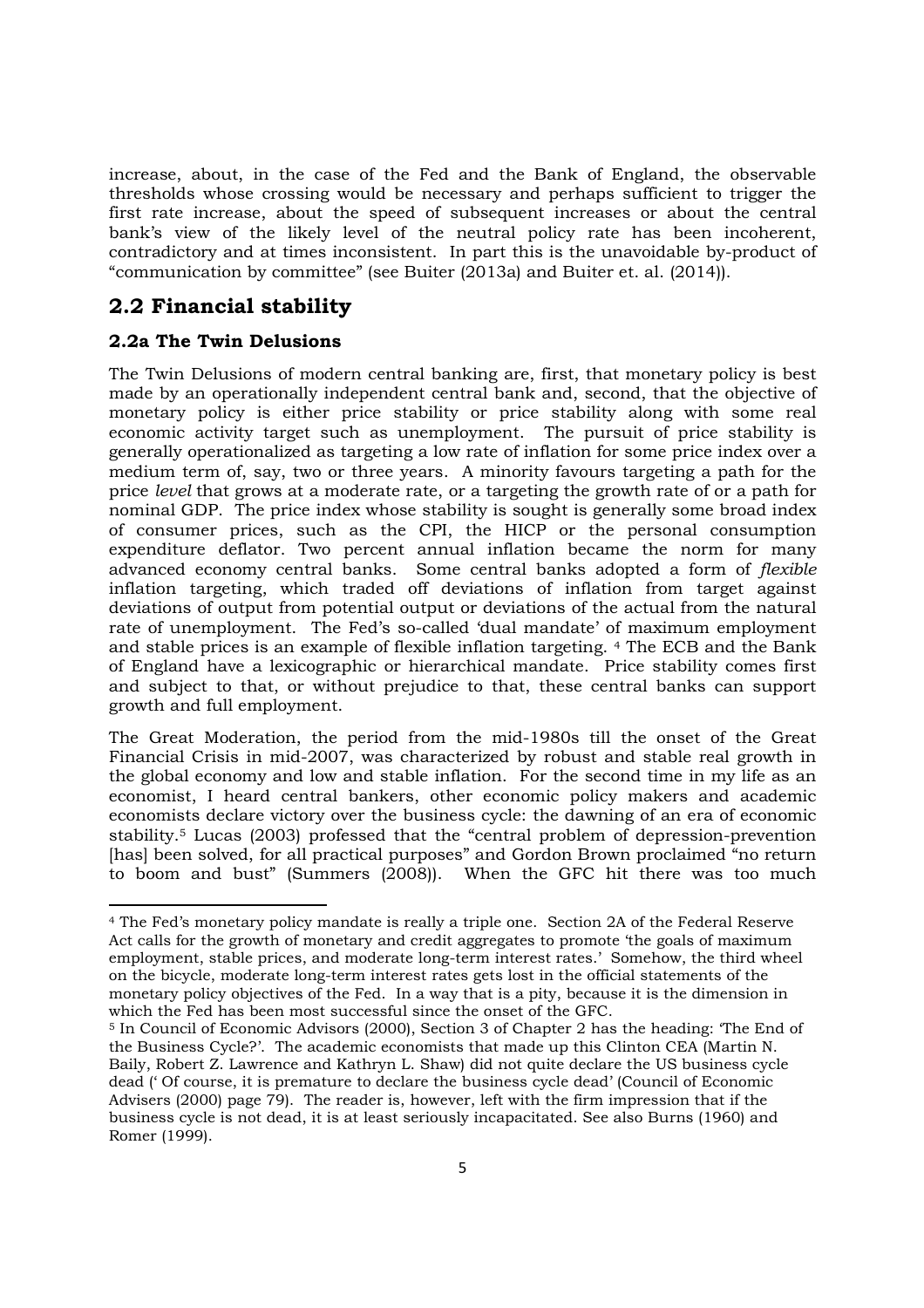increase, about, in the case of the Fed and the Bank of England, the observable thresholds whose crossing would be necessary and perhaps sufficient to trigger the first rate increase, about the speed of subsequent increases or about the central bank's view of the likely level of the neutral policy rate has been incoherent, contradictory and at times inconsistent. In part this is the unavoidable by-product of "communication by committee" (see Buiter (2013a) and Buiter et. al. (2014)).

## 2.2 Financial stability

### 2.2a The Twin Delusions

The Twin Delusions of modern central banking are, first, that monetary policy is best made by an operationally independent central bank and, second, that the objective of monetary policy is either price stability or price stability along with some real economic activity target such as unemployment. The pursuit of price stability is generally operationalized as targeting a low rate of inflation for some price index over a medium term of, say, two or three years. A minority favours targeting a path for the price *level* that grows at a moderate rate, or a targeting the growth rate of or a path for nominal GDP. The price index whose stability is sought is generally some broad index of consumer prices, such as the CPI, the HICP or the personal consumption expenditure deflator. Two percent annual inflation became the norm for many advanced economy central banks. Some central banks adopted a form of *flexible* inflation targeting, which traded off deviations of inflation from target against deviations of output from potential output or deviations of the actual from the natural rate of unemployment. The Fed's so-called 'dual mandate' of maximum employment and stable prices is an example of flexible inflation targeting. [4] The ECB and the Bank of England have a lexicographic or hierarchical mandate. Price stability comes first and subject to that, or without prejudice to that, these central banks can support growth and full employment.

The Great Moderation, the period from the mid-1980s till the onset of the Great Financial Crisis in mid-2007, was characterized by robust and stable real growth in the global economy and low and stable inflation. For the second time in my life as an economist, I heard central bankers, other economic policy makers and academic economists declare victory over the business cycle: the dawning of an era of economic stability.[5] Lucas (2003) professed that the "central problem of depression-prevention [has] been solved, for all practical purposes" and Gordon Brown proclaimed "no return to boom and bust" (Summers (2008)). When the GFC hit there was too much

---

[4] The Fed's monetary policy mandate is really a triple one. Section 2A of the Federal Reserve Act calls for the growth of monetary and credit aggregates to promote 'the goals of maximum employment, stable prices, and moderate long-term interest rates.' Somehow, the third wheel on the bicycle, moderate long-term interest rates gets lost in the official statements of the monetary policy objectives of the Fed. In a way that is a pity, because it is the dimension in which the Fed has been most successful since the onset of the GFC.

[5] In Council of Economic Advisors (2000), Section 3 of Chapter 2 has the heading: 'The End of the Business Cycle?'. The academic economists that made up this Clinton CEA (Martin N. Baily, Robert Z. Lawrence and Kathryn L. Shaw) did not quite declare the US business cycle dead (' Of course, it is premature to declare the business cycle dead' (Council of Economic Advisers (2000) page 79). The reader is, however, left with the firm impression that if the business cycle is not dead, it is at least seriously incapacitated. See also Burns (1960) and Romer (1999).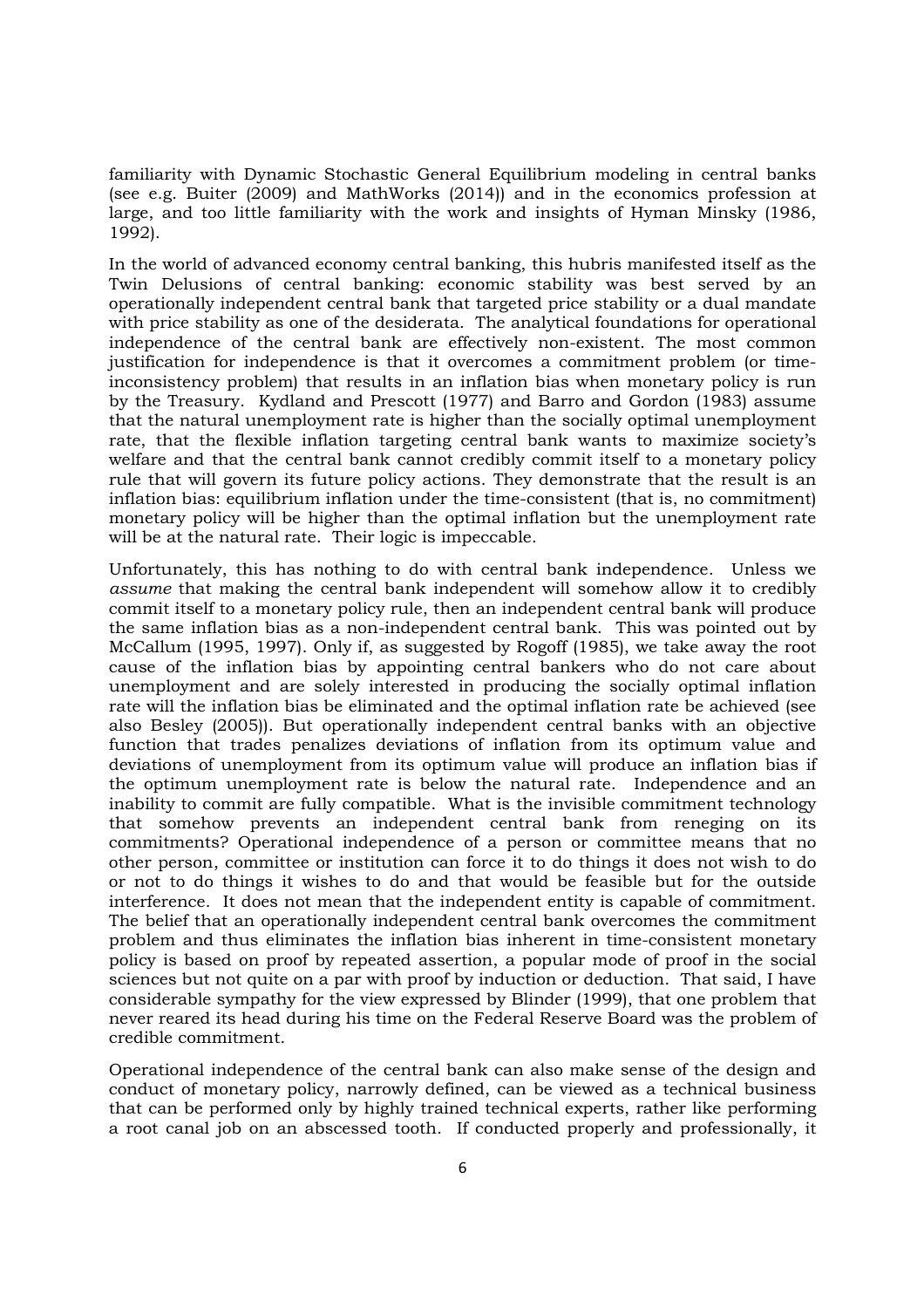familiarity with Dynamic Stochastic General Equilibrium modeling in central banks (see e.g. Buiter (2009) and MathWorks (2014)) and in the economics profession at large, and too little familiarity with the work and insights of Hyman Minsky (1986, 1992).

In the world of advanced economy central banking, this hubris manifested itself as the Twin Delusions of central banking: economic stability was best served by an operationally independent central bank that targeted price stability or a dual mandate with price stability as one of the desiderata. The analytical foundations for operational independence of the central bank are effectively non-existent. The most common justification for independence is that it overcomes a commitment problem (or time-inconsistency problem) that results in an inflation bias when monetary policy is run by the Treasury. Kydland and Prescott (1977) and Barro and Gordon (1983) assume that the natural unemployment rate is higher than the socially optimal unemployment rate, that the flexible inflation targeting central bank wants to maximize society's welfare and that the central bank cannot credibly commit itself to a monetary policy rule that will govern its future policy actions. They demonstrate that the result is an inflation bias: equilibrium inflation under the time-consistent (that is, no commitment) monetary policy will be higher than the optimal inflation but the unemployment rate will be at the natural rate. Their logic is impeccable.

Unfortunately, this has nothing to do with central bank independence. Unless we *assume* that making the central bank independent will somehow allow it to credibly commit itself to a monetary policy rule, then an independent central bank will produce the same inflation bias as a non-independent central bank. This was pointed out by McCallum (1995, 1997). Only if, as suggested by Rogoff (1985), we take away the root cause of the inflation bias by appointing central bankers who do not care about unemployment and are solely interested in producing the socially optimal inflation rate will the inflation bias be eliminated and the optimal inflation rate be achieved (see also Besley (2005)). But operationally independent central banks with an objective function that trades penalizes deviations of inflation from its optimum value and deviations of unemployment from its optimum value will produce an inflation bias if the optimum unemployment rate is below the natural rate. Independence and an inability to commit are fully compatible. What is the invisible commitment technology that somehow prevents an independent central bank from reneging on its commitments? Operational independence of a person or committee means that no other person, committee or institution can force it to do things it does not wish to do or not to do things it wishes to do and that would be feasible but for the outside interference. It does not mean that the independent entity is capable of commitment. The belief that an operationally independent central bank overcomes the commitment problem and thus eliminates the inflation bias inherent in time-consistent monetary policy is based on proof by repeated assertion, a popular mode of proof in the social sciences but not quite on a par with proof by induction or deduction. That said, I have considerable sympathy for the view expressed by Blinder (1999), that one problem that never reared its head during his time on the Federal Reserve Board was the problem of credible commitment.

Operational independence of the central bank can also make sense of the design and conduct of monetary policy, narrowly defined, can be viewed as a technical business that can be performed only by highly trained technical experts, rather like performing a root canal job on an abscessed tooth. If conducted properly and professionally, it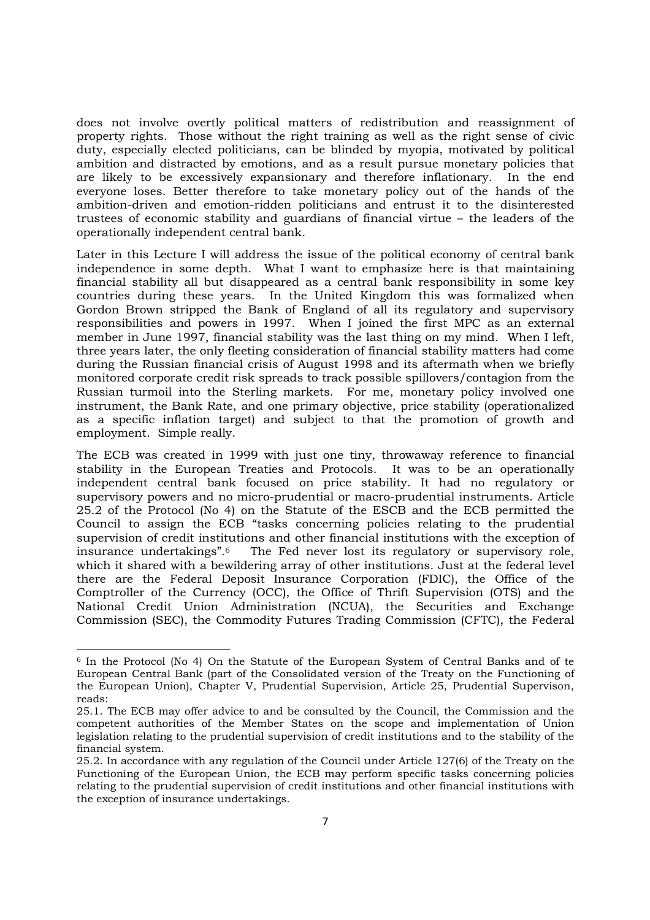does not involve overtly political matters of redistribution and reassignment of property rights. Those without the right training as well as the right sense of civic duty, especially elected politicians, can be blinded by myopia, motivated by political ambition and distracted by emotions, and as a result pursue monetary policies that are likely to be excessively expansionary and therefore inflationary. In the end everyone loses. Better therefore to take monetary policy out of the hands of the ambition-driven and emotion-ridden politicians and entrust it to the disinterested trustees of economic stability and guardians of financial virtue – the leaders of the operationally independent central bank.

Later in this Lecture I will address the issue of the political economy of central bank independence in some depth. What I want to emphasize here is that maintaining financial stability all but disappeared as a central bank responsibility in some key countries during these years. In the United Kingdom this was formalized when Gordon Brown stripped the Bank of England of all its regulatory and supervisory responsibilities and powers in 1997. When I joined the first MPC as an external member in June 1997, financial stability was the last thing on my mind. When I left, three years later, the only fleeting consideration of financial stability matters had come during the Russian financial crisis of August 1998 and its aftermath when we briefly monitored corporate credit risk spreads to track possible spillovers/contagion from the Russian turmoil into the Sterling markets. For me, monetary policy involved one instrument, the Bank Rate, and one primary objective, price stability (operationalized as a specific inflation target) and subject to that the promotion of growth and employment. Simple really.

The ECB was created in 1999 with just one tiny, throwaway reference to financial stability in the European Treaties and Protocols. It was to be an operationally independent central bank focused on price stability. It had no regulatory or supervisory powers and no micro-prudential or macro-prudential instruments. Article 25.2 of the Protocol (No 4) on the Statute of the ESCB and the ECB permitted the Council to assign the ECB "tasks concerning policies relating to the prudential supervision of credit institutions and other financial institutions with the exception of insurance undertakings".[6] The Fed never lost its regulatory or supervisory role, which it shared with a bewildering array of other institutions. Just at the federal level there are the Federal Deposit Insurance Corporation (FDIC), the Office of the Comptroller of the Currency (OCC), the Office of Thrift Supervision (OTS) and the National Credit Union Administration (NCUA), the Securities and Exchange Commission (SEC), the Commodity Futures Trading Commission (CFTC), the Federal

---

[6] In the Protocol (No 4) On the Statute of the European System of Central Banks and of te European Central Bank (part of the Consolidated version of the Treaty on the Functioning of the European Union), Chapter V, Prudential Supervision, Article 25, Prudential Supervison, reads:

25.1. The ECB may offer advice to and be consulted by the Council, the Commission and the competent authorities of the Member States on the scope and implementation of Union legislation relating to the prudential supervision of credit institutions and to the stability of the financial system.

25.2. In accordance with any regulation of the Council under Article 127(6) of the Treaty on the Functioning of the European Union, the ECB may perform specific tasks concerning policies relating to the prudential supervision of credit institutions and other financial institutions with the exception of insurance undertakings.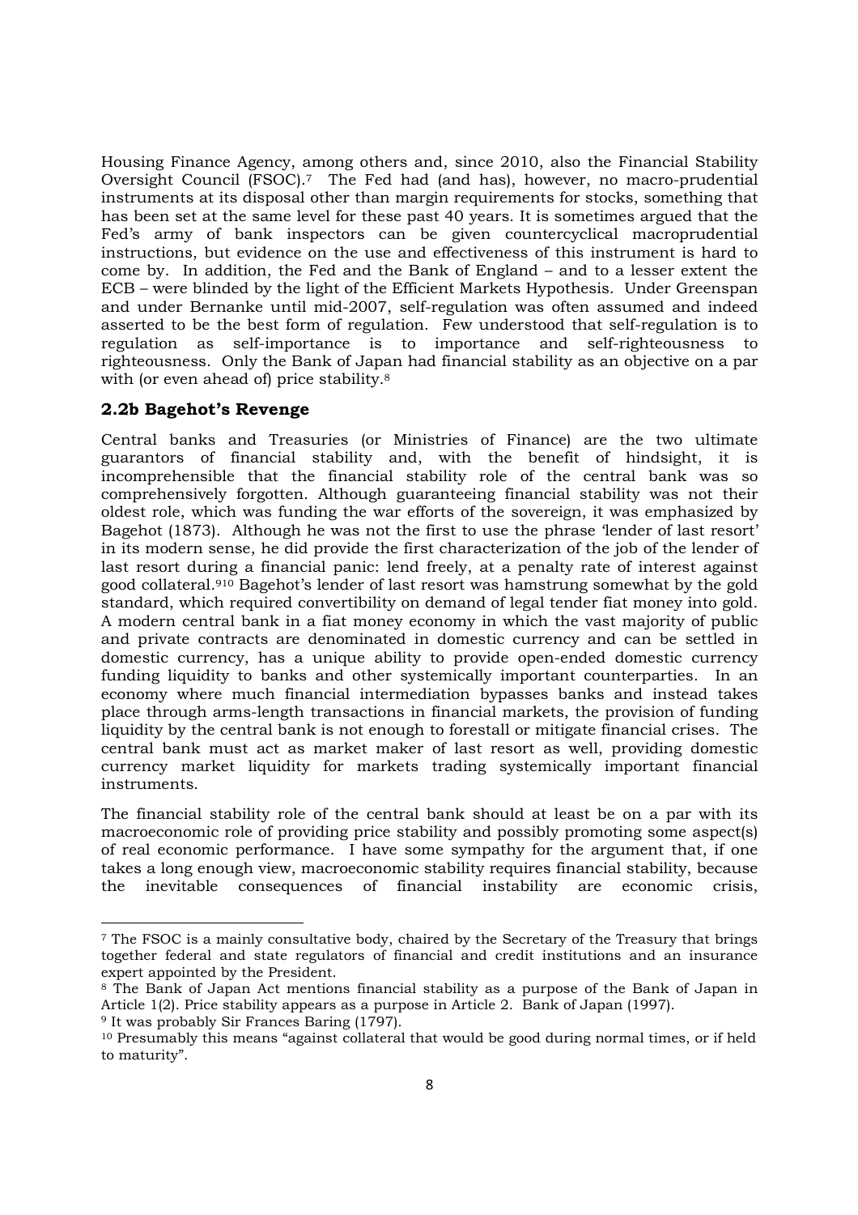Housing Finance Agency, among others and, since 2010, also the Financial Stability Oversight Council (FSOC).[7] The Fed had (and has), however, no macro-prudential instruments at its disposal other than margin requirements for stocks, something that has been set at the same level for these past 40 years. It is sometimes argued that the Fed's army of bank inspectors can be given countercyclical macroprudential instructions, but evidence on the use and effectiveness of this instrument is hard to come by. In addition, the Fed and the Bank of England – and to a lesser extent the ECB – were blinded by the light of the Efficient Markets Hypothesis. Under Greenspan and under Bernanke until mid-2007, self-regulation was often assumed and indeed asserted to be the best form of regulation. Few understood that self-regulation is to regulation as self-importance is to importance and self-righteousness to righteousness. Only the Bank of Japan had financial stability as an objective on a par with (or even ahead of) price stability.[8]

### 2.2b Bagehot's Revenge

Central banks and Treasuries (or Ministries of Finance) are the two ultimate guarantors of financial stability and, with the benefit of hindsight, it is incomprehensible that the financial stability role of the central bank was so comprehensively forgotten. Although guaranteeing financial stability was not their oldest role, which was funding the war efforts of the sovereign, it was emphasized by Bagehot (1873). Although he was not the first to use the phrase 'lender of last resort' in its modern sense, he did provide the first characterization of the job of the lender of last resort during a financial panic: lend freely, at a penalty rate of interest against good collateral.[9][10] Bagehot's lender of last resort was hamstrung somewhat by the gold standard, which required convertibility on demand of legal tender fiat money into gold. A modern central bank in a fiat money economy in which the vast majority of public and private contracts are denominated in domestic currency and can be settled in domestic currency, has a unique ability to provide open-ended domestic currency funding liquidity to banks and other systemically important counterparties. In an economy where much financial intermediation bypasses banks and instead takes place through arms-length transactions in financial markets, the provision of funding liquidity by the central bank is not enough to forestall or mitigate financial crises. The central bank must act as market maker of last resort as well, providing domestic currency market liquidity for markets trading systemically important financial instruments.

The financial stability role of the central bank should at least be on a par with its macroeconomic role of providing price stability and possibly promoting some aspect(s) of real economic performance. I have some sympathy for the argument that, if one takes a long enough view, macroeconomic stability requires financial stability, because the inevitable consequences of financial instability are economic crisis,

---

[7] The FSOC is a mainly consultative body, chaired by the Secretary of the Treasury that brings together federal and state regulators of financial and credit institutions and an insurance expert appointed by the President.

[8] The Bank of Japan Act mentions financial stability as a purpose of the Bank of Japan in Article 1(2). Price stability appears as a purpose in Article 2. Bank of Japan (1997).

[9] It was probably Sir Frances Baring (1797).

[10] Presumably this means "against collateral that would be good during normal times, or if held to maturity".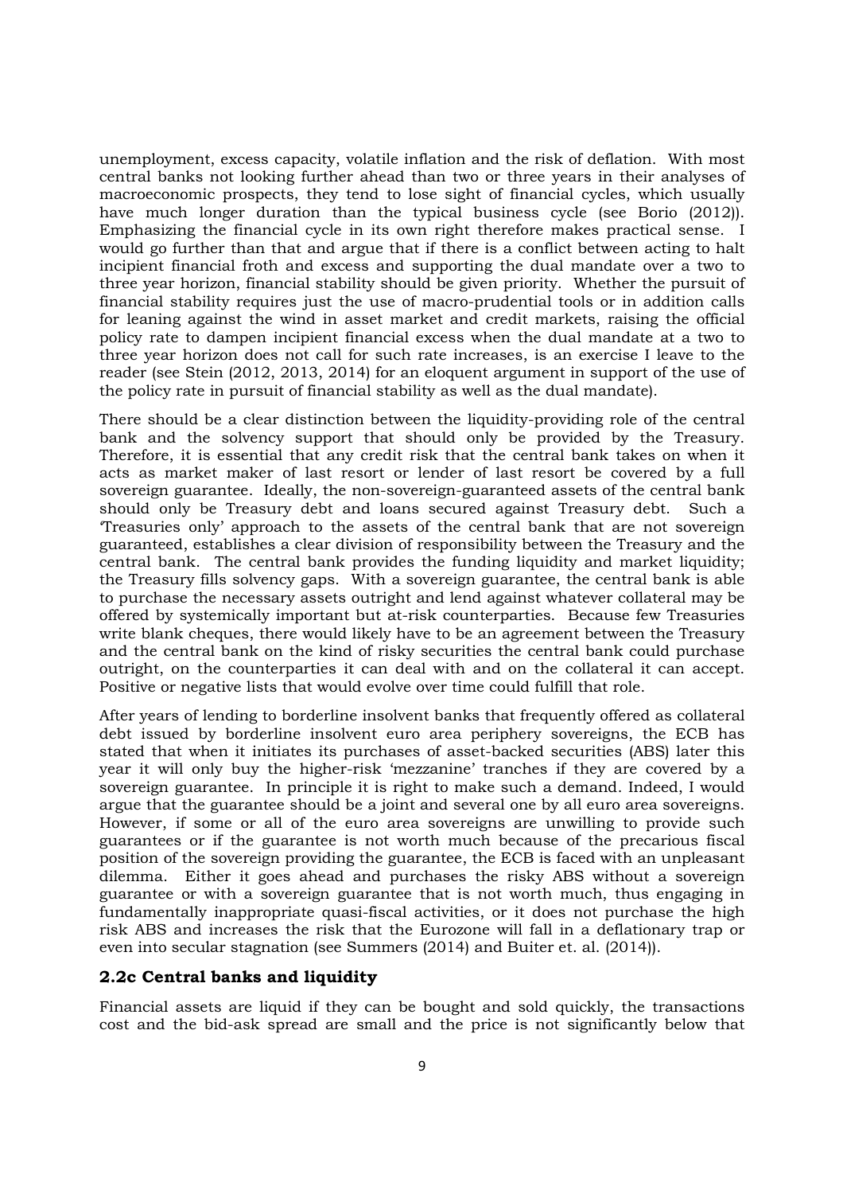unemployment, excess capacity, volatile inflation and the risk of deflation. With most central banks not looking further ahead than two or three years in their analyses of macroeconomic prospects, they tend to lose sight of financial cycles, which usually have much longer duration than the typical business cycle (see Borio (2012)). Emphasizing the financial cycle in its own right therefore makes practical sense. I would go further than that and argue that if there is a conflict between acting to halt incipient financial froth and excess and supporting the dual mandate over a two to three year horizon, financial stability should be given priority. Whether the pursuit of financial stability requires just the use of macro-prudential tools or in addition calls for leaning against the wind in asset market and credit markets, raising the official policy rate to dampen incipient financial excess when the dual mandate at a two to three year horizon does not call for such rate increases, is an exercise I leave to the reader (see Stein (2012, 2013, 2014) for an eloquent argument in support of the use of the policy rate in pursuit of financial stability as well as the dual mandate).

There should be a clear distinction between the liquidity-providing role of the central bank and the solvency support that should only be provided by the Treasury. Therefore, it is essential that any credit risk that the central bank takes on when it acts as market maker of last resort or lender of last resort be covered by a full sovereign guarantee. Ideally, the non-sovereign-guaranteed assets of the central bank should only be Treasury debt and loans secured against Treasury debt. Such a 'Treasuries only' approach to the assets of the central bank that are not sovereign guaranteed, establishes a clear division of responsibility between the Treasury and the central bank. The central bank provides the funding liquidity and market liquidity; the Treasury fills solvency gaps. With a sovereign guarantee, the central bank is able to purchase the necessary assets outright and lend against whatever collateral may be offered by systemically important but at-risk counterparties. Because few Treasuries write blank cheques, there would likely have to be an agreement between the Treasury and the central bank on the kind of risky securities the central bank could purchase outright, on the counterparties it can deal with and on the collateral it can accept. Positive or negative lists that would evolve over time could fulfill that role.

After years of lending to borderline insolvent banks that frequently offered as collateral debt issued by borderline insolvent euro area periphery sovereigns, the ECB has stated that when it initiates its purchases of asset-backed securities (ABS) later this year it will only buy the higher-risk 'mezzanine' tranches if they are covered by a sovereign guarantee. In principle it is right to make such a demand. Indeed, I would argue that the guarantee should be a joint and several one by all euro area sovereigns. However, if some or all of the euro area sovereigns are unwilling to provide such guarantees or if the guarantee is not worth much because of the precarious fiscal position of the sovereign providing the guarantee, the ECB is faced with an unpleasant dilemma. Either it goes ahead and purchases the risky ABS without a sovereign guarantee or with a sovereign guarantee that is not worth much, thus engaging in fundamentally inappropriate quasi-fiscal activities, or it does not purchase the high risk ABS and increases the risk that the Eurozone will fall in a deflationary trap or even into secular stagnation (see Summers (2014) and Buiter et. al. (2014)).

### 2.2c Central banks and liquidity

Financial assets are liquid if they can be bought and sold quickly, the transactions cost and the bid-ask spread are small and the price is not significantly below that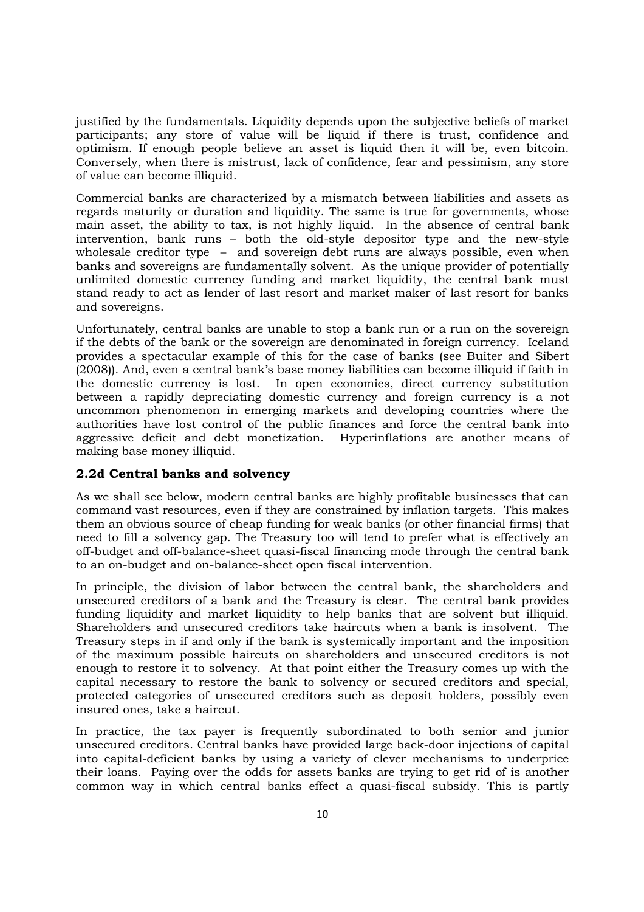justified by the fundamentals. Liquidity depends upon the subjective beliefs of market participants; any store of value will be liquid if there is trust, confidence and optimism. If enough people believe an asset is liquid then it will be, even bitcoin. Conversely, when there is mistrust, lack of confidence, fear and pessimism, any store of value can become illiquid.

Commercial banks are characterized by a mismatch between liabilities and assets as regards maturity or duration and liquidity. The same is true for governments, whose main asset, the ability to tax, is not highly liquid. In the absence of central bank intervention, bank runs – both the old-style depositor type and the new-style wholesale creditor type – and sovereign debt runs are always possible, even when banks and sovereigns are fundamentally solvent. As the unique provider of potentially unlimited domestic currency funding and market liquidity, the central bank must stand ready to act as lender of last resort and market maker of last resort for banks and sovereigns.

Unfortunately, central banks are unable to stop a bank run or a run on the sovereign if the debts of the bank or the sovereign are denominated in foreign currency. Iceland provides a spectacular example of this for the case of banks (see Buiter and Sibert (2008)). And, even a central bank's base money liabilities can become illiquid if faith in the domestic currency is lost. In open economies, direct currency substitution between a rapidly depreciating domestic currency and foreign currency is a not uncommon phenomenon in emerging markets and developing countries where the authorities have lost control of the public finances and force the central bank into aggressive deficit and debt monetization. Hyperinflations are another means of making base money illiquid.

### 2.2d Central banks and solvency

As we shall see below, modern central banks are highly profitable businesses that can command vast resources, even if they are constrained by inflation targets. This makes them an obvious source of cheap funding for weak banks (or other financial firms) that need to fill a solvency gap. The Treasury too will tend to prefer what is effectively an off-budget and off-balance-sheet quasi-fiscal financing mode through the central bank to an on-budget and on-balance-sheet open fiscal intervention.

In principle, the division of labor between the central bank, the shareholders and unsecured creditors of a bank and the Treasury is clear. The central bank provides funding liquidity and market liquidity to help banks that are solvent but illiquid. Shareholders and unsecured creditors take haircuts when a bank is insolvent. The Treasury steps in if and only if the bank is systemically important and the imposition of the maximum possible haircuts on shareholders and unsecured creditors is not enough to restore it to solvency. At that point either the Treasury comes up with the capital necessary to restore the bank to solvency or secured creditors and special, protected categories of unsecured creditors such as deposit holders, possibly even insured ones, take a haircut.

In practice, the tax payer is frequently subordinated to both senior and junior unsecured creditors. Central banks have provided large back-door injections of capital into capital-deficient banks by using a variety of clever mechanisms to underprice their loans. Paying over the odds for assets banks are trying to get rid of is another common way in which central banks effect a quasi-fiscal subsidy. This is partly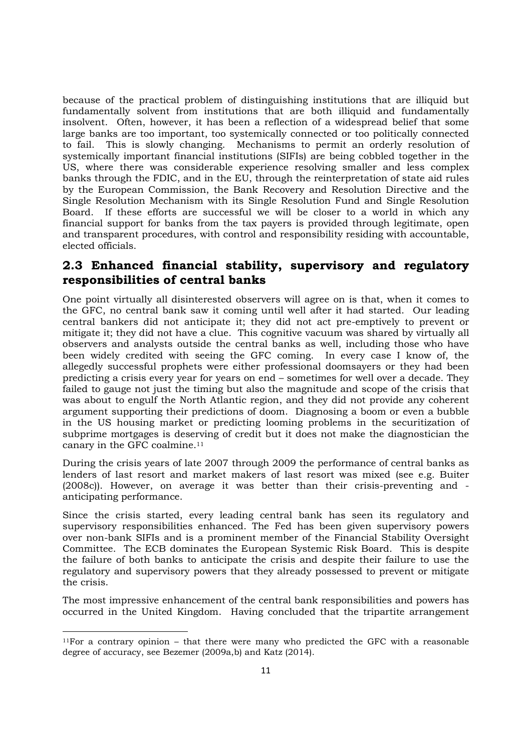because of the practical problem of distinguishing institutions that are illiquid but fundamentally solvent from institutions that are both illiquid and fundamentally insolvent. Often, however, it has been a reflection of a widespread belief that some large banks are too important, too systemically connected or too politically connected to fail. This is slowly changing. Mechanisms to permit an orderly resolution of systemically important financial institutions (SIFIs) are being cobbled together in the US, where there was considerable experience resolving smaller and less complex banks through the FDIC, and in the EU, through the reinterpretation of state aid rules by the European Commission, the Bank Recovery and Resolution Directive and the Single Resolution Mechanism with its Single Resolution Fund and Single Resolution Board. If these efforts are successful we will be closer to a world in which any financial support for banks from the tax payers is provided through legitimate, open and transparent procedures, with control and responsibility residing with accountable, elected officials.

## 2.3 Enhanced financial stability, supervisory and regulatory responsibilities of central banks

One point virtually all disinterested observers will agree on is that, when it comes to the GFC, no central bank saw it coming until well after it had started. Our leading central bankers did not anticipate it; they did not act pre-emptively to prevent or mitigate it; they did not have a clue. This cognitive vacuum was shared by virtually all observers and analysts outside the central banks as well, including those who have been widely credited with seeing the GFC coming. In every case I know of, the allegedly successful prophets were either professional doomsayers or they had been predicting a crisis every year for years on end – sometimes for well over a decade. They failed to gauge not just the timing but also the magnitude and scope of the crisis that was about to engulf the North Atlantic region, and they did not provide any coherent argument supporting their predictions of doom. Diagnosing a boom or even a bubble in the US housing market or predicting looming problems in the securitization of subprime mortgages is deserving of credit but it does not make the diagnostician the canary in the GFC coalmine.[11]

During the crisis years of late 2007 through 2009 the performance of central banks as lenders of last resort and market makers of last resort was mixed (see e.g. Buiter (2008c)). However, on average it was better than their crisis-preventing and -anticipating performance.

Since the crisis started, every leading central bank has seen its regulatory and supervisory responsibilities enhanced. The Fed has been given supervisory powers over non-bank SIFIs and is a prominent member of the Financial Stability Oversight Committee. The ECB dominates the European Systemic Risk Board. This is despite the failure of both banks to anticipate the crisis and despite their failure to use the regulatory and supervisory powers that they already possessed to prevent or mitigate the crisis.

The most impressive enhancement of the central bank responsibilities and powers has occurred in the United Kingdom. Having concluded that the tripartite arrangement

[11] For a contrary opinion – that there were many who predicted the GFC with a reasonable degree of accuracy, see Bezemer (2009a,b) and Katz (2014).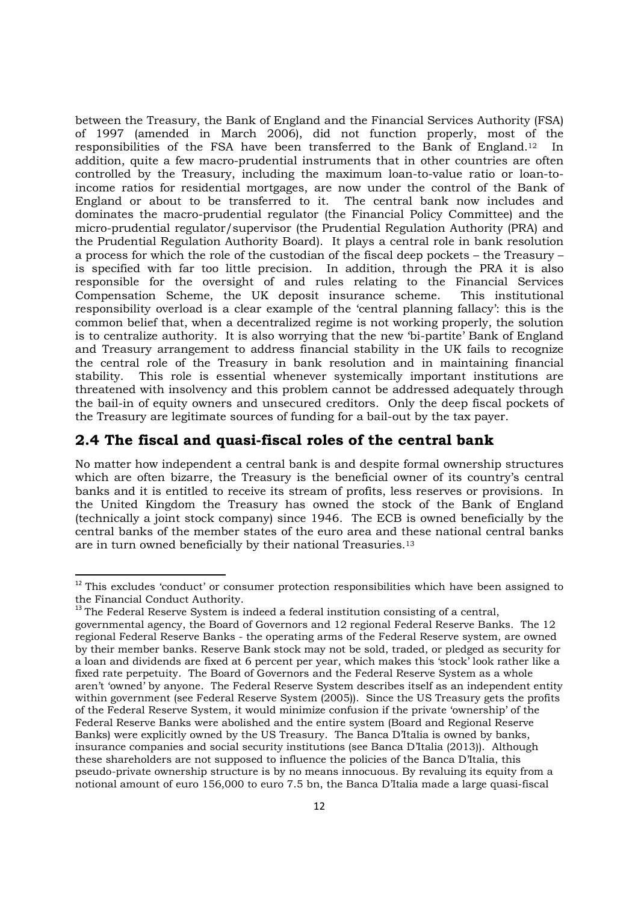between the Treasury, the Bank of England and the Financial Services Authority (FSA) of 1997 (amended in March 2006), did not function properly, most of the responsibilities of the FSA have been transferred to the Bank of England.[12] In addition, quite a few macro-prudential instruments that in other countries are often controlled by the Treasury, including the maximum loan-to-value ratio or loan-to-income ratios for residential mortgages, are now under the control of the Bank of England or about to be transferred to it. The central bank now includes and dominates the macro-prudential regulator (the Financial Policy Committee) and the micro-prudential regulator/supervisor (the Prudential Regulation Authority (PRA) and the Prudential Regulation Authority Board). It plays a central role in bank resolution a process for which the role of the custodian of the fiscal deep pockets – the Treasury – is specified with far too little precision. In addition, through the PRA it is also responsible for the oversight of and rules relating to the Financial Services Compensation Scheme, the UK deposit insurance scheme. This institutional responsibility overload is a clear example of the 'central planning fallacy': this is the common belief that, when a decentralized regime is not working properly, the solution is to centralize authority. It is also worrying that the new 'bi-partite' Bank of England and Treasury arrangement to address financial stability in the UK fails to recognize the central role of the Treasury in bank resolution and in maintaining financial stability. This role is essential whenever systemically important institutions are threatened with insolvency and this problem cannot be addressed adequately through the bail-in of equity owners and unsecured creditors. Only the deep fiscal pockets of the Treasury are legitimate sources of funding for a bail-out by the tax payer.

## 2.4 The fiscal and quasi-fiscal roles of the central bank

No matter how independent a central bank is and despite formal ownership structures which are often bizarre, the Treasury is the beneficial owner of its country's central banks and it is entitled to receive its stream of profits, less reserves or provisions. In the United Kingdom the Treasury has owned the stock of the Bank of England (technically a joint stock company) since 1946. The ECB is owned beneficially by the central banks of the member states of the euro area and these national central banks are in turn owned beneficially by their national Treasuries.[13]

---

[12] This excludes 'conduct' or consumer protection responsibilities which have been assigned to the Financial Conduct Authority.

[13] The Federal Reserve System is indeed a federal institution consisting of a central, governmental agency, the Board of Governors and 12 regional Federal Reserve Banks. The 12 regional Federal Reserve Banks - the operating arms of the Federal Reserve system, are owned by their member banks. Reserve Bank stock may not be sold, traded, or pledged as security for a loan and dividends are fixed at 6 percent per year, which makes this 'stock' look rather like a fixed rate perpetuity. The Board of Governors and the Federal Reserve System as a whole aren't 'owned' by anyone. The Federal Reserve System describes itself as an independent entity within government (see Federal Reserve System (2005)). Since the US Treasury gets the profits of the Federal Reserve System, it would minimize confusion if the private 'ownership' of the Federal Reserve Banks were abolished and the entire system (Board and Regional Reserve Banks) were explicitly owned by the US Treasury. The Banca D'Italia is owned by banks, insurance companies and social security institutions (see Banca D'Italia (2013)). Although these shareholders are not supposed to influence the policies of the Banca D'Italia, this pseudo-private ownership structure is by no means innocuous. By revaluing its equity from a notional amount of euro 156,000 to euro 7.5 bn, the Banca D'Italia made a large quasi-fiscal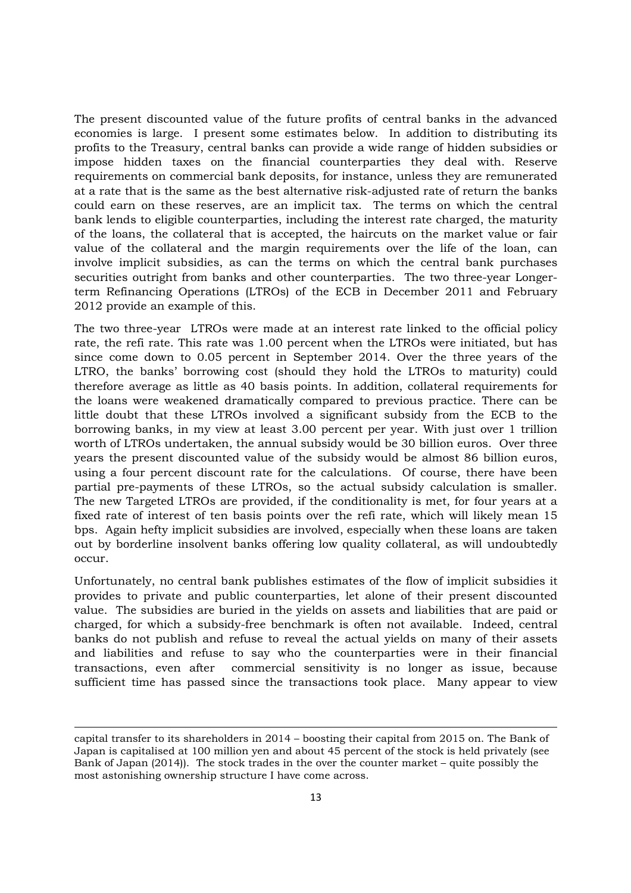The present discounted value of the future profits of central banks in the advanced economies is large. I present some estimates below. In addition to distributing its profits to the Treasury, central banks can provide a wide range of hidden subsidies or impose hidden taxes on the financial counterparties they deal with. Reserve requirements on commercial bank deposits, for instance, unless they are remunerated at a rate that is the same as the best alternative risk-adjusted rate of return the banks could earn on these reserves, are an implicit tax. The terms on which the central bank lends to eligible counterparties, including the interest rate charged, the maturity of the loans, the collateral that is accepted, the haircuts on the market value or fair value of the collateral and the margin requirements over the life of the loan, can involve implicit subsidies, as can the terms on which the central bank purchases securities outright from banks and other counterparties. The two three-year Longer-term Refinancing Operations (LTROs) of the ECB in December 2011 and February 2012 provide an example of this.

The two three-year LTROs were made at an interest rate linked to the official policy rate, the refi rate. This rate was 1.00 percent when the LTROs were initiated, but has since come down to 0.05 percent in September 2014. Over the three years of the LTRO, the banks' borrowing cost (should they hold the LTROs to maturity) could therefore average as little as 40 basis points. In addition, collateral requirements for the loans were weakened dramatically compared to previous practice. There can be little doubt that these LTROs involved a significant subsidy from the ECB to the borrowing banks, in my view at least 3.00 percent per year. With just over 1 trillion worth of LTROs undertaken, the annual subsidy would be 30 billion euros. Over three years the present discounted value of the subsidy would be almost 86 billion euros, using a four percent discount rate for the calculations. Of course, there have been partial pre-payments of these LTROs, so the actual subsidy calculation is smaller. The new Targeted LTROs are provided, if the conditionality is met, for four years at a fixed rate of interest of ten basis points over the refi rate, which will likely mean 15 bps. Again hefty implicit subsidies are involved, especially when these loans are taken out by borderline insolvent banks offering low quality collateral, as will undoubtedly occur.

Unfortunately, no central bank publishes estimates of the flow of implicit subsidies it provides to private and public counterparties, let alone of their present discounted value. The subsidies are buried in the yields on assets and liabilities that are paid or charged, for which a subsidy-free benchmark is often not available. Indeed, central banks do not publish and refuse to reveal the actual yields on many of their assets and liabilities and refuse to say who the counterparties were in their financial transactions, even after commercial sensitivity is no longer as issue, because sufficient time has passed since the transactions took place. Many appear to view

---

capital transfer to its shareholders in 2014 – boosting their capital from 2015 on. The Bank of Japan is capitalised at 100 million yen and about 45 percent of the stock is held privately (see Bank of Japan (2014)). The stock trades in the over the counter market – quite possibly the most astonishing ownership structure I have come across.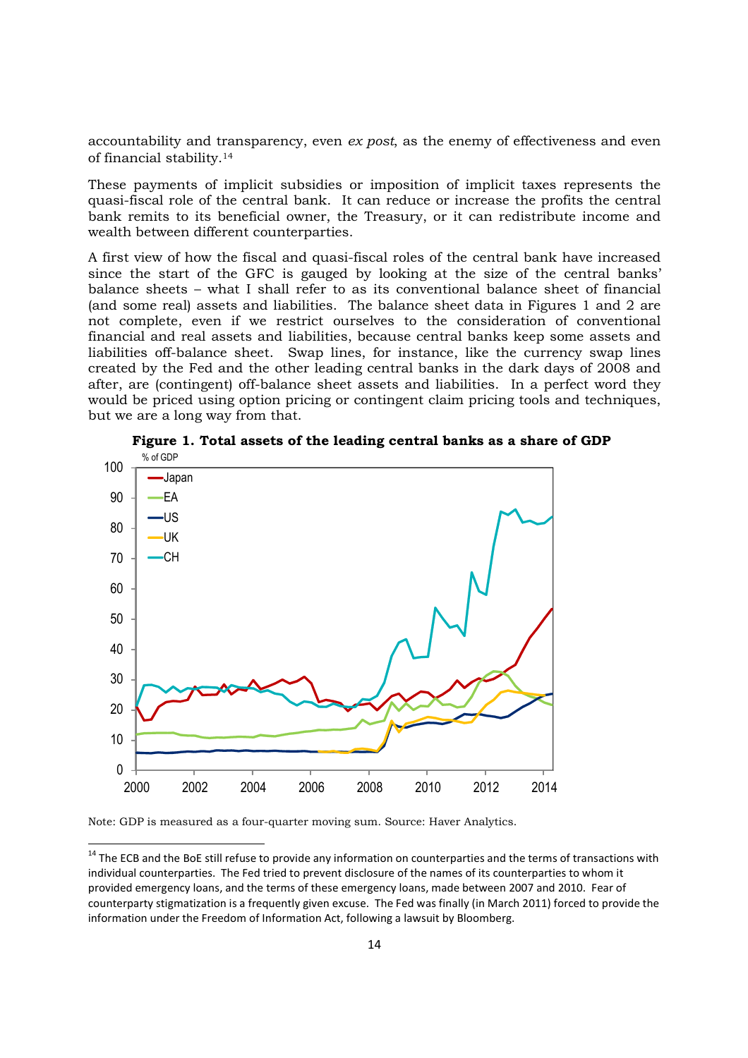accountability and transparency, even *ex post*, as the enemy of effectiveness and even of financial stability.[14]

These payments of implicit subsidies or imposition of implicit taxes represents the quasi-fiscal role of the central bank. It can reduce or increase the profits the central bank remits to its beneficial owner, the Treasury, or it can redistribute income and wealth between different counterparties.

A first view of how the fiscal and quasi-fiscal roles of the central bank have increased since the start of the GFC is gauged by looking at the size of the central banks' balance sheets – what I shall refer to as its conventional balance sheet of financial (and some real) assets and liabilities. The balance sheet data in Figures 1 and 2 are not complete, even if we restrict ourselves to the consideration of conventional financial and real assets and liabilities, because central banks keep some assets and liabilities off-balance sheet. Swap lines, for instance, like the currency swap lines created by the Fed and the other leading central banks in the dark days of 2008 and after, are (contingent) off-balance sheet assets and liabilities. In a perfect word they would be priced using option pricing or contingent claim pricing tools and techniques, but we are a long way from that.

**Figure 1. Total assets of the leading central banks as a share of GDP**

Note: GDP is measured as a four-quarter moving sum. Source: Haver Analytics.

[14] The ECB and the BoE still refuse to provide any information on counterparties and the terms of transactions with individual counterparties. The Fed tried to prevent disclosure of the names of its counterparties to whom it provided emergency loans, and the terms of these emergency loans, made between 2007 and 2010. Fear of counterparty stigmatization is a frequently given excuse. The Fed was finally (in March 2011) forced to provide the information under the Freedom of Information Act, following a lawsuit by Bloomberg.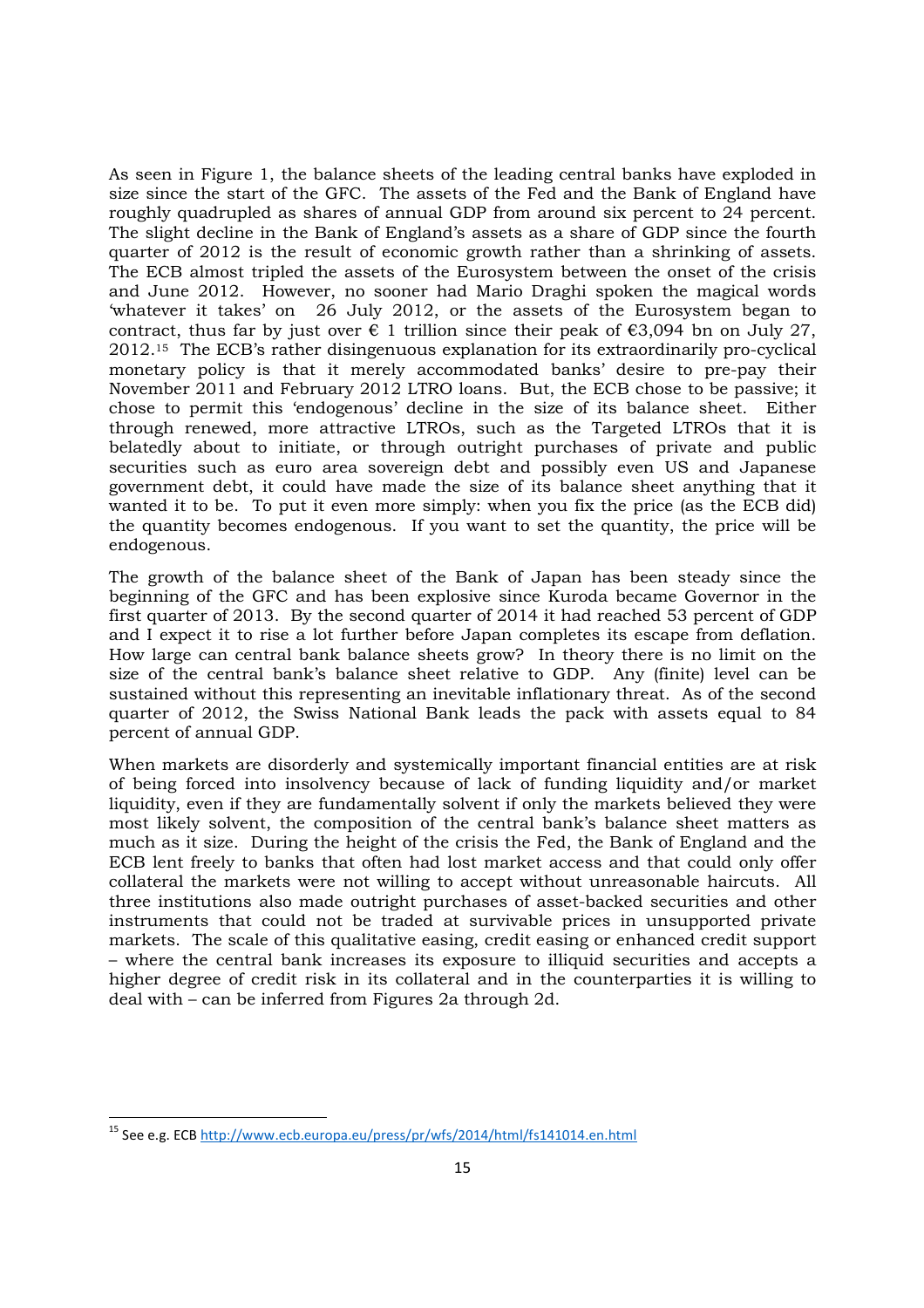As seen in Figure 1, the balance sheets of the leading central banks have exploded in size since the start of the GFC. The assets of the Fed and the Bank of England have roughly quadrupled as shares of annual GDP from around six percent to 24 percent. The slight decline in the Bank of England's assets as a share of GDP since the fourth quarter of 2012 is the result of economic growth rather than a shrinking of assets. The ECB almost tripled the assets of the Eurosystem between the onset of the crisis and June 2012. However, no sooner had Mario Draghi spoken the magical words 'whatever it takes' on 26 July 2012, or the assets of the Eurosystem began to contract, thus far by just over € 1 trillion since their peak of €3,094 bn on July 27, 2012.[15] The ECB's rather disingenuous explanation for its extraordinarily pro-cyclical monetary policy is that it merely accommodated banks' desire to pre-pay their November 2011 and February 2012 LTRO loans. But, the ECB chose to be passive; it chose to permit this 'endogenous' decline in the size of its balance sheet. Either through renewed, more attractive LTROs, such as the Targeted LTROs that it is belatedly about to initiate, or through outright purchases of private and public securities such as euro area sovereign debt and possibly even US and Japanese government debt, it could have made the size of its balance sheet anything that it wanted it to be. To put it even more simply: when you fix the price (as the ECB did) the quantity becomes endogenous. If you want to set the quantity, the price will be endogenous.

The growth of the balance sheet of the Bank of Japan has been steady since the beginning of the GFC and has been explosive since Kuroda became Governor in the first quarter of 2013. By the second quarter of 2014 it had reached 53 percent of GDP and I expect it to rise a lot further before Japan completes its escape from deflation. How large can central bank balance sheets grow? In theory there is no limit on the size of the central bank's balance sheet relative to GDP. Any (finite) level can be sustained without this representing an inevitable inflationary threat. As of the second quarter of 2012, the Swiss National Bank leads the pack with assets equal to 84 percent of annual GDP.

When markets are disorderly and systemically important financial entities are at risk of being forced into insolvency because of lack of funding liquidity and/or market liquidity, even if they are fundamentally solvent if only the markets believed they were most likely solvent, the composition of the central bank's balance sheet matters as much as it size. During the height of the crisis the Fed, the Bank of England and the ECB lent freely to banks that often had lost market access and that could only offer collateral the markets were not willing to accept without unreasonable haircuts. All three institutions also made outright purchases of asset-backed securities and other instruments that could not be traded at survivable prices in unsupported private markets. The scale of this qualitative easing, credit easing or enhanced credit support – where the central bank increases its exposure to illiquid securities and accepts a higher degree of credit risk in its collateral and in the counterparties it is willing to deal with – can be inferred from Figures 2a through 2d.

[15] See e.g. ECB http://www.ecb.europa.eu/press/pr/wfs/2014/html/fs141014.en.html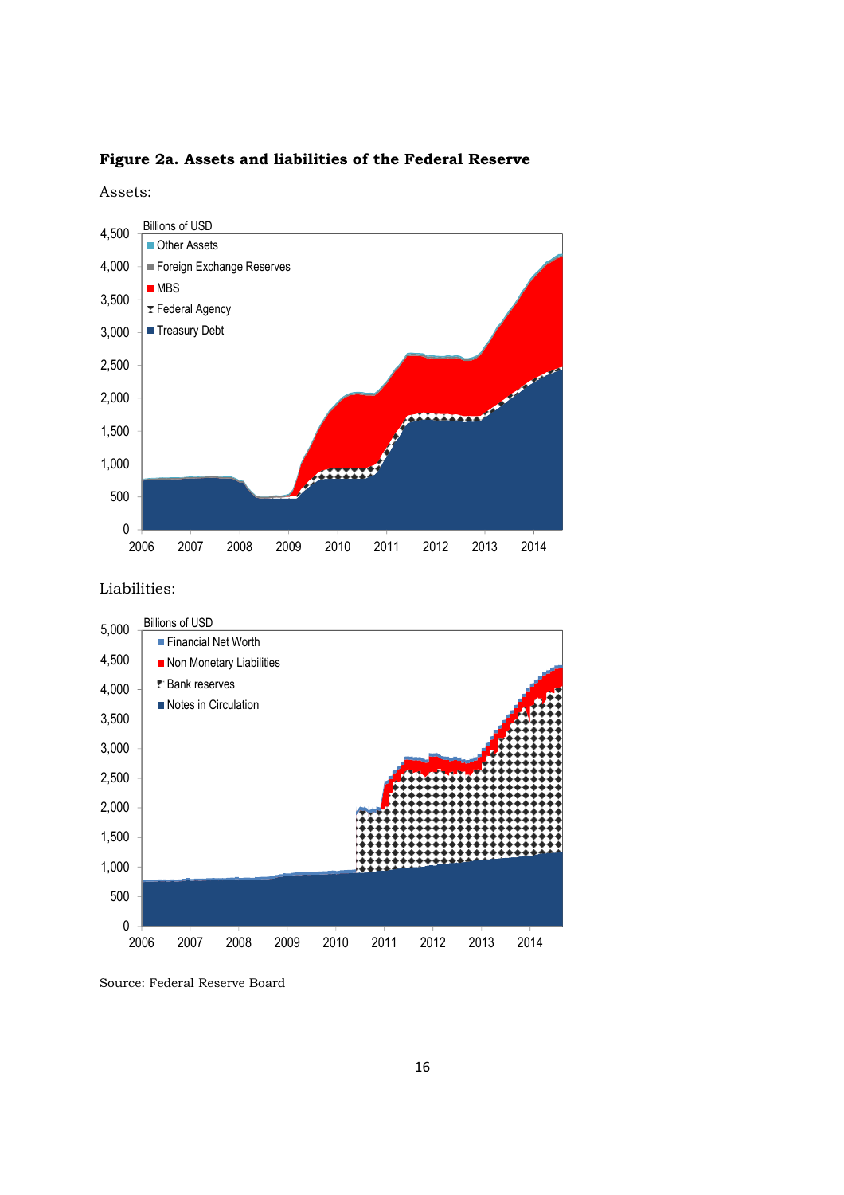**Figure 2a. Assets and liabilities of the Federal Reserve**

Assets:

Liabilities:

Source: Federal Reserve Board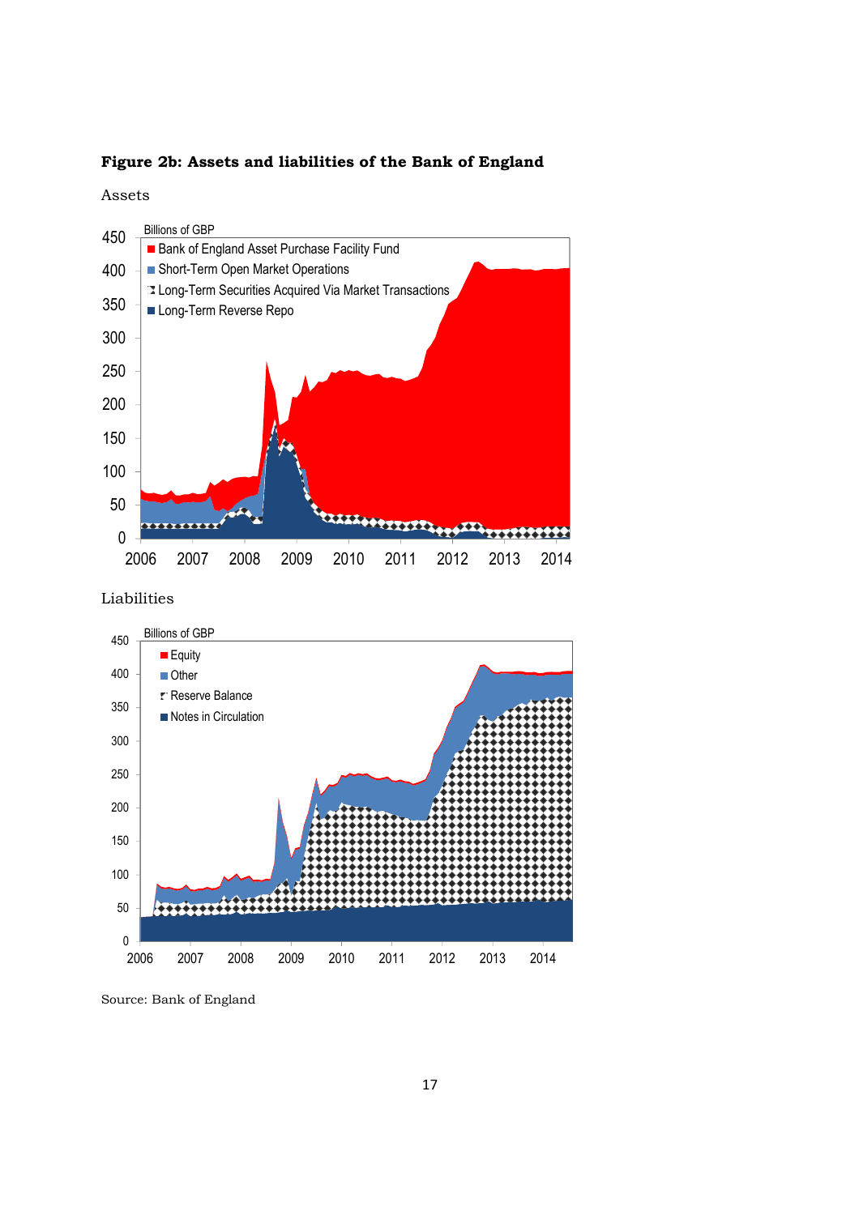**Figure 2b: Assets and liabilities of the Bank of England**

Assets

Liabilities

Source: Bank of England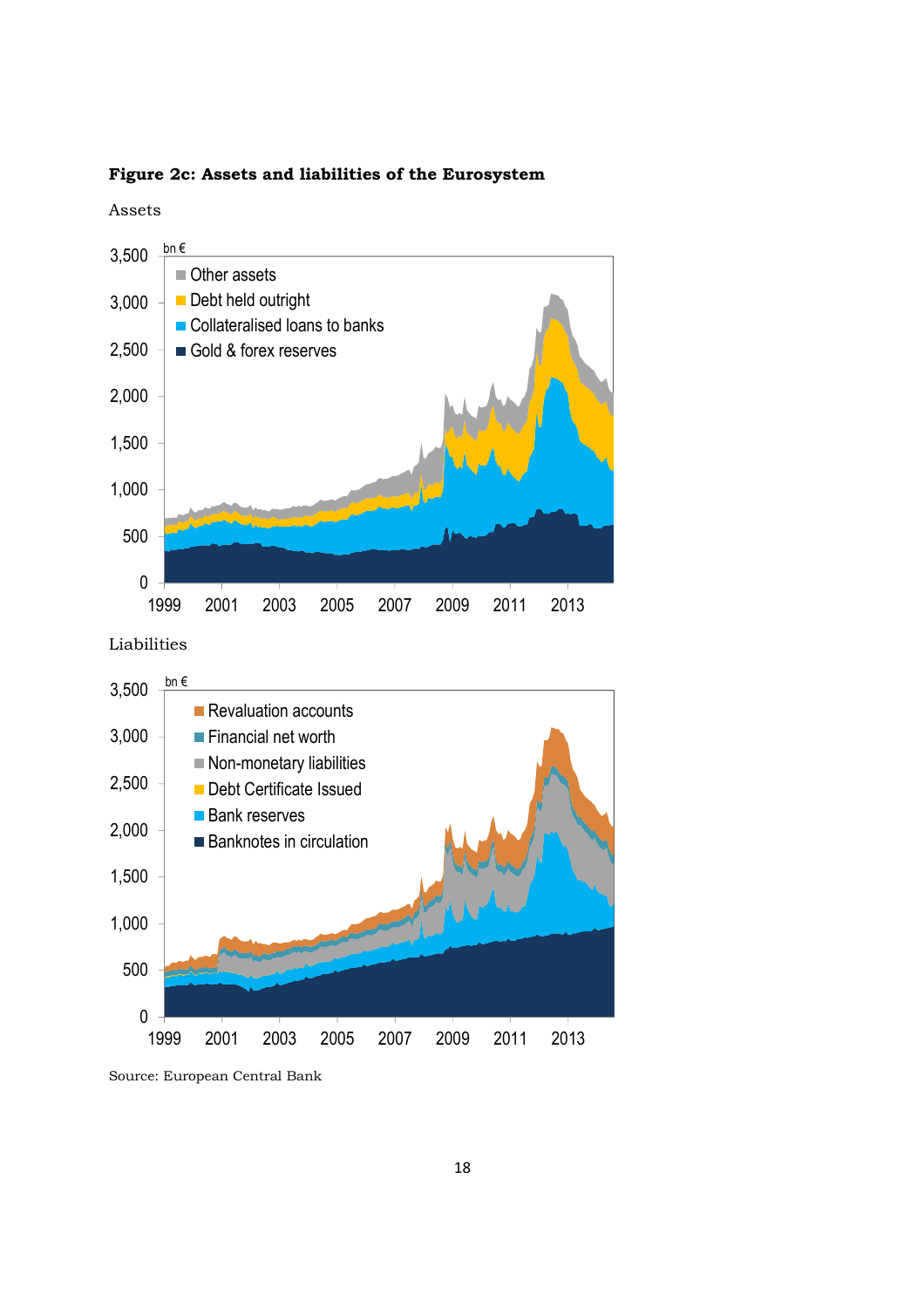**Figure 2c: Assets and liabilities of the Eurosystem**

Assets

Liabilities

Source: European Central Bank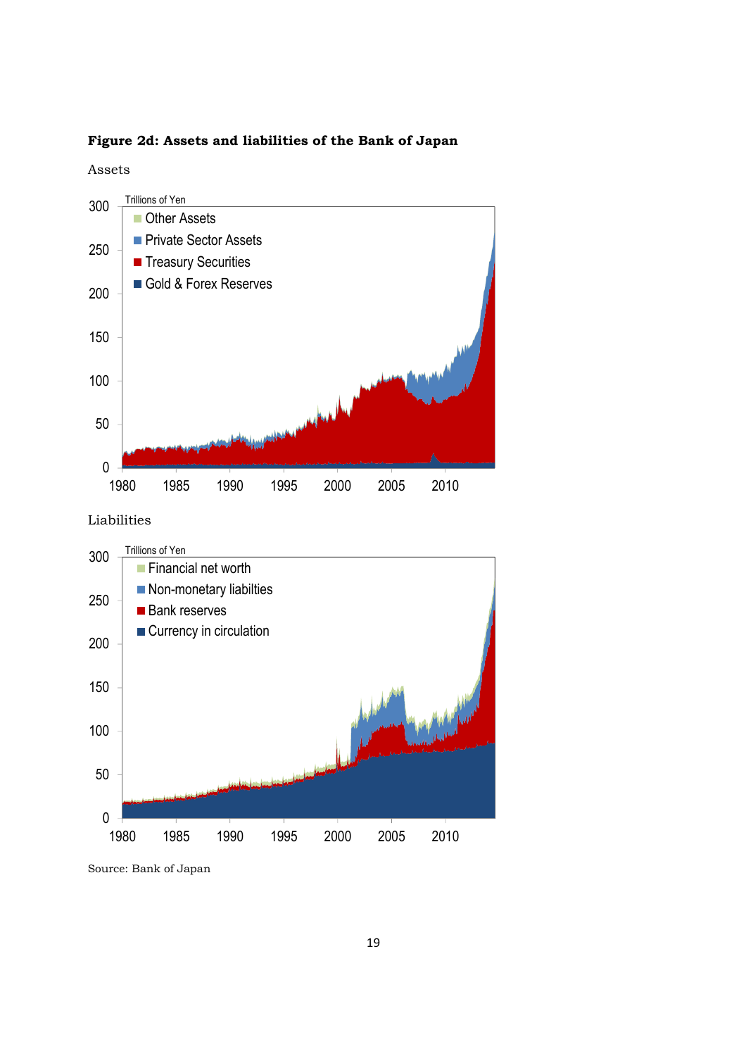**Figure 2d: Assets and liabilities of the Bank of Japan**

Assets

Liabilities

Source: Bank of Japan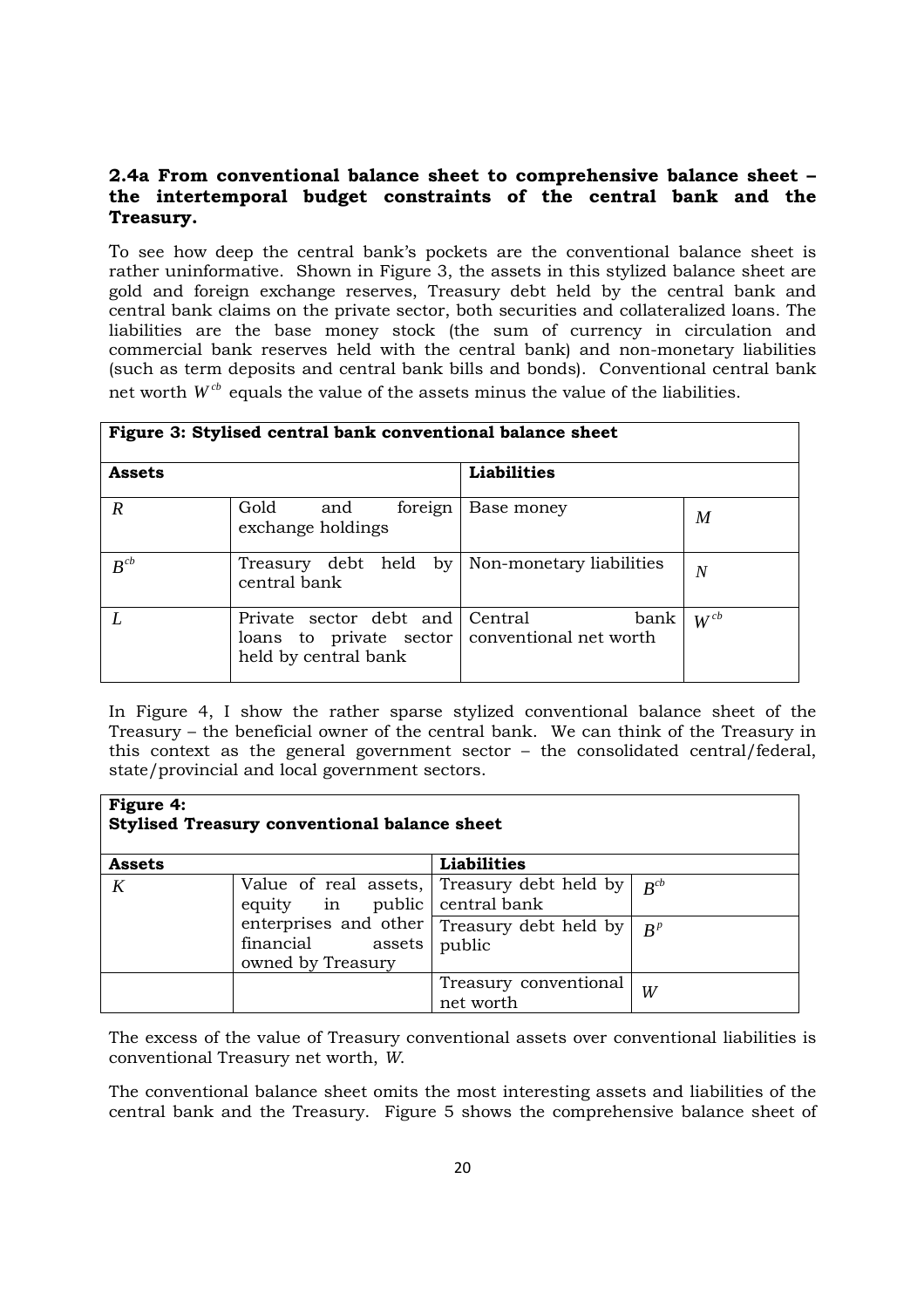### 2.4a From conventional balance sheet to comprehensive balance sheet – the intertemporal budget constraints of the central bank and the Treasury.

To see how deep the central bank's pockets are the conventional balance sheet is rather uninformative. Shown in Figure 3, the assets in this stylized balance sheet are gold and foreign exchange reserves, Treasury debt held by the central bank and central bank claims on the private sector, both securities and collateralized loans. The liabilities are the base money stock (the sum of currency in circulation and commercial bank reserves held with the central bank) and non-monetary liabilities (such as term deposits and central bank bills and bonds). Conventional central bank net worth $W^{cb}$ equals the value of the assets minus the value of the liabilities.

| **Figure 3: Stylised central bank conventional balance sheet** | | | |
|---|---|---|---|
| **Assets** | | **Liabilities** | |
| $R$ | Gold and foreign exchange holdings | Base money | $M$ |
| $B^{cb}$ | Treasury debt held by central bank | Non-monetary liabilities | $N$ |
| $L$ | Private sector debt and loans to private sector held by central bank | Central bank conventional net worth | $W^{cb}$ |

In Figure 4, I show the rather sparse stylized conventional balance sheet of the Treasury – the beneficial owner of the central bank. We can think of the Treasury in this context as the general government sector – the consolidated central/federal, state/provincial and local government sectors.

| **Figure 4: Stylised Treasury conventional balance sheet** | | | |
|---|---|---|---|
| **Assets** | | **Liabilities** | |
| $K$ | Value of real assets, equity in public enterprises and other financial assets owned by Treasury | Treasury debt held by central bank | $B^{cb}$ |
| | | Treasury debt held by public | $B^{p}$ |
| | | Treasury conventional net worth | $W$ |

The excess of the value of Treasury conventional assets over conventional liabilities is conventional Treasury net worth, $W$.

The conventional balance sheet omits the most interesting assets and liabilities of the central bank and the Treasury. Figure 5 shows the comprehensive balance sheet of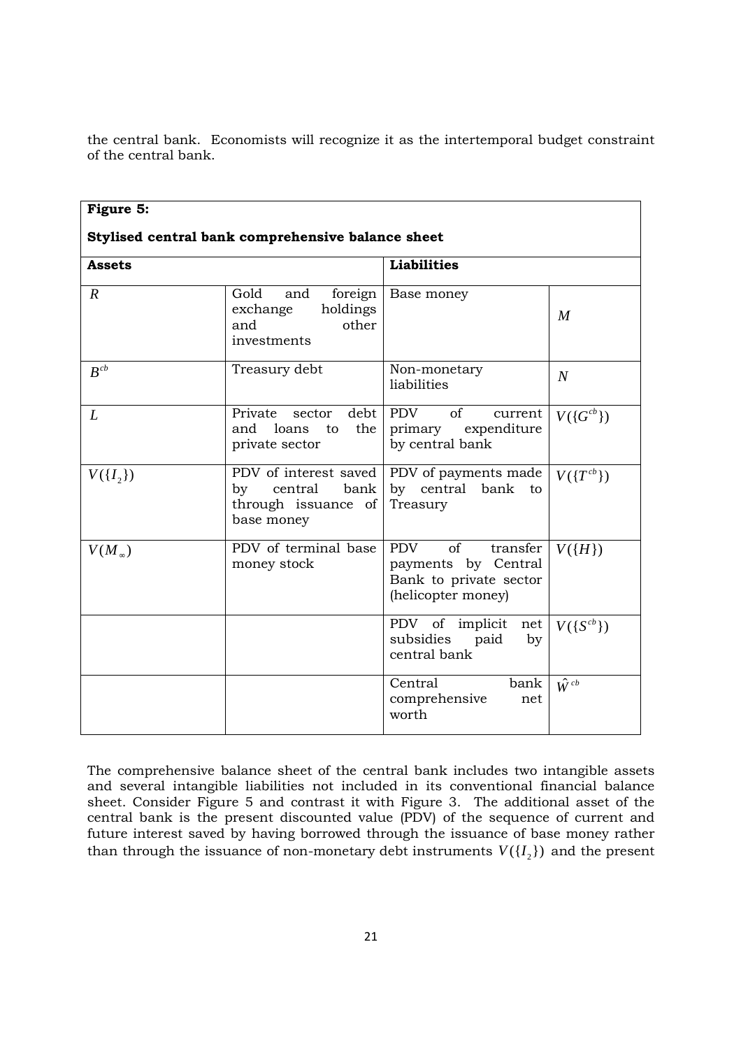the central bank. Economists will recognize it as the intertemporal budget constraint of the central bank.

**Figure 5:**

**Stylised central bank comprehensive balance sheet**

| **Assets** | | **Liabilities** | |
|---|---|---|---|
| $R$ | Gold and foreign exchange holdings and other investments | Base money | $M$ |
| $B^{cb}$ | Treasury debt | Non-monetary liabilities | $N$ |
| $L$ | Private sector debt and loans to the private sector | PDV of current primary expenditure by central bank | $V(\{G^{cb}\})$ |
| $V(\{I_2\})$ | PDV of interest saved by central bank through issuance of base money | PDV of payments made by central bank to Treasury | $V(\{T^{cb}\})$ |
| $V(M_\infty)$ | PDV of terminal base money stock | PDV of transfer payments by Central Bank to private sector (helicopter money) | $V(\{H\})$ |
| | | PDV of implicit net subsidies paid by central bank | $V(\{S^{cb}\})$ |
| | | Central bank comprehensive net worth | $\hat{W}^{cb}$ |

The comprehensive balance sheet of the central bank includes two intangible assets and several intangible liabilities not included in its conventional financial balance sheet. Consider Figure 5 and contrast it with Figure 3. The additional asset of the central bank is the present discounted value (PDV) of the sequence of current and future interest saved by having borrowed through the issuance of base money rather than through the issuance of non-monetary debt instruments $V(\{I_2\})$ and the present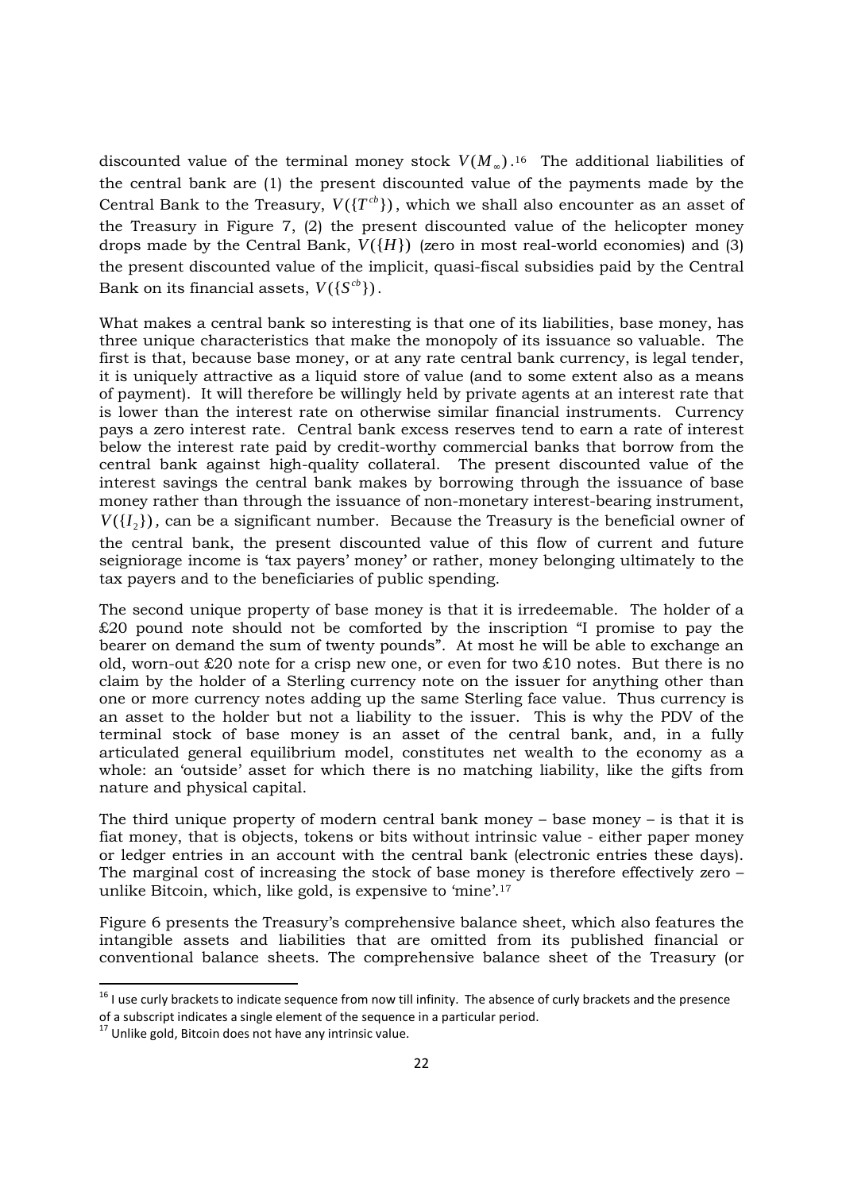discounted value of the terminal money stock $V(M_\infty)$.[16] The additional liabilities of the central bank are (1) the present discounted value of the payments made by the Central Bank to the Treasury, $V(\{T^{cb}\})$, which we shall also encounter as an asset of the Treasury in Figure 7, (2) the present discounted value of the helicopter money drops made by the Central Bank, $V(\{H\})$ (zero in most real-world economies) and (3) the present discounted value of the implicit, quasi-fiscal subsidies paid by the Central Bank on its financial assets, $V(\{S^{cb}\})$.

What makes a central bank so interesting is that one of its liabilities, base money, has three unique characteristics that make the monopoly of its issuance so valuable. The first is that, because base money, or at any rate central bank currency, is legal tender, it is uniquely attractive as a liquid store of value (and to some extent also as a means of payment). It will therefore be willingly held by private agents at an interest rate that is lower than the interest rate on otherwise similar financial instruments. Currency pays a zero interest rate. Central bank excess reserves tend to earn a rate of interest below the interest rate paid by credit-worthy commercial banks that borrow from the central bank against high-quality collateral. The present discounted value of the interest savings the central bank makes by borrowing through the issuance of base money rather than through the issuance of non-monetary interest-bearing instrument, $V(\{I_2\})$, can be a significant number. Because the Treasury is the beneficial owner of the central bank, the present discounted value of this flow of current and future seigniorage income is 'tax payers' money' or rather, money belonging ultimately to the tax payers and to the beneficiaries of public spending.

The second unique property of base money is that it is irredeemable. The holder of a £20 pound note should not be comforted by the inscription "I promise to pay the bearer on demand the sum of twenty pounds". At most he will be able to exchange an old, worn-out £20 note for a crisp new one, or even for two £10 notes. But there is no claim by the holder of a Sterling currency note on the issuer for anything other than one or more currency notes adding up the same Sterling face value. Thus currency is an asset to the holder but not a liability to the issuer. This is why the PDV of the terminal stock of base money is an asset of the central bank, and, in a fully articulated general equilibrium model, constitutes net wealth to the economy as a whole: an 'outside' asset for which there is no matching liability, like the gifts from nature and physical capital.

The third unique property of modern central bank money – base money – is that it is fiat money, that is objects, tokens or bits without intrinsic value - either paper money or ledger entries in an account with the central bank (electronic entries these days). The marginal cost of increasing the stock of base money is therefore effectively zero – unlike Bitcoin, which, like gold, is expensive to 'mine'.[17]

Figure 6 presents the Treasury's comprehensive balance sheet, which also features the intangible assets and liabilities that are omitted from its published financial or conventional balance sheets. The comprehensive balance sheet of the Treasury (or

[16] I use curly brackets to indicate sequence from now till infinity. The absence of curly brackets and the presence of a subscript indicates a single element of the sequence in a particular period.

[17] Unlike gold, Bitcoin does not have any intrinsic value.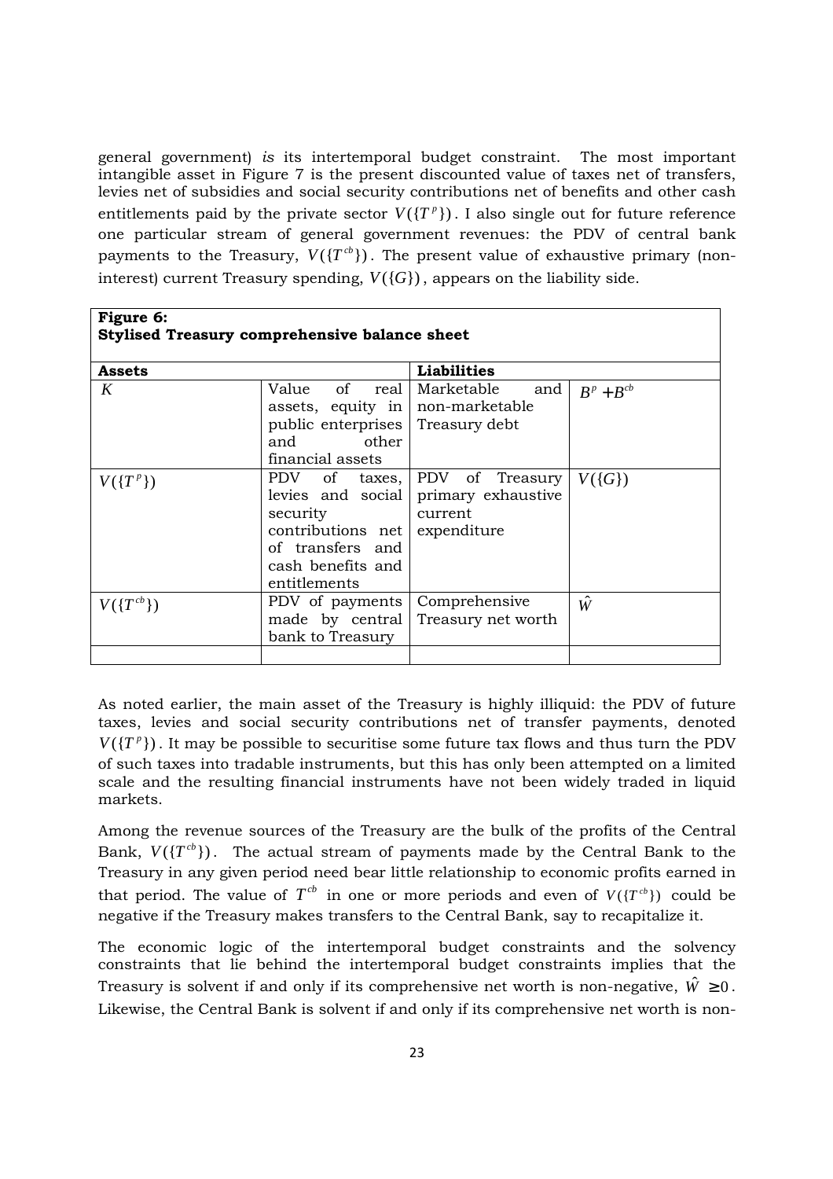general government) *is* its intertemporal budget constraint. The most important intangible asset in Figure 7 is the present discounted value of taxes net of transfers, levies net of subsidies and social security contributions net of benefits and other cash entitlements paid by the private sector $V(\{T^p\})$. I also single out for future reference one particular stream of general government revenues: the PDV of central bank payments to the Treasury, $V(\{T^{cb}\})$. The present value of exhaustive primary (non-interest) current Treasury spending, $V(\{G\})$, appears on the liability side.

**Figure 6:**
**Stylised Treasury comprehensive balance sheet**

| **Assets** | | **Liabilities** | |
|---|---|---|---|
| $K$ | Value of real assets, equity in public enterprises and other financial assets | Marketable and non-marketable Treasury debt | $B^p + B^{cb}$ |
| $V(\{T^p\})$ | PDV of taxes, levies and social security contributions net of transfers and cash benefits and entitlements | PDV of Treasury primary exhaustive current expenditure | $V(\{G\})$ |
| $V(\{T^{cb}\})$ | PDV of payments made by central bank to Treasury | Comprehensive Treasury net worth | $\hat{W}$ |
| | | | |

As noted earlier, the main asset of the Treasury is highly illiquid: the PDV of future taxes, levies and social security contributions net of transfer payments, denoted $V(\{T^p\})$. It may be possible to securitise some future tax flows and thus turn the PDV of such taxes into tradable instruments, but this has only been attempted on a limited scale and the resulting financial instruments have not been widely traded in liquid markets.

Among the revenue sources of the Treasury are the bulk of the profits of the Central Bank, $V(\{T^{cb}\})$. The actual stream of payments made by the Central Bank to the Treasury in any given period need bear little relationship to economic profits earned in that period. The value of $T^{cb}$ in one or more periods and even of $V(\{T^{cb}\})$ could be negative if the Treasury makes transfers to the Central Bank, say to recapitalize it.

The economic logic of the intertemporal budget constraints and the solvency constraints that lie behind the intertemporal budget constraints implies that the Treasury is solvent if and only if its comprehensive net worth is non-negative, $\hat{W} \geq 0$. Likewise, the Central Bank is solvent if and only if its comprehensive net worth is non-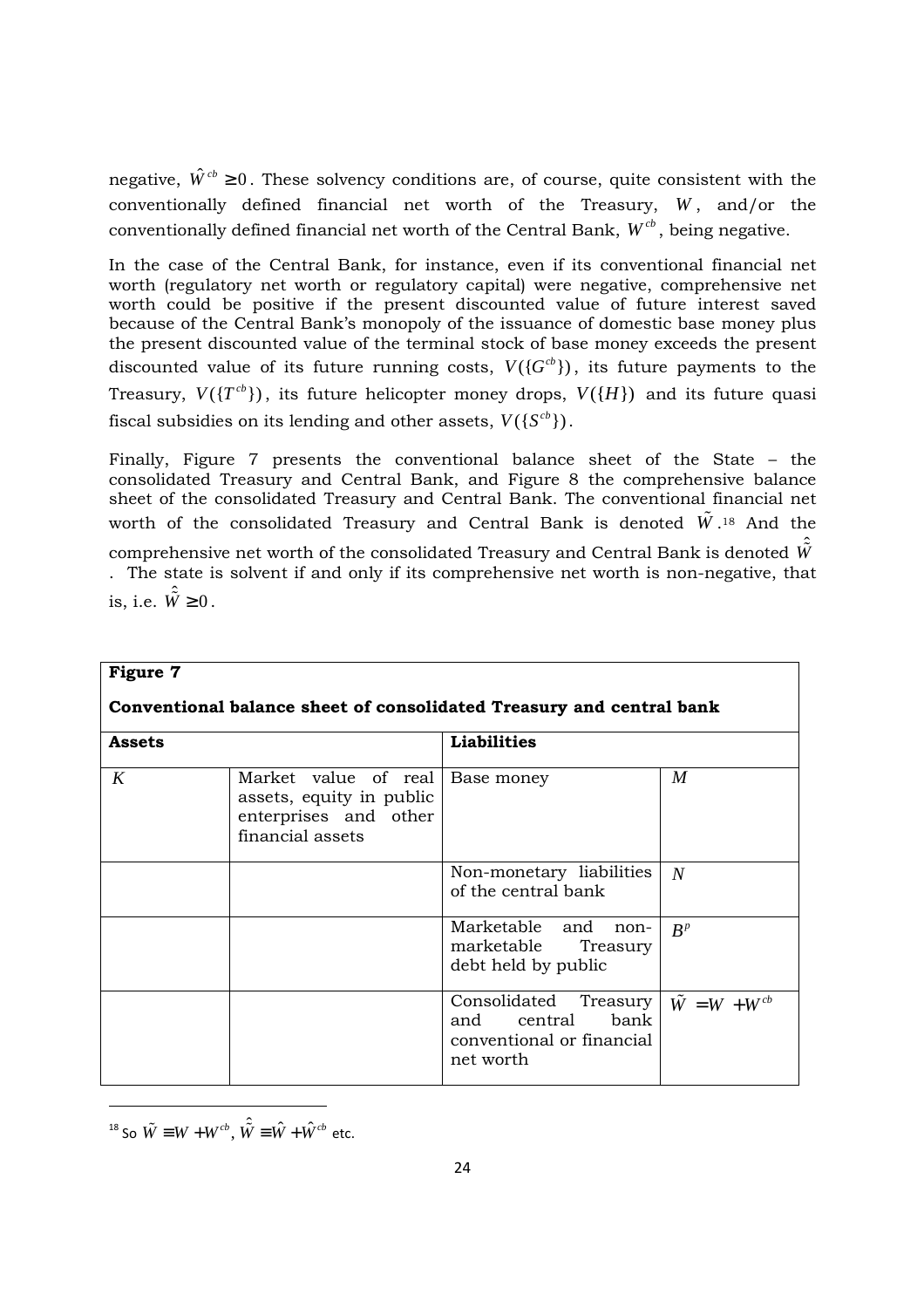negative, $\hat{W}^{cb} \geq 0$. These solvency conditions are, of course, quite consistent with the conventionally defined financial net worth of the Treasury, $W$, and/or the conventionally defined financial net worth of the Central Bank, $W^{cb}$, being negative.

In the case of the Central Bank, for instance, even if its conventional financial net worth (regulatory net worth or regulatory capital) were negative, comprehensive net worth could be positive if the present discounted value of future interest saved because of the Central Bank's monopoly of the issuance of domestic base money plus the present discounted value of the terminal stock of base money exceeds the present discounted value of its future running costs, $V(\{G^{cb}\})$, its future payments to the Treasury, $V(\{T^{cb}\})$, its future helicopter money drops, $V(\{H\})$ and its future quasi fiscal subsidies on its lending and other assets, $V(\{S^{cb}\})$.

Finally, Figure 7 presents the conventional balance sheet of the State – the consolidated Treasury and Central Bank, and Figure 8 the comprehensive balance sheet of the consolidated Treasury and Central Bank. The conventional financial net worth of the consolidated Treasury and Central Bank is denoted $\tilde{W}$.[18] And the comprehensive net worth of the consolidated Treasury and Central Bank is denoted $\hat{\tilde{W}}$. The state is solvent if and only if its comprehensive net worth is non-negative, that is, i.e. $\hat{\tilde{W}} \geq 0$.

**Figure 7**

**Conventional balance sheet of consolidated Treasury and central bank**

| **Assets** | | **Liabilities** | |
|---|---|---|---|
| $K$ | Market value of real assets, equity in public enterprises and other financial assets | Base money | $M$ |
| | | Non-monetary liabilities of the central bank | $N$ |
| | | Marketable and non-marketable Treasury debt held by public | $B^p$ |
| | | Consolidated Treasury and central bank conventional or financial net worth | $\tilde{W} = W + W^{cb}$ |

[18] So $\tilde{W} \equiv W + W^{cb}$, $\hat{\tilde{W}} \equiv \hat{W} + \hat{W}^{cb}$ etc.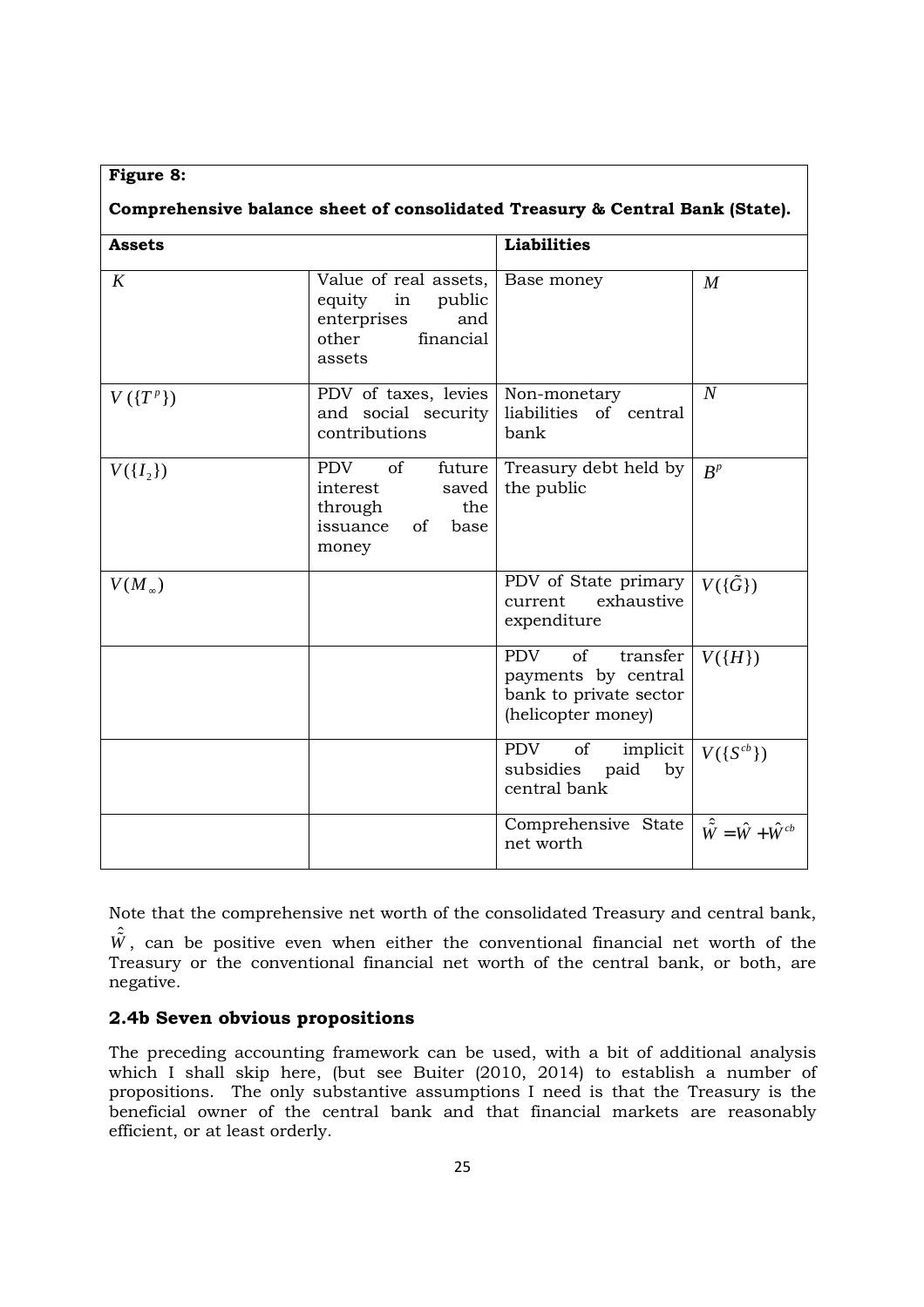**Figure 8:**

**Comprehensive balance sheet of consolidated Treasury & Central Bank (State).**

| Assets | | Liabilities | |
|---|---|---|---|
| $K$ | Value of real assets, equity in public enterprises and other financial assets | Base money | $M$ |
| $V(\{T^p\})$ | PDV of taxes, levies and social security contributions | Non-monetary liabilities of central bank | $N$ |
| $V(\{I_2\})$ | PDV of future interest saved through the issuance of base money | Treasury debt held by the public | $B^p$ |
| $V(M_\infty)$ | | PDV of State primary current exhaustive expenditure | $V(\{\tilde{G}\})$ |
| | | PDV of transfer payments by central bank to private sector (helicopter money) | $V(\{H\})$ |
| | | PDV of implicit subsidies paid by central bank | $V(\{S^{cb}\})$ |
| | | Comprehensive State net worth | $\hat{\hat{W}} = \hat{W} + \hat{W}^{cb}$ |

Note that the comprehensive net worth of the consolidated Treasury and central bank, $\hat{\hat{W}}$, can be positive even when either the conventional financial net worth of the Treasury or the conventional financial net worth of the central bank, or both, are negative.

### 2.4b Seven obvious propositions

The preceding accounting framework can be used, with a bit of additional analysis which I shall skip here, (but see Buiter (2010, 2014) to establish a number of propositions. The only substantive assumptions I need is that the Treasury is the beneficial owner of the central bank and that financial markets are reasonably efficient, or at least orderly.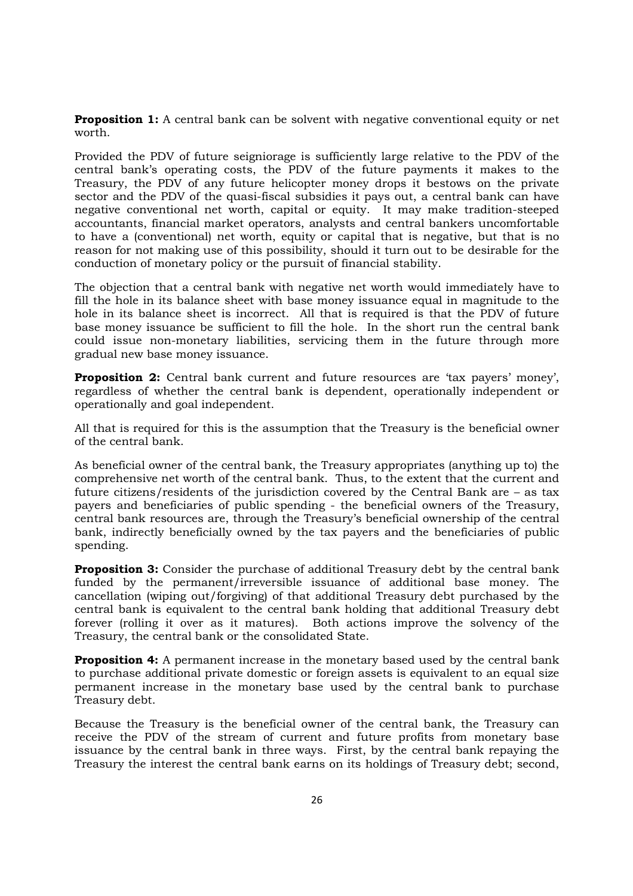**Proposition 1:** A central bank can be solvent with negative conventional equity or net worth.

Provided the PDV of future seigniorage is sufficiently large relative to the PDV of the central bank's operating costs, the PDV of the future payments it makes to the Treasury, the PDV of any future helicopter money drops it bestows on the private sector and the PDV of the quasi-fiscal subsidies it pays out, a central bank can have negative conventional net worth, capital or equity. It may make tradition-steeped accountants, financial market operators, analysts and central bankers uncomfortable to have a (conventional) net worth, equity or capital that is negative, but that is no reason for not making use of this possibility, should it turn out to be desirable for the conduction of monetary policy or the pursuit of financial stability.

The objection that a central bank with negative net worth would immediately have to fill the hole in its balance sheet with base money issuance equal in magnitude to the hole in its balance sheet is incorrect. All that is required is that the PDV of future base money issuance be sufficient to fill the hole. In the short run the central bank could issue non-monetary liabilities, servicing them in the future through more gradual new base money issuance.

**Proposition 2:** Central bank current and future resources are 'tax payers' money', regardless of whether the central bank is dependent, operationally independent or operationally and goal independent.

All that is required for this is the assumption that the Treasury is the beneficial owner of the central bank.

As beneficial owner of the central bank, the Treasury appropriates (anything up to) the comprehensive net worth of the central bank. Thus, to the extent that the current and future citizens/residents of the jurisdiction covered by the Central Bank are – as tax payers and beneficiaries of public spending - the beneficial owners of the Treasury, central bank resources are, through the Treasury's beneficial ownership of the central bank, indirectly beneficially owned by the tax payers and the beneficiaries of public spending.

**Proposition 3:** Consider the purchase of additional Treasury debt by the central bank funded by the permanent/irreversible issuance of additional base money. The cancellation (wiping out/forgiving) of that additional Treasury debt purchased by the central bank is equivalent to the central bank holding that additional Treasury debt forever (rolling it over as it matures). Both actions improve the solvency of the Treasury, the central bank or the consolidated State.

**Proposition 4:** A permanent increase in the monetary based used by the central bank to purchase additional private domestic or foreign assets is equivalent to an equal size permanent increase in the monetary base used by the central bank to purchase Treasury debt.

Because the Treasury is the beneficial owner of the central bank, the Treasury can receive the PDV of the stream of current and future profits from monetary base issuance by the central bank in three ways. First, by the central bank repaying the Treasury the interest the central bank earns on its holdings of Treasury debt; second,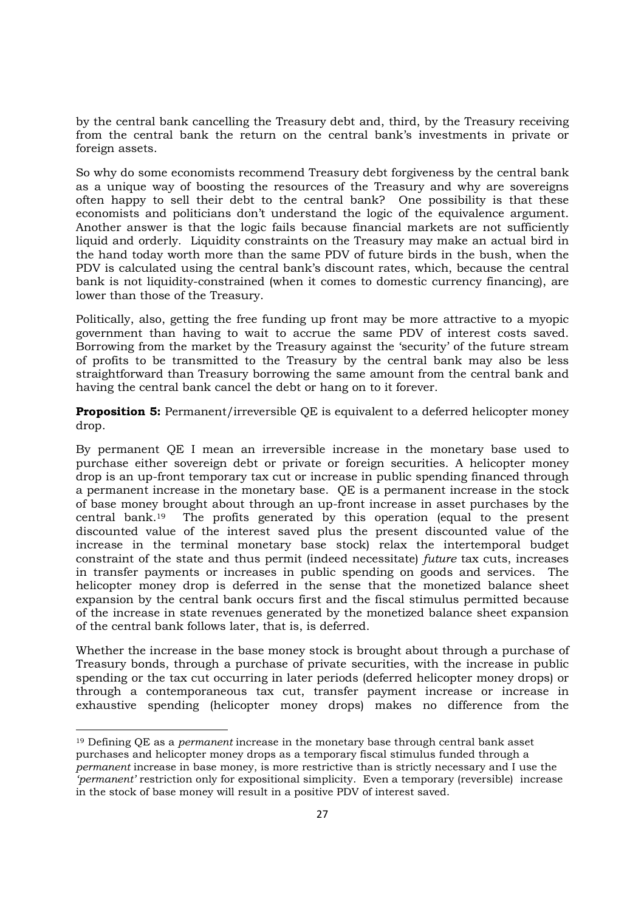by the central bank cancelling the Treasury debt and, third, by the Treasury receiving from the central bank the return on the central bank's investments in private or foreign assets.

So why do some economists recommend Treasury debt forgiveness by the central bank as a unique way of boosting the resources of the Treasury and why are sovereigns often happy to sell their debt to the central bank? One possibility is that these economists and politicians don't understand the logic of the equivalence argument. Another answer is that the logic fails because financial markets are not sufficiently liquid and orderly. Liquidity constraints on the Treasury may make an actual bird in the hand today worth more than the same PDV of future birds in the bush, when the PDV is calculated using the central bank's discount rates, which, because the central bank is not liquidity-constrained (when it comes to domestic currency financing), are lower than those of the Treasury.

Politically, also, getting the free funding up front may be more attractive to a myopic government than having to wait to accrue the same PDV of interest costs saved. Borrowing from the market by the Treasury against the 'security' of the future stream of profits to be transmitted to the Treasury by the central bank may also be less straightforward than Treasury borrowing the same amount from the central bank and having the central bank cancel the debt or hang on to it forever.

**Proposition 5:** Permanent/irreversible QE is equivalent to a deferred helicopter money drop.

By permanent QE I mean an irreversible increase in the monetary base used to purchase either sovereign debt or private or foreign securities. A helicopter money drop is an up-front temporary tax cut or increase in public spending financed through a permanent increase in the monetary base. QE is a permanent increase in the stock of base money brought about through an up-front increase in asset purchases by the central bank.[19] The profits generated by this operation (equal to the present discounted value of the interest saved plus the present discounted value of the increase in the terminal monetary base stock) relax the intertemporal budget constraint of the state and thus permit (indeed necessitate) *future* tax cuts, increases in transfer payments or increases in public spending on goods and services. The helicopter money drop is deferred in the sense that the monetized balance sheet expansion by the central bank occurs first and the fiscal stimulus permitted because of the increase in state revenues generated by the monetized balance sheet expansion of the central bank follows later, that is, is deferred.

Whether the increase in the base money stock is brought about through a purchase of Treasury bonds, through a purchase of private securities, with the increase in public spending or the tax cut occurring in later periods (deferred helicopter money drops) or through a contemporaneous tax cut, transfer payment increase or increase in exhaustive spending (helicopter money drops) makes no difference from the

[19] Defining QE as a *permanent* increase in the monetary base through central bank asset purchases and helicopter money drops as a temporary fiscal stimulus funded through a *permanent* increase in base money, is more restrictive than is strictly necessary and I use the *'permanent'* restriction only for expositional simplicity. Even a temporary (reversible) increase in the stock of base money will result in a positive PDV of interest saved.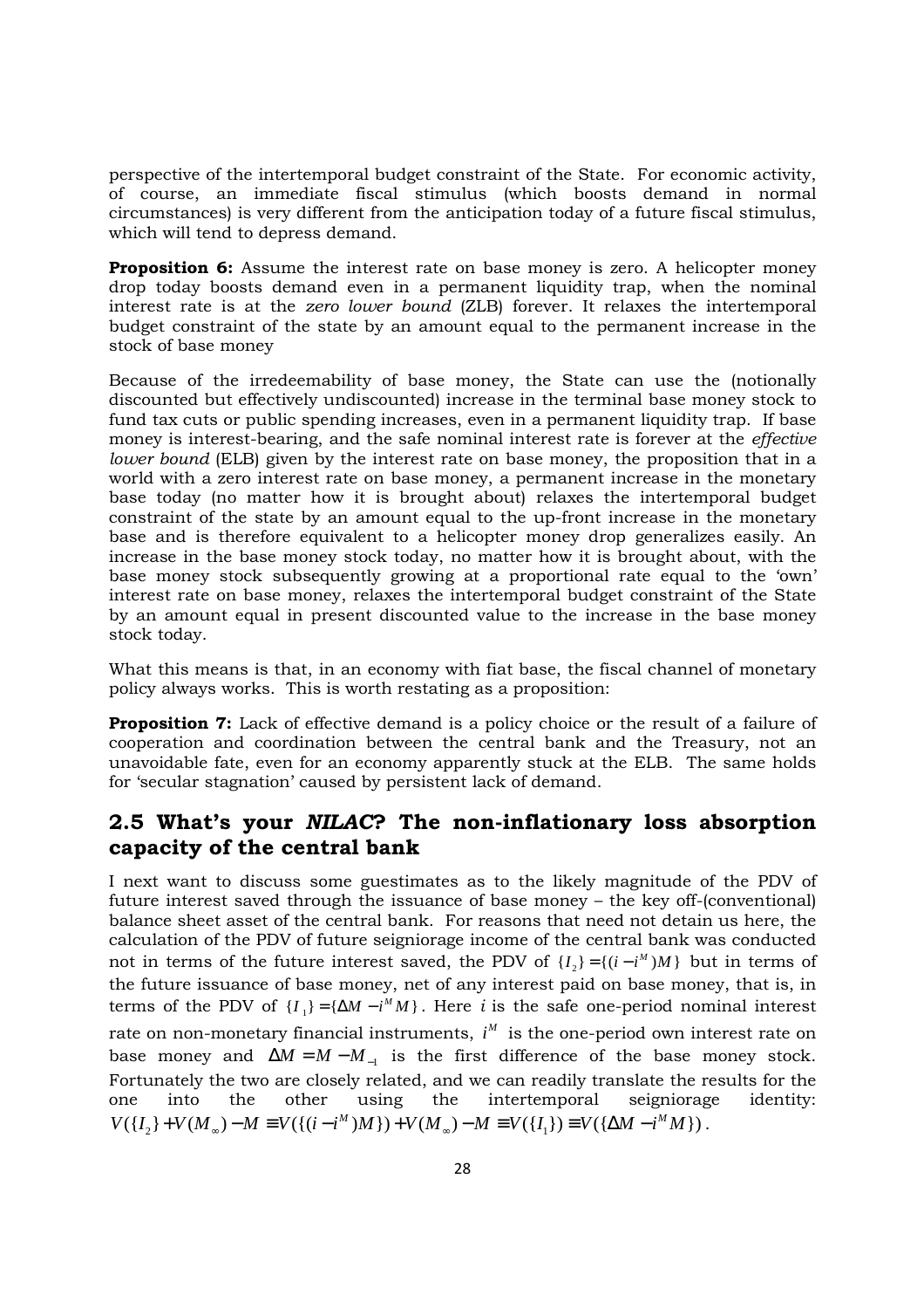perspective of the intertemporal budget constraint of the State. For economic activity, of course, an immediate fiscal stimulus (which boosts demand in normal circumstances) is very different from the anticipation today of a future fiscal stimulus, which will tend to depress demand.

**Proposition 6:** Assume the interest rate on base money is zero. A helicopter money drop today boosts demand even in a permanent liquidity trap, when the nominal interest rate is at the *zero lower bound* (ZLB) forever. It relaxes the intertemporal budget constraint of the state by an amount equal to the permanent increase in the stock of base money

Because of the irredeemability of base money, the State can use the (notionally discounted but effectively undiscounted) increase in the terminal base money stock to fund tax cuts or public spending increases, even in a permanent liquidity trap. If base money is interest-bearing, and the safe nominal interest rate is forever at the *effective lower bound* (ELB) given by the interest rate on base money, the proposition that in a world with a zero interest rate on base money, a permanent increase in the monetary base today (no matter how it is brought about) relaxes the intertemporal budget constraint of the state by an amount equal to the up-front increase in the monetary base and is therefore equivalent to a helicopter money drop generalizes easily. An increase in the base money stock today, no matter how it is brought about, with the base money stock subsequently growing at a proportional rate equal to the 'own' interest rate on base money, relaxes the intertemporal budget constraint of the State by an amount equal in present discounted value to the increase in the base money stock today.

What this means is that, in an economy with fiat base, the fiscal channel of monetary policy always works. This is worth restating as a proposition:

**Proposition 7:** Lack of effective demand is a policy choice or the result of a failure of cooperation and coordination between the central bank and the Treasury, not an unavoidable fate, even for an economy apparently stuck at the ELB. The same holds for 'secular stagnation' caused by persistent lack of demand.

## 2.5 What's your *NILAC*? The non-inflationary loss absorption capacity of the central bank

I next want to discuss some guestimates as to the likely magnitude of the PDV of future interest saved through the issuance of base money – the key off-(conventional) balance sheet asset of the central bank. For reasons that need not detain us here, the calculation of the PDV of future seigniorage income of the central bank was conducted not in terms of the future interest saved, the PDV of $\{I_2\} = \{(i - i^M)M\}$ but in terms of the future issuance of base money, net of any interest paid on base money, that is, in terms of the PDV of $\{I_1\} = \{\Delta M - i^M M\}$. Here $i$ is the safe one-period nominal interest rate on non-monetary financial instruments, $i^M$ is the one-period own interest rate on base money and $\Delta M = M - M_{-1}$ is the first difference of the base money stock. Fortunately the two are closely related, and we can readily translate the results for the one into the other using the intertemporal seigniorage identity: $V(\{I_2\} + V(M_\infty) - M \equiv V(\{(i - i^M)M\}) + V(M_\infty) - M \equiv V(\{I_1\}) \equiv V(\{\Delta M - i^M M\})$.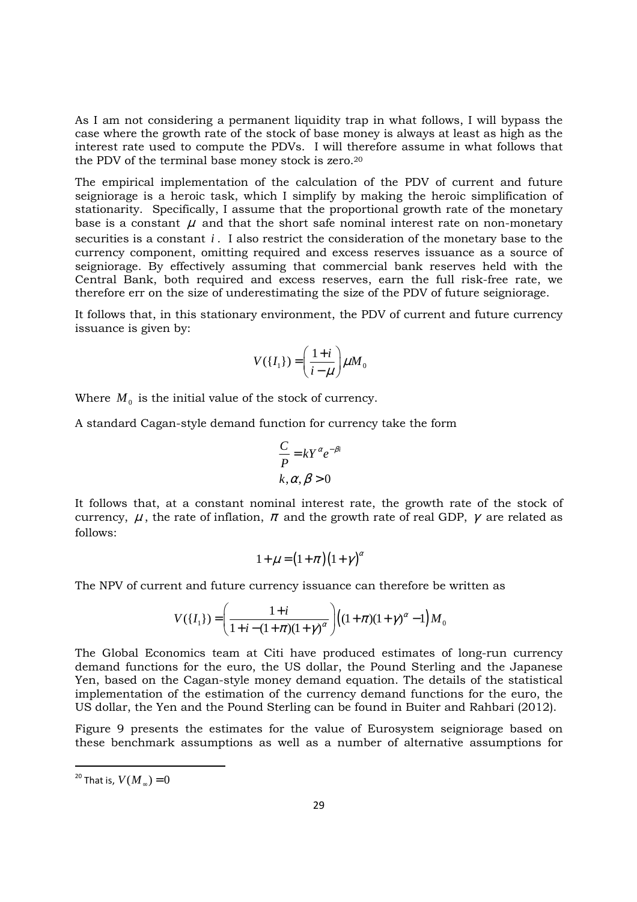As I am not considering a permanent liquidity trap in what follows, I will bypass the case where the growth rate of the stock of base money is always at least as high as the interest rate used to compute the PDVs. I will therefore assume in what follows that the PDV of the terminal base money stock is zero.[20]

The empirical implementation of the calculation of the PDV of current and future seigniorage is a heroic task, which I simplify by making the heroic simplification of stationarity. Specifically, I assume that the proportional growth rate of the monetary base is a constant $\mu$ and that the short safe nominal interest rate on non-monetary securities is a constant $i$. I also restrict the consideration of the monetary base to the currency component, omitting required and excess reserves issuance as a source of seigniorage. By effectively assuming that commercial bank reserves held with the Central Bank, both required and excess reserves, earn the full risk-free rate, we therefore err on the size of underestimating the size of the PDV of future seigniorage.

It follows that, in this stationary environment, the PDV of current and future currency issuance is given by:

$$V(\{I_1\}) = \left(\frac{1+i}{i-\mu}\right)\mu M_0$$

Where $M_0$ is the initial value of the stock of currency.

A standard Cagan-style demand function for currency take the form

$$\frac{C}{P} = kY^{\alpha}e^{-\beta i}$$
$$k, \alpha, \beta > 0$$

It follows that, at a constant nominal interest rate, the growth rate of the stock of currency, $\mu$, the rate of inflation, $\pi$ and the growth rate of real GDP, $\gamma$ are related as follows:

$$1+\mu = (1+\pi)(1+\gamma)^{\alpha}$$

The NPV of current and future currency issuance can therefore be written as

$$V(\{I_1\}) = \left(\frac{1+i}{1+i-(1+\pi)(1+\gamma)^{\alpha}}\right)\left((1+\pi)(1+\gamma)^{\alpha} - 1\right)M_0$$

The Global Economics team at Citi have produced estimates of long-run currency demand functions for the euro, the US dollar, the Pound Sterling and the Japanese Yen, based on the Cagan-style money demand equation. The details of the statistical implementation of the estimation of the currency demand functions for the euro, the US dollar, the Yen and the Pound Sterling can be found in Buiter and Rahbari (2012).

Figure 9 presents the estimates for the value of Eurosystem seigniorage based on these benchmark assumptions as well as a number of alternative assumptions for

---

[20] That is, $V(M_{\infty}) = 0$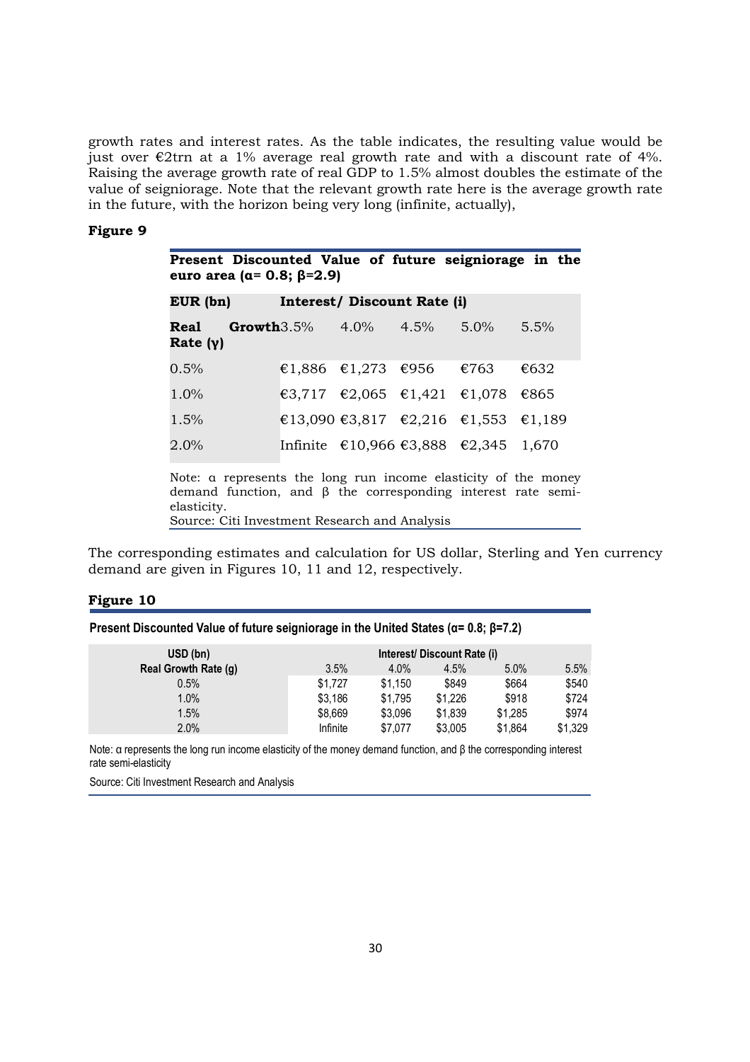growth rates and interest rates. As the table indicates, the resulting value would be just over €2trn at a 1% average real growth rate and with a discount rate of 4%. Raising the average growth rate of real GDP to 1.5% almost doubles the estimate of the value of seigniorage. Note that the relevant growth rate here is the average growth rate in the future, with the horizon being very long (infinite, actually),

**Figure 9**

**Present Discounted Value of future seigniorage in the euro area (α= 0.8; β=2.9)**

| EUR (bn) | Interest/ Discount Rate (i) | | | | |
|---|---|---|---|---|---|
| Real Growth Rate (γ) | 3.5% | 4.0% | 4.5% | 5.0% | 5.5% |
| 0.5% | €1,886 | €1,273 | €956 | €763 | €632 |
| 1.0% | €3,717 | €2,065 | €1,421 | €1,078 | €865 |
| 1.5% | €13,090 | €3,817 | €2,216 | €1,553 | €1,189 |
| 2.0% | Infinite | €10,966 | €3,888 | €2,345 | 1,670 |

Note: α represents the long run income elasticity of the money demand function, and β the corresponding interest rate semi-elasticity.

Source: Citi Investment Research and Analysis

The corresponding estimates and calculation for US dollar, Sterling and Yen currency demand are given in Figures 10, 11 and 12, respectively.

**Figure 10**

**Present Discounted Value of future seigniorage in the United States (α= 0.8; β=7.2)**

| USD (bn) | Interest/ Discount Rate (i) | | | | |
|---|---|---|---|---|---|
| Real Growth Rate (g) | 3.5% | 4.0% | 4.5% | 5.0% | 5.5% |
| 0.5% | $1,727 | $1,150 | $849 | $664 | $540 |
| 1.0% | $3,186 | $1,795 | $1,226 | $918 | $724 |
| 1.5% | $8,669 | $3,096 | $1,839 | $1,285 | $974 |
| 2.0% | Infinite | $7,077 | $3,005 | $1,864 | $1,329 |

Note: α represents the long run income elasticity of the money demand function, and β the corresponding interest rate semi-elasticity

Source: Citi Investment Research and Analysis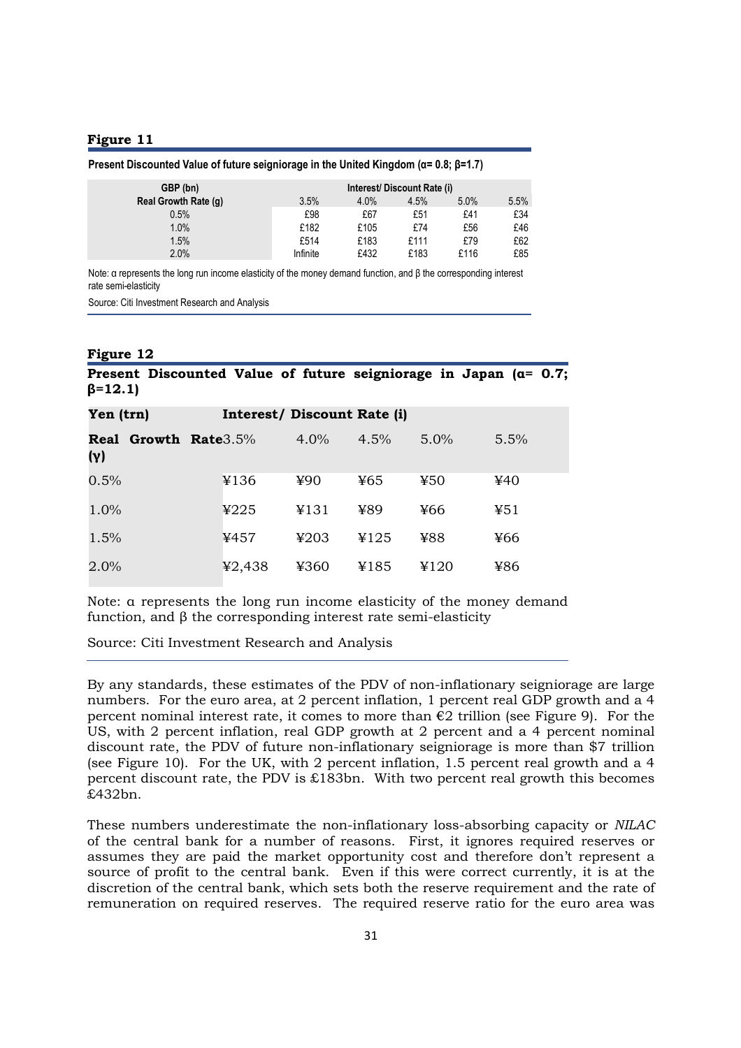**Figure 11**

**Present Discounted Value of future seigniorage in the United Kingdom (α= 0.8; β=1.7)**

| GBP (bn) | Interest/ Discount Rate (i) | | | | |
|---|---|---|---|---|---|
| Real Growth Rate (g) | 3.5% | 4.0% | 4.5% | 5.0% | 5.5% |
| 0.5% | £98 | £67 | £51 | £41 | £34 |
| 1.0% | £182 | £105 | £74 | £56 | £46 |
| 1.5% | £514 | £183 | £111 | £79 | £62 |
| 2.0% | Infinite | £432 | £183 | £116 | £85 |

Note: α represents the long run income elasticity of the money demand function, and β the corresponding interest rate semi-elasticity

Source: Citi Investment Research and Analysis

**Figure 12**

**Present Discounted Value of future seigniorage in Japan (α= 0.7; β=12.1)**

| Yen (trn) | Interest/ Discount Rate (i) | | | | |
|---|---|---|---|---|---|
| Real Growth Rate (γ) | 3.5% | 4.0% | 4.5% | 5.0% | 5.5% |
| 0.5% | ¥136 | ¥90 | ¥65 | ¥50 | ¥40 |
| 1.0% | ¥225 | ¥131 | ¥89 | ¥66 | ¥51 |
| 1.5% | ¥457 | ¥203 | ¥125 | ¥88 | ¥66 |
| 2.0% | ¥2,438 | ¥360 | ¥185 | ¥120 | ¥86 |

Note: α represents the long run income elasticity of the money demand function, and β the corresponding interest rate semi-elasticity

Source: Citi Investment Research and Analysis

By any standards, these estimates of the PDV of non-inflationary seigniorage are large numbers. For the euro area, at 2 percent inflation, 1 percent real GDP growth and a 4 percent nominal interest rate, it comes to more than €2 trillion (see Figure 9). For the US, with 2 percent inflation, real GDP growth at 2 percent and a 4 percent nominal discount rate, the PDV of future non-inflationary seigniorage is more than $7 trillion (see Figure 10). For the UK, with 2 percent inflation, 1.5 percent real growth and a 4 percent discount rate, the PDV is £183bn. With two percent real growth this becomes £432bn.

These numbers underestimate the non-inflationary loss-absorbing capacity or *NILAC* of the central bank for a number of reasons. First, it ignores required reserves or assumes they are paid the market opportunity cost and therefore don't represent a source of profit to the central bank. Even if this were correct currently, it is at the discretion of the central bank, which sets both the reserve requirement and the rate of remuneration on required reserves. The required reserve ratio for the euro area was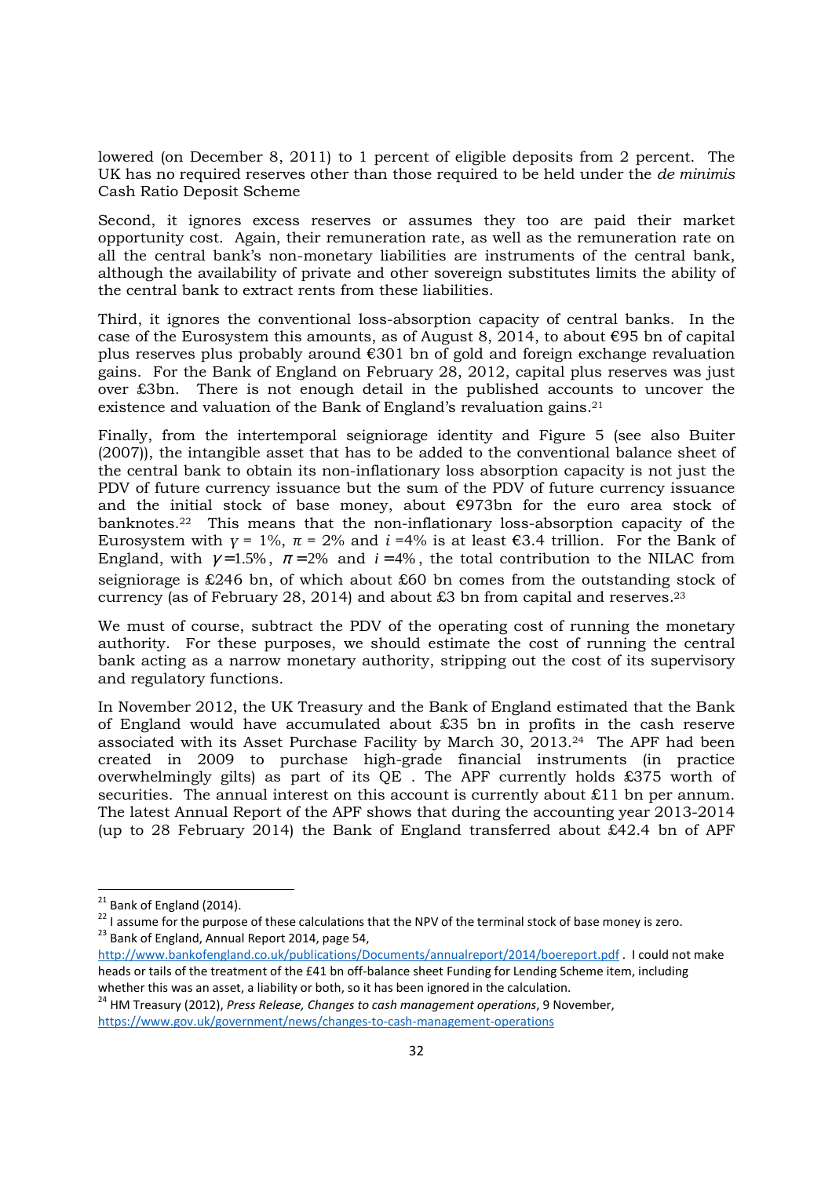lowered (on December 8, 2011) to 1 percent of eligible deposits from 2 percent. The UK has no required reserves other than those required to be held under the *de minimis* Cash Ratio Deposit Scheme

Second, it ignores excess reserves or assumes they too are paid their market opportunity cost. Again, their remuneration rate, as well as the remuneration rate on all the central bank's non-monetary liabilities are instruments of the central bank, although the availability of private and other sovereign substitutes limits the ability of the central bank to extract rents from these liabilities.

Third, it ignores the conventional loss-absorption capacity of central banks. In the case of the Eurosystem this amounts, as of August 8, 2014, to about €95 bn of capital plus reserves plus probably around €301 bn of gold and foreign exchange revaluation gains. For the Bank of England on February 28, 2012, capital plus reserves was just over £3bn. There is not enough detail in the published accounts to uncover the existence and valuation of the Bank of England's revaluation gains.[21]

Finally, from the intertemporal seigniorage identity and Figure 5 (see also Buiter (2007)), the intangible asset that has to be added to the conventional balance sheet of the central bank to obtain its non-inflationary loss absorption capacity is not just the PDV of future currency issuance but the sum of the PDV of future currency issuance and the initial stock of base money, about €973bn for the euro area stock of banknotes.[22] This means that the non-inflationary loss-absorption capacity of the Eurosystem with $\gamma = 1\%$, $\pi = 2\%$ and $i = 4\%$ is at least €3.4 trillion. For the Bank of England, with $\gamma = 1.5\%$, $\pi = 2\%$ and $i = 4\%$, the total contribution to the NILAC from seigniorage is £246 bn, of which about £60 bn comes from the outstanding stock of currency (as of February 28, 2014) and about £3 bn from capital and reserves.[23]

We must of course, subtract the PDV of the operating cost of running the monetary authority. For these purposes, we should estimate the cost of running the central bank acting as a narrow monetary authority, stripping out the cost of its supervisory and regulatory functions.

In November 2012, the UK Treasury and the Bank of England estimated that the Bank of England would have accumulated about £35 bn in profits in the cash reserve associated with its Asset Purchase Facility by March 30, 2013.[24] The APF had been created in 2009 to purchase high-grade financial instruments (in practice overwhelmingly gilts) as part of its QE . The APF currently holds £375 worth of securities. The annual interest on this account is currently about £11 bn per annum. The latest Annual Report of the APF shows that during the accounting year 2013-2014 (up to 28 February 2014) the Bank of England transferred about £42.4 bn of APF

---

[21] Bank of England (2014).

[22] I assume for the purpose of these calculations that the NPV of the terminal stock of base money is zero.

[23] Bank of England, Annual Report 2014, page 54, http://www.bankofengland.co.uk/publications/Documents/annualreport/2014/boereport.pdf . I could not make heads or tails of the treatment of the £41 bn off-balance sheet Funding for Lending Scheme item, including whether this was an asset, a liability or both, so it has been ignored in the calculation.

[24] HM Treasury (2012), *Press Release, Changes to cash management operations*, 9 November, https://www.gov.uk/government/news/changes-to-cash-management-operations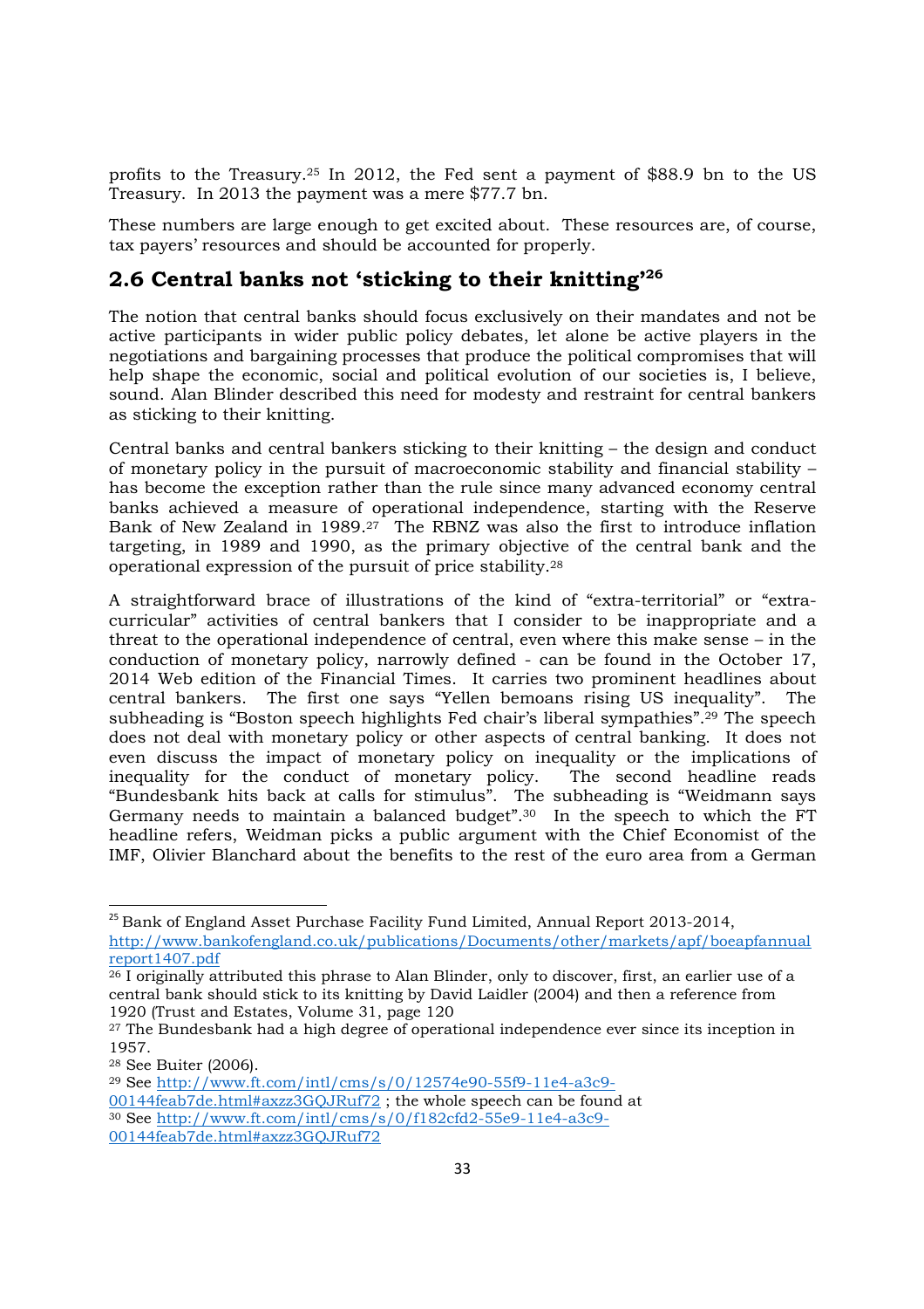profits to the Treasury.[25] In 2012, the Fed sent a payment of $88.9 bn to the US Treasury. In 2013 the payment was a mere $77.7 bn.

These numbers are large enough to get excited about. These resources are, of course, tax payers' resources and should be accounted for properly.

## 2.6 Central banks not 'sticking to their knitting'[26]

The notion that central banks should focus exclusively on their mandates and not be active participants in wider public policy debates, let alone be active players in the negotiations and bargaining processes that produce the political compromises that will help shape the economic, social and political evolution of our societies is, I believe, sound. Alan Blinder described this need for modesty and restraint for central bankers as sticking to their knitting.

Central banks and central bankers sticking to their knitting – the design and conduct of monetary policy in the pursuit of macroeconomic stability and financial stability – has become the exception rather than the rule since many advanced economy central banks achieved a measure of operational independence, starting with the Reserve Bank of New Zealand in 1989.[27] The RBNZ was also the first to introduce inflation targeting, in 1989 and 1990, as the primary objective of the central bank and the operational expression of the pursuit of price stability.[28]

A straightforward brace of illustrations of the kind of "extra-territorial" or "extra-curricular" activities of central bankers that I consider to be inappropriate and a threat to the operational independence of central, even where this make sense – in the conduction of monetary policy, narrowly defined - can be found in the October 17, 2014 Web edition of the Financial Times. It carries two prominent headlines about central bankers. The first one says "Yellen bemoans rising US inequality". The subheading is "Boston speech highlights Fed chair's liberal sympathies".[29] The speech does not deal with monetary policy or other aspects of central banking. It does not even discuss the impact of monetary policy on inequality or the implications of inequality for the conduct of monetary policy. The second headline reads "Bundesbank hits back at calls for stimulus". The subheading is "Weidmann says Germany needs to maintain a balanced budget".[30] In the speech to which the FT headline refers, Weidman picks a public argument with the Chief Economist of the IMF, Olivier Blanchard about the benefits to the rest of the euro area from a German

---

[25] Bank of England Asset Purchase Facility Fund Limited, Annual Report 2013-2014, http://www.bankofengland.co.uk/publications/Documents/other/markets/apf/boeapfannualreport1407.pdf

[26] I originally attributed this phrase to Alan Blinder, only to discover, first, an earlier use of a central bank should stick to its knitting by David Laidler (2004) and then a reference from 1920 (Trust and Estates, Volume 31, page 120

[27] The Bundesbank had a high degree of operational independence ever since its inception in 1957.

[28] See Buiter (2006).

[29] See http://www.ft.com/intl/cms/s/0/12574e90-55f9-11e4-a3c9-00144feab7de.html#axzz3GQJRuf72 ; the whole speech can be found at

[30] See http://www.ft.com/intl/cms/s/0/f182cfd2-55e9-11e4-a3c9-00144feab7de.html#axzz3GQJRuf72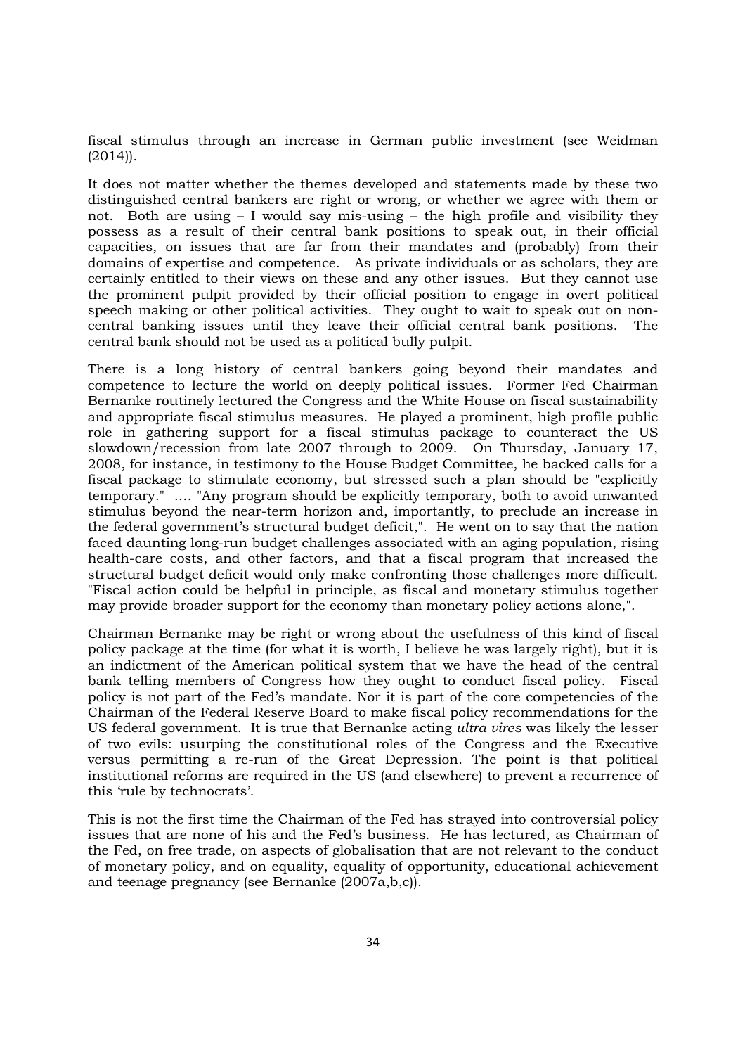fiscal stimulus through an increase in German public investment (see Weidman (2014)).

It does not matter whether the themes developed and statements made by these two distinguished central bankers are right or wrong, or whether we agree with them or not. Both are using – I would say mis-using – the high profile and visibility they possess as a result of their central bank positions to speak out, in their official capacities, on issues that are far from their mandates and (probably) from their domains of expertise and competence. As private individuals or as scholars, they are certainly entitled to their views on these and any other issues. But they cannot use the prominent pulpit provided by their official position to engage in overt political speech making or other political activities. They ought to wait to speak out on non-central banking issues until they leave their official central bank positions. The central bank should not be used as a political bully pulpit.

There is a long history of central bankers going beyond their mandates and competence to lecture the world on deeply political issues. Former Fed Chairman Bernanke routinely lectured the Congress and the White House on fiscal sustainability and appropriate fiscal stimulus measures. He played a prominent, high profile public role in gathering support for a fiscal stimulus package to counteract the US slowdown/recession from late 2007 through to 2009. On Thursday, January 17, 2008, for instance, in testimony to the House Budget Committee, he backed calls for a fiscal package to stimulate economy, but stressed such a plan should be "explicitly temporary." .... "Any program should be explicitly temporary, both to avoid unwanted stimulus beyond the near-term horizon and, importantly, to preclude an increase in the federal government's structural budget deficit,". He went on to say that the nation faced daunting long-run budget challenges associated with an aging population, rising health-care costs, and other factors, and that a fiscal program that increased the structural budget deficit would only make confronting those challenges more difficult. "Fiscal action could be helpful in principle, as fiscal and monetary stimulus together may provide broader support for the economy than monetary policy actions alone,".

Chairman Bernanke may be right or wrong about the usefulness of this kind of fiscal policy package at the time (for what it is worth, I believe he was largely right), but it is an indictment of the American political system that we have the head of the central bank telling members of Congress how they ought to conduct fiscal policy. Fiscal policy is not part of the Fed's mandate. Nor it is part of the core competencies of the Chairman of the Federal Reserve Board to make fiscal policy recommendations for the US federal government. It is true that Bernanke acting *ultra vires* was likely the lesser of two evils: usurping the constitutional roles of the Congress and the Executive versus permitting a re-run of the Great Depression. The point is that political institutional reforms are required in the US (and elsewhere) to prevent a recurrence of this 'rule by technocrats'.

This is not the first time the Chairman of the Fed has strayed into controversial policy issues that are none of his and the Fed's business. He has lectured, as Chairman of the Fed, on free trade, on aspects of globalisation that are not relevant to the conduct of monetary policy, and on equality, equality of opportunity, educational achievement and teenage pregnancy (see Bernanke (2007a,b,c)).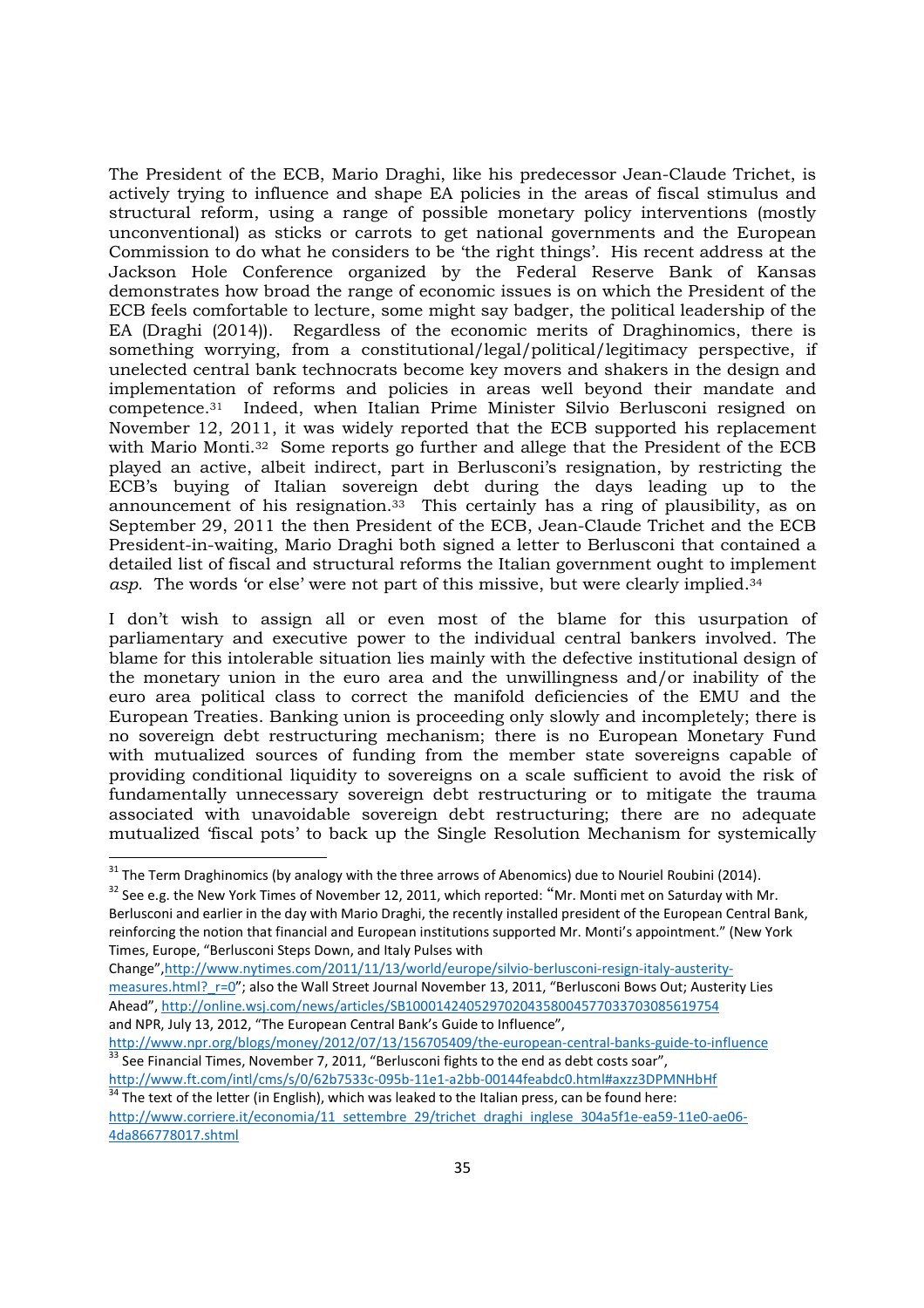The President of the ECB, Mario Draghi, like his predecessor Jean-Claude Trichet, is actively trying to influence and shape EA policies in the areas of fiscal stimulus and structural reform, using a range of possible monetary policy interventions (mostly unconventional) as sticks or carrots to get national governments and the European Commission to do what he considers to be 'the right things'. His recent address at the Jackson Hole Conference organized by the Federal Reserve Bank of Kansas demonstrates how broad the range of economic issues is on which the President of the ECB feels comfortable to lecture, some might say badger, the political leadership of the EA (Draghi (2014)). Regardless of the economic merits of Draghinomics, there is something worrying, from a constitutional/legal/political/legitimacy perspective, if unelected central bank technocrats become key movers and shakers in the design and implementation of reforms and policies in areas well beyond their mandate and competence.[31] Indeed, when Italian Prime Minister Silvio Berlusconi resigned on November 12, 2011, it was widely reported that the ECB supported his replacement with Mario Monti.[32] Some reports go further and allege that the President of the ECB played an active, albeit indirect, part in Berlusconi's resignation, by restricting the ECB's buying of Italian sovereign debt during the days leading up to the announcement of his resignation.[33] This certainly has a ring of plausibility, as on September 29, 2011 the then President of the ECB, Jean-Claude Trichet and the ECB President-in-waiting, Mario Draghi both signed a letter to Berlusconi that contained a detailed list of fiscal and structural reforms the Italian government ought to implement *asp*. The words 'or else' were not part of this missive, but were clearly implied.[34]

I don't wish to assign all or even most of the blame for this usurpation of parliamentary and executive power to the individual central bankers involved. The blame for this intolerable situation lies mainly with the defective institutional design of the monetary union in the euro area and the unwillingness and/or inability of the euro area political class to correct the manifold deficiencies of the EMU and the European Treaties. Banking union is proceeding only slowly and incompletely; there is no sovereign debt restructuring mechanism; there is no European Monetary Fund with mutualized sources of funding from the member state sovereigns capable of providing conditional liquidity to sovereigns on a scale sufficient to avoid the risk of fundamentally unnecessary sovereign debt restructuring or to mitigate the trauma associated with unavoidable sovereign debt restructuring; there are no adequate mutualized 'fiscal pots' to back up the Single Resolution Mechanism for systemically

---

[31] The Term Draghinomics (by analogy with the three arrows of Abenomics) due to Nouriel Roubini (2014).

[32] See e.g. the New York Times of November 12, 2011, which reported: "Mr. Monti met on Saturday with Mr. Berlusconi and earlier in the day with Mario Draghi, the recently installed president of the European Central Bank, reinforcing the notion that financial and European institutions supported Mr. Monti's appointment." (New York Times, Europe, "Berlusconi Steps Down, and Italy Pulses with Change",http://www.nytimes.com/2011/11/13/world/europe/silvio-berlusconi-resign-italy-austerity-measures.html?_r=0"; also the Wall Street Journal November 13, 2011, "Berlusconi Bows Out; Austerity Lies Ahead", http://online.wsj.com/news/articles/SB10001424052970204358004577033703085619754 and NPR, July 13, 2012, "The European Central Bank's Guide to Influence", http://www.npr.org/blogs/money/2012/07/13/156705409/the-european-central-banks-guide-to-influence

[33] See Financial Times, November 7, 2011, "Berlusconi fights to the end as debt costs soar", http://www.ft.com/intl/cms/s/0/62b7533c-095b-11e1-a2bb-00144feabdc0.html#axzz3DPMNHbHf

[34] The text of the letter (in English), which was leaked to the Italian press, can be found here: http://www.corriere.it/economia/11_settembre_29/trichet_draghi_inglese_304a5f1e-ea59-11e0-ae06-4da866778017.shtml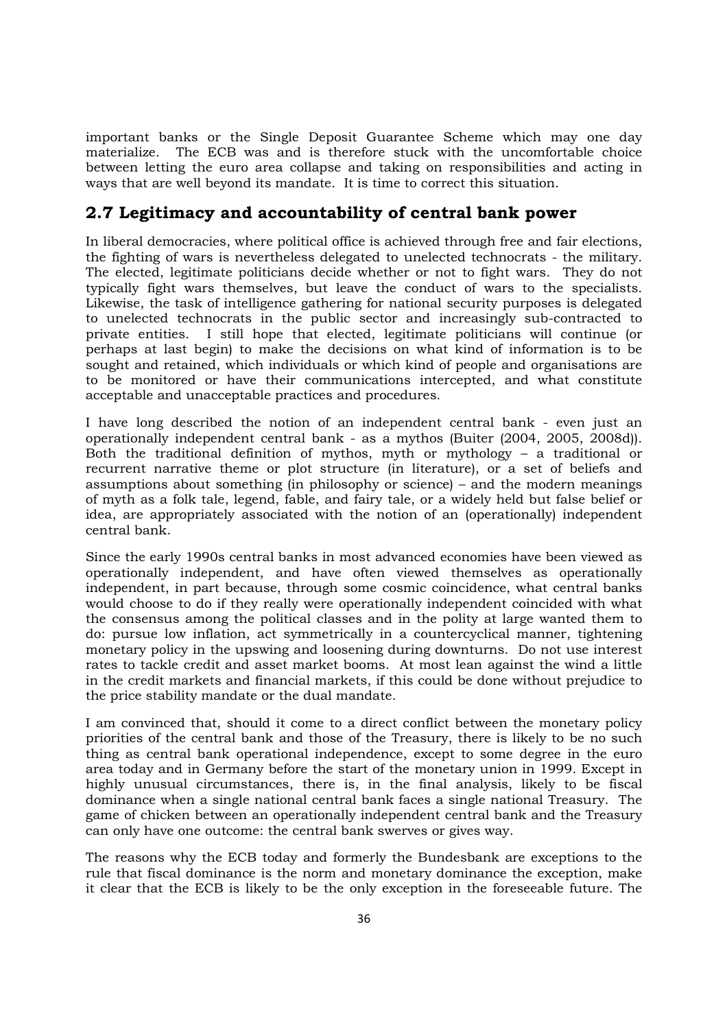important banks or the Single Deposit Guarantee Scheme which may one day materialize. The ECB was and is therefore stuck with the uncomfortable choice between letting the euro area collapse and taking on responsibilities and acting in ways that are well beyond its mandate. It is time to correct this situation.

## 2.7 Legitimacy and accountability of central bank power

In liberal democracies, where political office is achieved through free and fair elections, the fighting of wars is nevertheless delegated to unelected technocrats - the military. The elected, legitimate politicians decide whether or not to fight wars. They do not typically fight wars themselves, but leave the conduct of wars to the specialists. Likewise, the task of intelligence gathering for national security purposes is delegated to unelected technocrats in the public sector and increasingly sub-contracted to private entities. I still hope that elected, legitimate politicians will continue (or perhaps at last begin) to make the decisions on what kind of information is to be sought and retained, which individuals or which kind of people and organisations are to be monitored or have their communications intercepted, and what constitute acceptable and unacceptable practices and procedures.

I have long described the notion of an independent central bank - even just an operationally independent central bank - as a mythos (Buiter (2004, 2005, 2008d)). Both the traditional definition of mythos, myth or mythology – a traditional or recurrent narrative theme or plot structure (in literature), or a set of beliefs and assumptions about something (in philosophy or science) – and the modern meanings of myth as a folk tale, legend, fable, and fairy tale, or a widely held but false belief or idea, are appropriately associated with the notion of an (operationally) independent central bank.

Since the early 1990s central banks in most advanced economies have been viewed as operationally independent, and have often viewed themselves as operationally independent, in part because, through some cosmic coincidence, what central banks would choose to do if they really were operationally independent coincided with what the consensus among the political classes and in the polity at large wanted them to do: pursue low inflation, act symmetrically in a countercyclical manner, tightening monetary policy in the upswing and loosening during downturns. Do not use interest rates to tackle credit and asset market booms. At most lean against the wind a little in the credit markets and financial markets, if this could be done without prejudice to the price stability mandate or the dual mandate.

I am convinced that, should it come to a direct conflict between the monetary policy priorities of the central bank and those of the Treasury, there is likely to be no such thing as central bank operational independence, except to some degree in the euro area today and in Germany before the start of the monetary union in 1999. Except in highly unusual circumstances, there is, in the final analysis, likely to be fiscal dominance when a single national central bank faces a single national Treasury. The game of chicken between an operationally independent central bank and the Treasury can only have one outcome: the central bank swerves or gives way.

The reasons why the ECB today and formerly the Bundesbank are exceptions to the rule that fiscal dominance is the norm and monetary dominance the exception, make it clear that the ECB is likely to be the only exception in the foreseeable future. The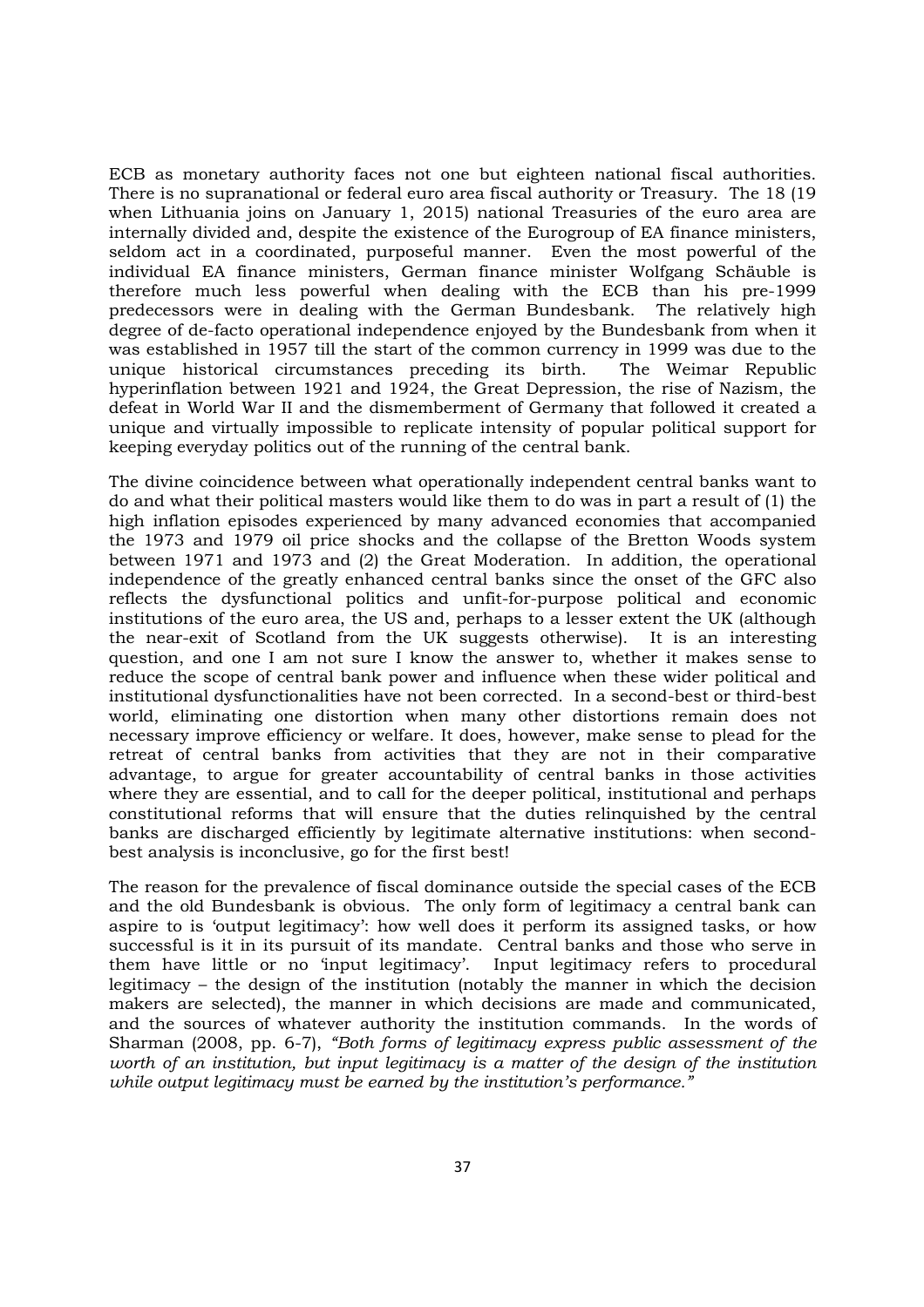ECB as monetary authority faces not one but eighteen national fiscal authorities. There is no supranational or federal euro area fiscal authority or Treasury. The 18 (19 when Lithuania joins on January 1, 2015) national Treasuries of the euro area are internally divided and, despite the existence of the Eurogroup of EA finance ministers, seldom act in a coordinated, purposeful manner. Even the most powerful of the individual EA finance ministers, German finance minister Wolfgang Schäuble is therefore much less powerful when dealing with the ECB than his pre-1999 predecessors were in dealing with the German Bundesbank. The relatively high degree of de-facto operational independence enjoyed by the Bundesbank from when it was established in 1957 till the start of the common currency in 1999 was due to the unique historical circumstances preceding its birth. The Weimar Republic hyperinflation between 1921 and 1924, the Great Depression, the rise of Nazism, the defeat in World War II and the dismemberment of Germany that followed it created a unique and virtually impossible to replicate intensity of popular political support for keeping everyday politics out of the running of the central bank.

The divine coincidence between what operationally independent central banks want to do and what their political masters would like them to do was in part a result of (1) the high inflation episodes experienced by many advanced economies that accompanied the 1973 and 1979 oil price shocks and the collapse of the Bretton Woods system between 1971 and 1973 and (2) the Great Moderation. In addition, the operational independence of the greatly enhanced central banks since the onset of the GFC also reflects the dysfunctional politics and unfit-for-purpose political and economic institutions of the euro area, the US and, perhaps to a lesser extent the UK (although the near-exit of Scotland from the UK suggests otherwise). It is an interesting question, and one I am not sure I know the answer to, whether it makes sense to reduce the scope of central bank power and influence when these wider political and institutional dysfunctionalities have not been corrected. In a second-best or third-best world, eliminating one distortion when many other distortions remain does not necessary improve efficiency or welfare. It does, however, make sense to plead for the retreat of central banks from activities that they are not in their comparative advantage, to argue for greater accountability of central banks in those activities where they are essential, and to call for the deeper political, institutional and perhaps constitutional reforms that will ensure that the duties relinquished by the central banks are discharged efficiently by legitimate alternative institutions: when second-best analysis is inconclusive, go for the first best!

The reason for the prevalence of fiscal dominance outside the special cases of the ECB and the old Bundesbank is obvious. The only form of legitimacy a central bank can aspire to is 'output legitimacy': how well does it perform its assigned tasks, or how successful is it in its pursuit of its mandate. Central banks and those who serve in them have little or no 'input legitimacy'. Input legitimacy refers to procedural legitimacy – the design of the institution (notably the manner in which the decision makers are selected), the manner in which decisions are made and communicated, and the sources of whatever authority the institution commands. In the words of Sharman (2008, pp. 6-7), *"Both forms of legitimacy express public assessment of the worth of an institution, but input legitimacy is a matter of the design of the institution while output legitimacy must be earned by the institution's performance."*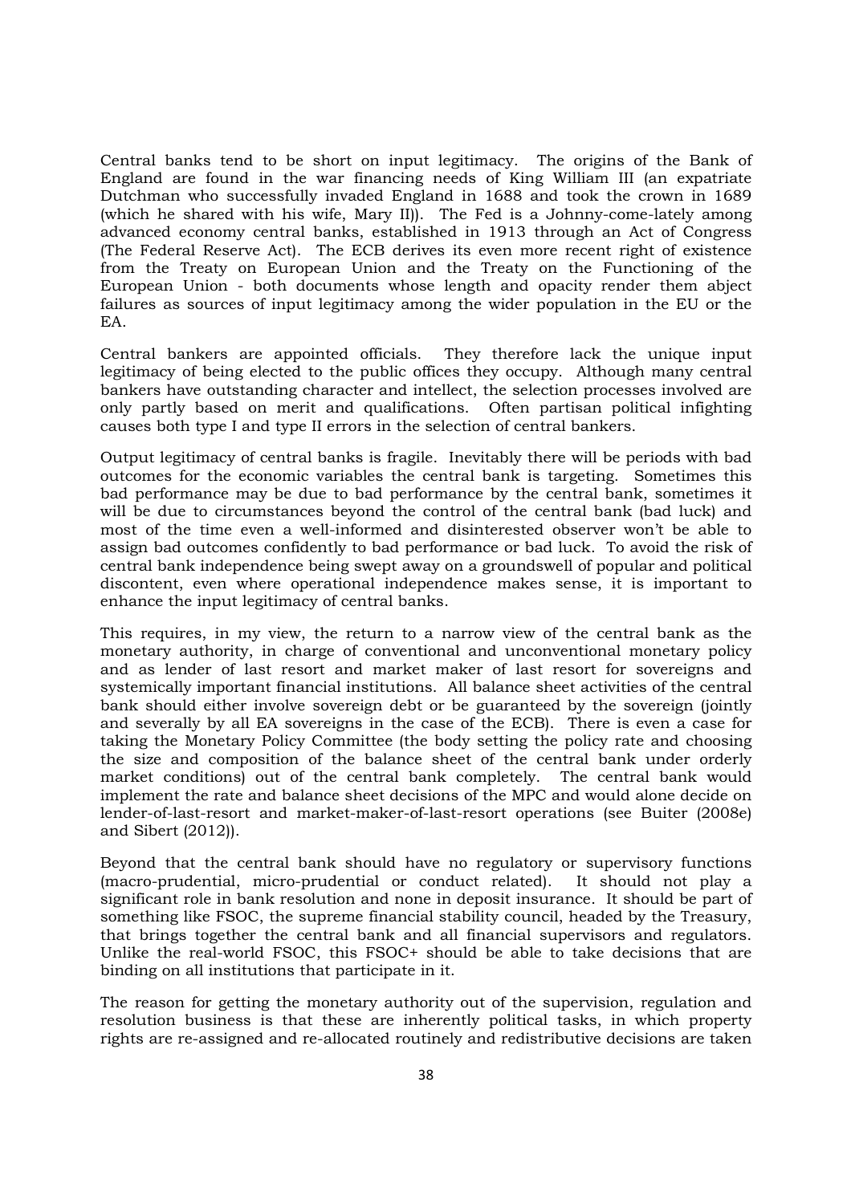Central banks tend to be short on input legitimacy. The origins of the Bank of England are found in the war financing needs of King William III (an expatriate Dutchman who successfully invaded England in 1688 and took the crown in 1689 (which he shared with his wife, Mary II)). The Fed is a Johnny-come-lately among advanced economy central banks, established in 1913 through an Act of Congress (The Federal Reserve Act). The ECB derives its even more recent right of existence from the Treaty on European Union and the Treaty on the Functioning of the European Union - both documents whose length and opacity render them abject failures as sources of input legitimacy among the wider population in the EU or the EA.

Central bankers are appointed officials. They therefore lack the unique input legitimacy of being elected to the public offices they occupy. Although many central bankers have outstanding character and intellect, the selection processes involved are only partly based on merit and qualifications. Often partisan political infighting causes both type I and type II errors in the selection of central bankers.

Output legitimacy of central banks is fragile. Inevitably there will be periods with bad outcomes for the economic variables the central bank is targeting. Sometimes this bad performance may be due to bad performance by the central bank, sometimes it will be due to circumstances beyond the control of the central bank (bad luck) and most of the time even a well-informed and disinterested observer won't be able to assign bad outcomes confidently to bad performance or bad luck. To avoid the risk of central bank independence being swept away on a groundswell of popular and political discontent, even where operational independence makes sense, it is important to enhance the input legitimacy of central banks.

This requires, in my view, the return to a narrow view of the central bank as the monetary authority, in charge of conventional and unconventional monetary policy and as lender of last resort and market maker of last resort for sovereigns and systemically important financial institutions. All balance sheet activities of the central bank should either involve sovereign debt or be guaranteed by the sovereign (jointly and severally by all EA sovereigns in the case of the ECB). There is even a case for taking the Monetary Policy Committee (the body setting the policy rate and choosing the size and composition of the balance sheet of the central bank under orderly market conditions) out of the central bank completely. The central bank would implement the rate and balance sheet decisions of the MPC and would alone decide on lender-of-last-resort and market-maker-of-last-resort operations (see Buiter (2008e) and Sibert (2012)).

Beyond that the central bank should have no regulatory or supervisory functions (macro-prudential, micro-prudential or conduct related). It should not play a significant role in bank resolution and none in deposit insurance. It should be part of something like FSOC, the supreme financial stability council, headed by the Treasury, that brings together the central bank and all financial supervisors and regulators. Unlike the real-world FSOC, this FSOC+ should be able to take decisions that are binding on all institutions that participate in it.

The reason for getting the monetary authority out of the supervision, regulation and resolution business is that these are inherently political tasks, in which property rights are re-assigned and re-allocated routinely and redistributive decisions are taken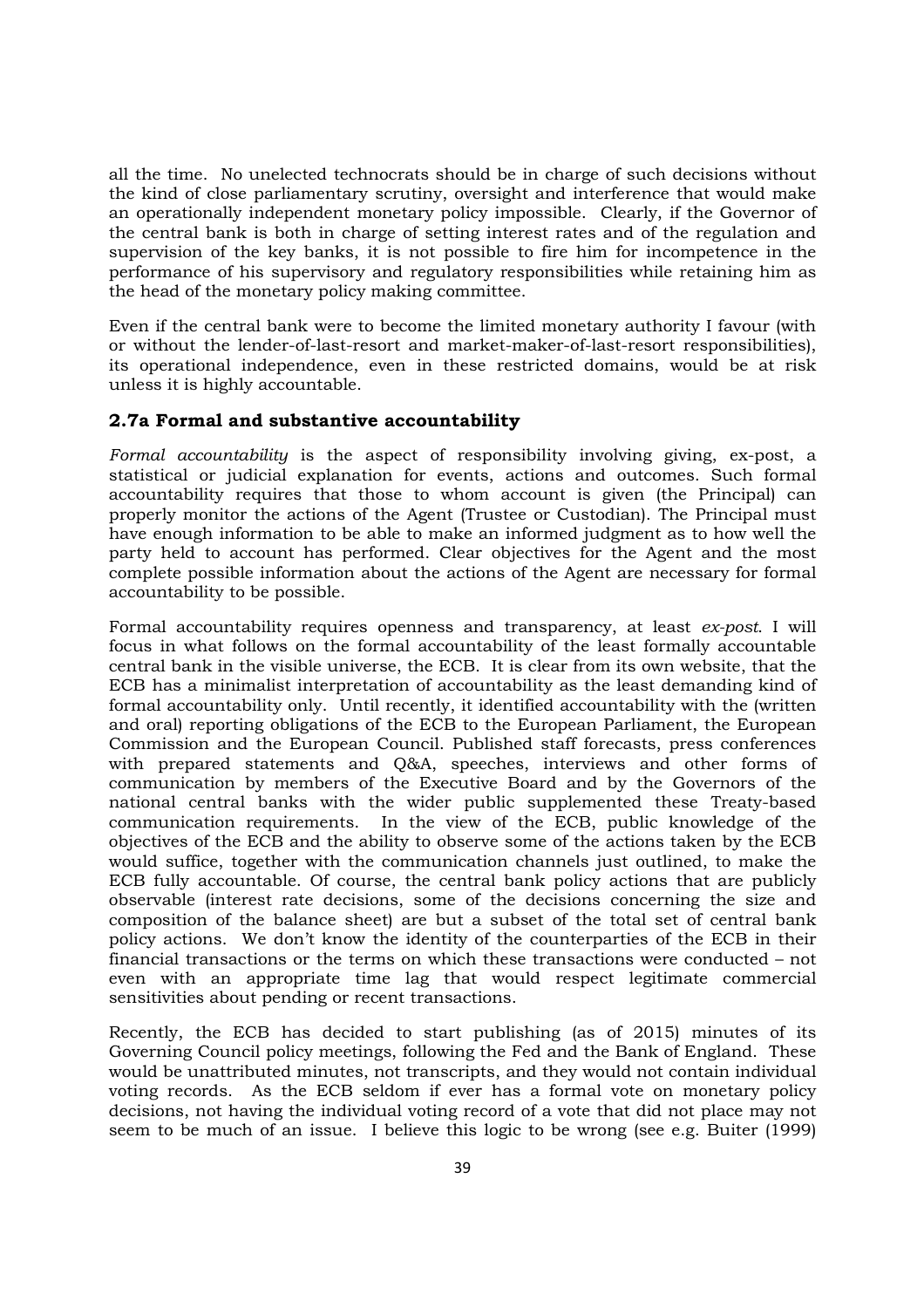all the time. No unelected technocrats should be in charge of such decisions without the kind of close parliamentary scrutiny, oversight and interference that would make an operationally independent monetary policy impossible. Clearly, if the Governor of the central bank is both in charge of setting interest rates and of the regulation and supervision of the key banks, it is not possible to fire him for incompetence in the performance of his supervisory and regulatory responsibilities while retaining him as the head of the monetary policy making committee.

Even if the central bank were to become the limited monetary authority I favour (with or without the lender-of-last-resort and market-maker-of-last-resort responsibilities), its operational independence, even in these restricted domains, would be at risk unless it is highly accountable.

### 2.7a Formal and substantive accountability

*Formal accountability* is the aspect of responsibility involving giving, ex-post, a statistical or judicial explanation for events, actions and outcomes. Such formal accountability requires that those to whom account is given (the Principal) can properly monitor the actions of the Agent (Trustee or Custodian). The Principal must have enough information to be able to make an informed judgment as to how well the party held to account has performed. Clear objectives for the Agent and the most complete possible information about the actions of the Agent are necessary for formal accountability to be possible.

Formal accountability requires openness and transparency, at least *ex-post*. I will focus in what follows on the formal accountability of the least formally accountable central bank in the visible universe, the ECB. It is clear from its own website, that the ECB has a minimalist interpretation of accountability as the least demanding kind of formal accountability only. Until recently, it identified accountability with the (written and oral) reporting obligations of the ECB to the European Parliament, the European Commission and the European Council. Published staff forecasts, press conferences with prepared statements and Q&A, speeches, interviews and other forms of communication by members of the Executive Board and by the Governors of the national central banks with the wider public supplemented these Treaty-based communication requirements. In the view of the ECB, public knowledge of the objectives of the ECB and the ability to observe some of the actions taken by the ECB would suffice, together with the communication channels just outlined, to make the ECB fully accountable. Of course, the central bank policy actions that are publicly observable (interest rate decisions, some of the decisions concerning the size and composition of the balance sheet) are but a subset of the total set of central bank policy actions. We don't know the identity of the counterparties of the ECB in their financial transactions or the terms on which these transactions were conducted – not even with an appropriate time lag that would respect legitimate commercial sensitivities about pending or recent transactions.

Recently, the ECB has decided to start publishing (as of 2015) minutes of its Governing Council policy meetings, following the Fed and the Bank of England. These would be unattributed minutes, not transcripts, and they would not contain individual voting records. As the ECB seldom if ever has a formal vote on monetary policy decisions, not having the individual voting record of a vote that did not place may not seem to be much of an issue. I believe this logic to be wrong (see e.g. Buiter (1999)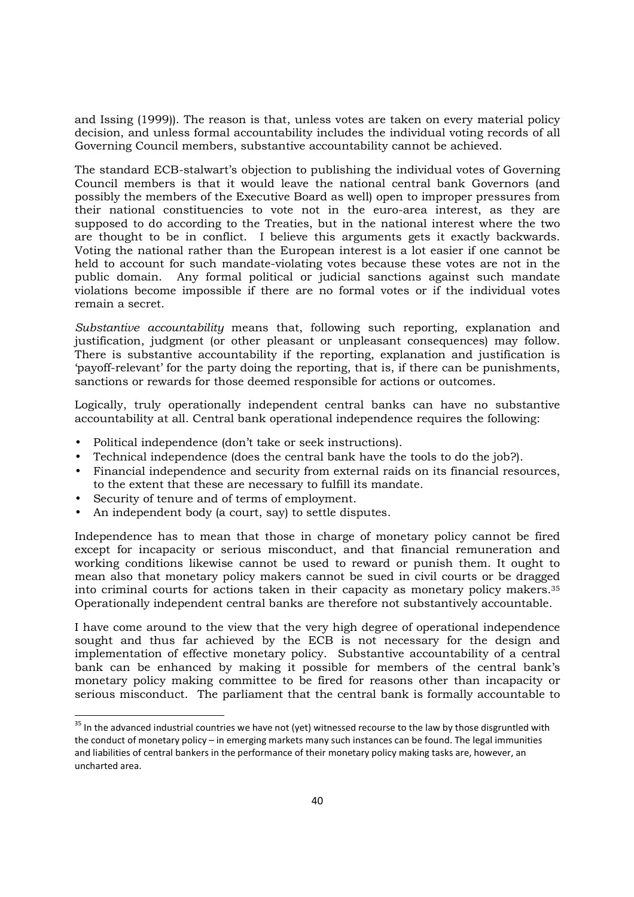and Issing (1999)). The reason is that, unless votes are taken on every material policy decision, and unless formal accountability includes the individual voting records of all Governing Council members, substantive accountability cannot be achieved.

The standard ECB-stalwart's objection to publishing the individual votes of Governing Council members is that it would leave the national central bank Governors (and possibly the members of the Executive Board as well) open to improper pressures from their national constituencies to vote not in the euro-area interest, as they are supposed to do according to the Treaties, but in the national interest where the two are thought to be in conflict. I believe this arguments gets it exactly backwards. Voting the national rather than the European interest is a lot easier if one cannot be held to account for such mandate-violating votes because these votes are not in the public domain. Any formal political or judicial sanctions against such mandate violations become impossible if there are no formal votes or if the individual votes remain a secret.

*Substantive accountability* means that, following such reporting, explanation and justification, judgment (or other pleasant or unpleasant consequences) may follow. There is substantive accountability if the reporting, explanation and justification is 'payoff-relevant' for the party doing the reporting, that is, if there can be punishments, sanctions or rewards for those deemed responsible for actions or outcomes.

Logically, truly operationally independent central banks can have no substantive accountability at all. Central bank operational independence requires the following:

- Political independence (don't take or seek instructions).
- Technical independence (does the central bank have the tools to do the job?).
- Financial independence and security from external raids on its financial resources, to the extent that these are necessary to fulfill its mandate.
- Security of tenure and of terms of employment.
- An independent body (a court, say) to settle disputes.

Independence has to mean that those in charge of monetary policy cannot be fired except for incapacity or serious misconduct, and that financial remuneration and working conditions likewise cannot be used to reward or punish them. It ought to mean also that monetary policy makers cannot be sued in civil courts or be dragged into criminal courts for actions taken in their capacity as monetary policy makers.[35] Operationally independent central banks are therefore not substantively accountable.

I have come around to the view that the very high degree of operational independence sought and thus far achieved by the ECB is not necessary for the design and implementation of effective monetary policy. Substantive accountability of a central bank can be enhanced by making it possible for members of the central bank's monetary policy making committee to be fired for reasons other than incapacity or serious misconduct. The parliament that the central bank is formally accountable to

[35] In the advanced industrial countries we have not (yet) witnessed recourse to the law by those disgruntled with the conduct of monetary policy – in emerging markets many such instances can be found. The legal immunities and liabilities of central bankers in the performance of their monetary policy making tasks are, however, an uncharted area.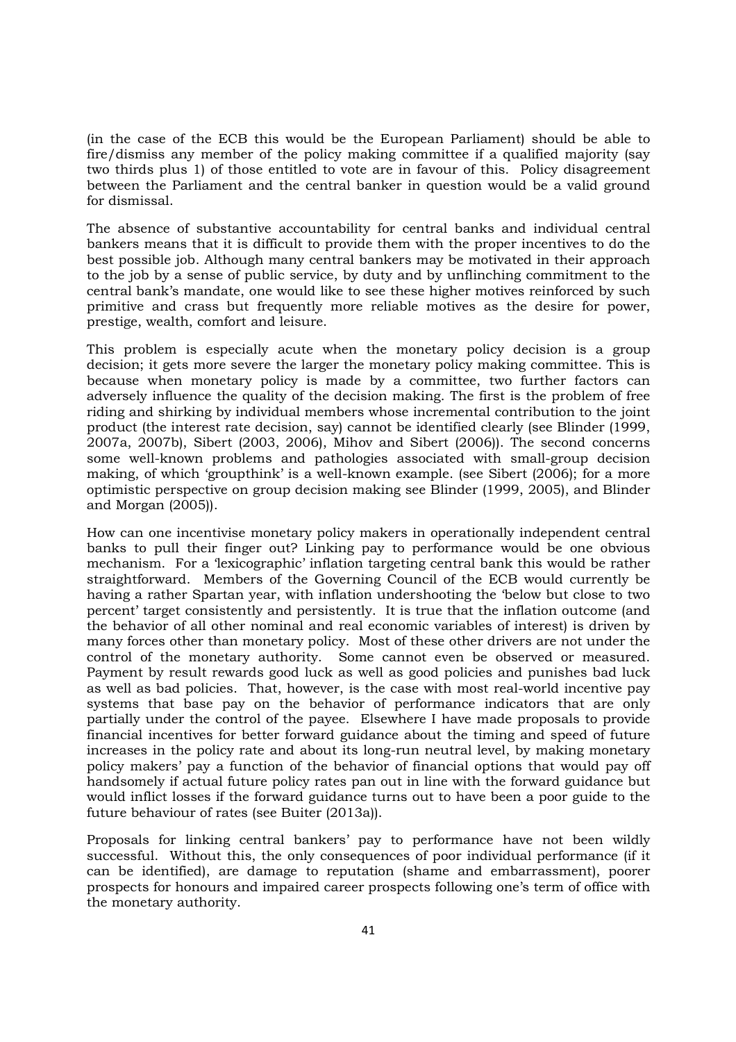(in the case of the ECB this would be the European Parliament) should be able to fire/dismiss any member of the policy making committee if a qualified majority (say two thirds plus 1) of those entitled to vote are in favour of this. Policy disagreement between the Parliament and the central banker in question would be a valid ground for dismissal.

The absence of substantive accountability for central banks and individual central bankers means that it is difficult to provide them with the proper incentives to do the best possible job. Although many central bankers may be motivated in their approach to the job by a sense of public service, by duty and by unflinching commitment to the central bank's mandate, one would like to see these higher motives reinforced by such primitive and crass but frequently more reliable motives as the desire for power, prestige, wealth, comfort and leisure.

This problem is especially acute when the monetary policy decision is a group decision; it gets more severe the larger the monetary policy making committee. This is because when monetary policy is made by a committee, two further factors can adversely influence the quality of the decision making. The first is the problem of free riding and shirking by individual members whose incremental contribution to the joint product (the interest rate decision, say) cannot be identified clearly (see Blinder (1999, 2007a, 2007b), Sibert (2003, 2006), Mihov and Sibert (2006)). The second concerns some well-known problems and pathologies associated with small-group decision making, of which 'groupthink' is a well-known example. (see Sibert (2006); for a more optimistic perspective on group decision making see Blinder (1999, 2005), and Blinder and Morgan (2005)).

How can one incentivise monetary policy makers in operationally independent central banks to pull their finger out? Linking pay to performance would be one obvious mechanism. For a 'lexicographic' inflation targeting central bank this would be rather straightforward. Members of the Governing Council of the ECB would currently be having a rather Spartan year, with inflation undershooting the 'below but close to two percent' target consistently and persistently. It is true that the inflation outcome (and the behavior of all other nominal and real economic variables of interest) is driven by many forces other than monetary policy. Most of these other drivers are not under the control of the monetary authority. Some cannot even be observed or measured. Payment by result rewards good luck as well as good policies and punishes bad luck as well as bad policies. That, however, is the case with most real-world incentive pay systems that base pay on the behavior of performance indicators that are only partially under the control of the payee. Elsewhere I have made proposals to provide financial incentives for better forward guidance about the timing and speed of future increases in the policy rate and about its long-run neutral level, by making monetary policy makers' pay a function of the behavior of financial options that would pay off handsomely if actual future policy rates pan out in line with the forward guidance but would inflict losses if the forward guidance turns out to have been a poor guide to the future behaviour of rates (see Buiter (2013a)).

Proposals for linking central bankers' pay to performance have not been wildly successful. Without this, the only consequences of poor individual performance (if it can be identified), are damage to reputation (shame and embarrassment), poorer prospects for honours and impaired career prospects following one's term of office with the monetary authority.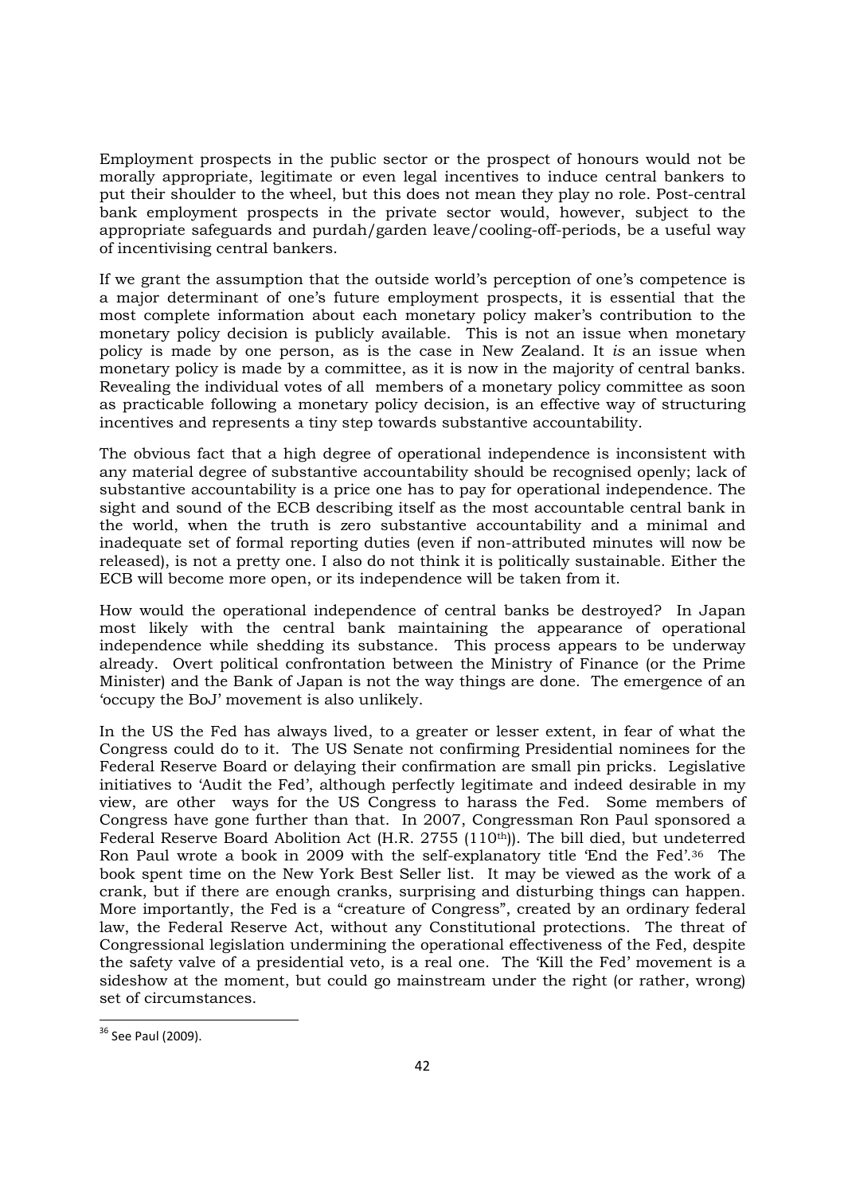Employment prospects in the public sector or the prospect of honours would not be morally appropriate, legitimate or even legal incentives to induce central bankers to put their shoulder to the wheel, but this does not mean they play no role. Post-central bank employment prospects in the private sector would, however, subject to the appropriate safeguards and purdah/garden leave/cooling-off-periods, be a useful way of incentivising central bankers.

If we grant the assumption that the outside world's perception of one's competence is a major determinant of one's future employment prospects, it is essential that the most complete information about each monetary policy maker's contribution to the monetary policy decision is publicly available. This is not an issue when monetary policy is made by one person, as is the case in New Zealand. It *is* an issue when monetary policy is made by a committee, as it is now in the majority of central banks. Revealing the individual votes of all members of a monetary policy committee as soon as practicable following a monetary policy decision, is an effective way of structuring incentives and represents a tiny step towards substantive accountability.

The obvious fact that a high degree of operational independence is inconsistent with any material degree of substantive accountability should be recognised openly; lack of substantive accountability is a price one has to pay for operational independence. The sight and sound of the ECB describing itself as the most accountable central bank in the world, when the truth is zero substantive accountability and a minimal and inadequate set of formal reporting duties (even if non-attributed minutes will now be released), is not a pretty one. I also do not think it is politically sustainable. Either the ECB will become more open, or its independence will be taken from it.

How would the operational independence of central banks be destroyed? In Japan most likely with the central bank maintaining the appearance of operational independence while shedding its substance. This process appears to be underway already. Overt political confrontation between the Ministry of Finance (or the Prime Minister) and the Bank of Japan is not the way things are done. The emergence of an 'occupy the BoJ' movement is also unlikely.

In the US the Fed has always lived, to a greater or lesser extent, in fear of what the Congress could do to it. The US Senate not confirming Presidential nominees for the Federal Reserve Board or delaying their confirmation are small pin pricks. Legislative initiatives to 'Audit the Fed', although perfectly legitimate and indeed desirable in my view, are other ways for the US Congress to harass the Fed. Some members of Congress have gone further than that. In 2007, Congressman Ron Paul sponsored a Federal Reserve Board Abolition Act (H.R. 2755 (110th)). The bill died, but undeterred Ron Paul wrote a book in 2009 with the self-explanatory title 'End the Fed'.[36] The book spent time on the New York Best Seller list. It may be viewed as the work of a crank, but if there are enough cranks, surprising and disturbing things can happen. More importantly, the Fed is a "creature of Congress", created by an ordinary federal law, the Federal Reserve Act, without any Constitutional protections. The threat of Congressional legislation undermining the operational effectiveness of the Fed, despite the safety valve of a presidential veto, is a real one. The 'Kill the Fed' movement is a sideshow at the moment, but could go mainstream under the right (or rather, wrong) set of circumstances.

[36] See Paul (2009).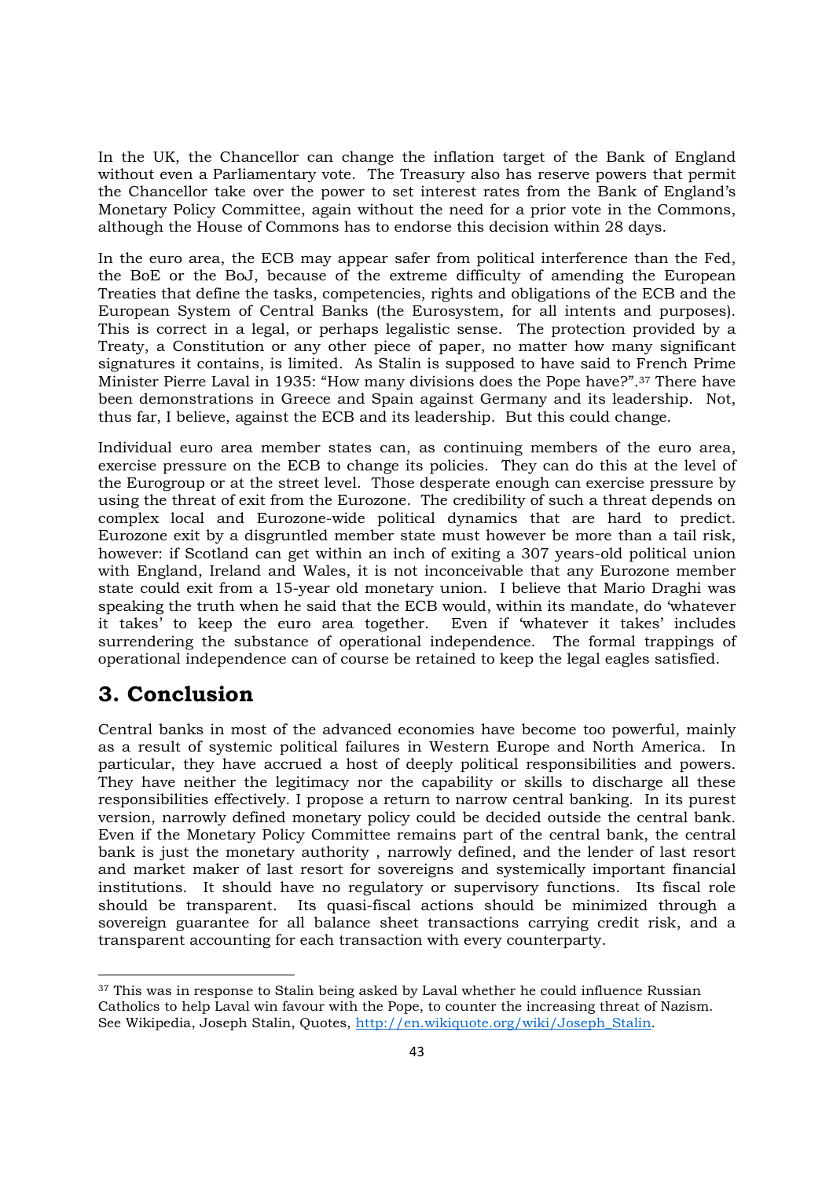In the UK, the Chancellor can change the inflation target of the Bank of England without even a Parliamentary vote. The Treasury also has reserve powers that permit the Chancellor take over the power to set interest rates from the Bank of England's Monetary Policy Committee, again without the need for a prior vote in the Commons, although the House of Commons has to endorse this decision within 28 days.

In the euro area, the ECB may appear safer from political interference than the Fed, the BoE or the BoJ, because of the extreme difficulty of amending the European Treaties that define the tasks, competencies, rights and obligations of the ECB and the European System of Central Banks (the Eurosystem, for all intents and purposes). This is correct in a legal, or perhaps legalistic sense. The protection provided by a Treaty, a Constitution or any other piece of paper, no matter how many significant signatures it contains, is limited. As Stalin is supposed to have said to French Prime Minister Pierre Laval in 1935: "How many divisions does the Pope have?".[37] There have been demonstrations in Greece and Spain against Germany and its leadership. Not, thus far, I believe, against the ECB and its leadership. But this could change.

Individual euro area member states can, as continuing members of the euro area, exercise pressure on the ECB to change its policies. They can do this at the level of the Eurogroup or at the street level. Those desperate enough can exercise pressure by using the threat of exit from the Eurozone. The credibility of such a threat depends on complex local and Eurozone-wide political dynamics that are hard to predict. Eurozone exit by a disgruntled member state must however be more than a tail risk, however: if Scotland can get within an inch of exiting a 307 years-old political union with England, Ireland and Wales, it is not inconceivable that any Eurozone member state could exit from a 15-year old monetary union. I believe that Mario Draghi was speaking the truth when he said that the ECB would, within its mandate, do 'whatever it takes' to keep the euro area together. Even if 'whatever it takes' includes surrendering the substance of operational independence. The formal trappings of operational independence can of course be retained to keep the legal eagles satisfied.

## 3. Conclusion

Central banks in most of the advanced economies have become too powerful, mainly as a result of systemic political failures in Western Europe and North America. In particular, they have accrued a host of deeply political responsibilities and powers. They have neither the legitimacy nor the capability or skills to discharge all these responsibilities effectively. I propose a return to narrow central banking. In its purest version, narrowly defined monetary policy could be decided outside the central bank. Even if the Monetary Policy Committee remains part of the central bank, the central bank is just the monetary authority , narrowly defined, and the lender of last resort and market maker of last resort for sovereigns and systemically important financial institutions. It should have no regulatory or supervisory functions. Its fiscal role should be transparent. Its quasi-fiscal actions should be minimized through a sovereign guarantee for all balance sheet transactions carrying credit risk, and a transparent accounting for each transaction with every counterparty.

[37] This was in response to Stalin being asked by Laval whether he could influence Russian Catholics to help Laval win favour with the Pope, to counter the increasing threat of Nazism. See Wikipedia, Joseph Stalin, Quotes, http://en.wikiquote.org/wiki/Joseph_Stalin.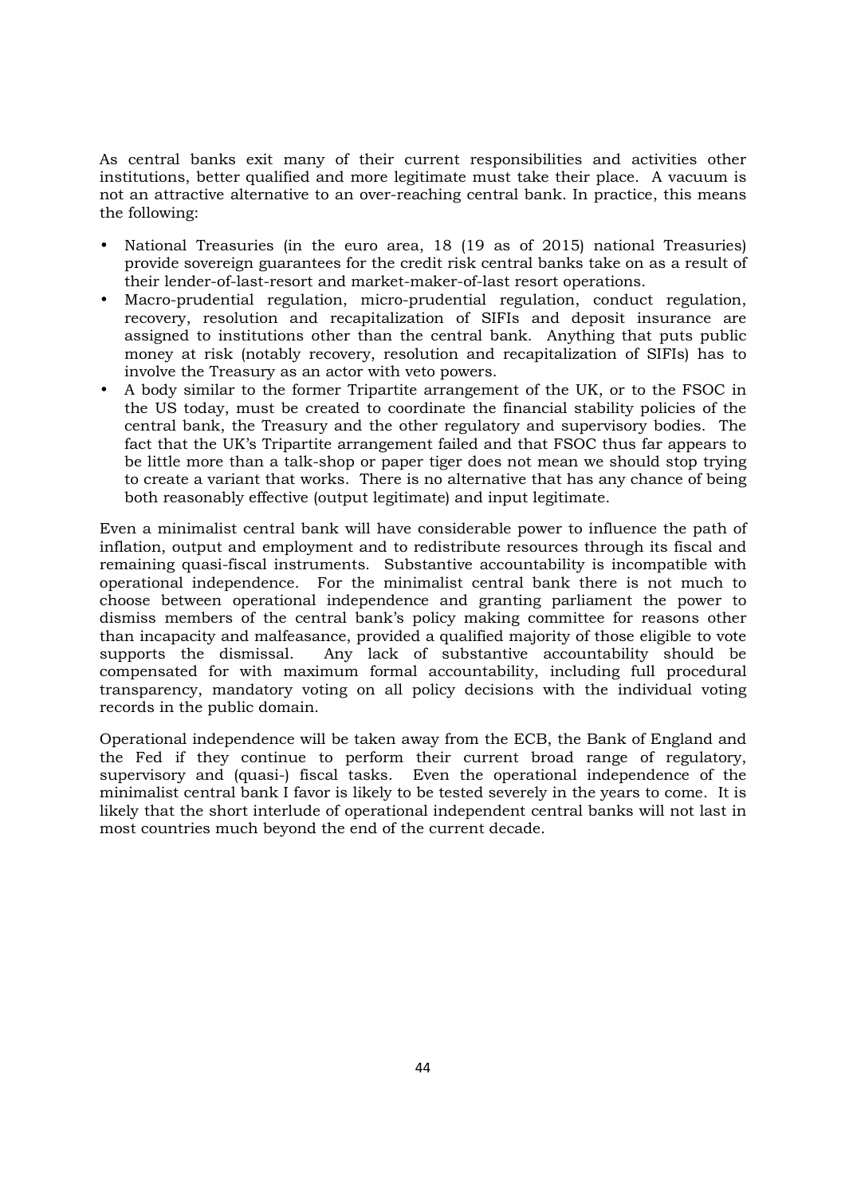As central banks exit many of their current responsibilities and activities other institutions, better qualified and more legitimate must take their place. A vacuum is not an attractive alternative to an over-reaching central bank. In practice, this means the following:

- National Treasuries (in the euro area, 18 (19 as of 2015) national Treasuries) provide sovereign guarantees for the credit risk central banks take on as a result of their lender-of-last-resort and market-maker-of-last resort operations.
- Macro-prudential regulation, micro-prudential regulation, conduct regulation, recovery, resolution and recapitalization of SIFIs and deposit insurance are assigned to institutions other than the central bank. Anything that puts public money at risk (notably recovery, resolution and recapitalization of SIFIs) has to involve the Treasury as an actor with veto powers.
- A body similar to the former Tripartite arrangement of the UK, or to the FSOC in the US today, must be created to coordinate the financial stability policies of the central bank, the Treasury and the other regulatory and supervisory bodies. The fact that the UK's Tripartite arrangement failed and that FSOC thus far appears to be little more than a talk-shop or paper tiger does not mean we should stop trying to create a variant that works. There is no alternative that has any chance of being both reasonably effective (output legitimate) and input legitimate.

Even a minimalist central bank will have considerable power to influence the path of inflation, output and employment and to redistribute resources through its fiscal and remaining quasi-fiscal instruments. Substantive accountability is incompatible with operational independence. For the minimalist central bank there is not much to choose between operational independence and granting parliament the power to dismiss members of the central bank's policy making committee for reasons other than incapacity and malfeasance, provided a qualified majority of those eligible to vote supports the dismissal. Any lack of substantive accountability should be compensated for with maximum formal accountability, including full procedural transparency, mandatory voting on all policy decisions with the individual voting records in the public domain.

Operational independence will be taken away from the ECB, the Bank of England and the Fed if they continue to perform their current broad range of regulatory, supervisory and (quasi-) fiscal tasks. Even the operational independence of the minimalist central bank I favor is likely to be tested severely in the years to come. It is likely that the short interlude of operational independent central banks will not last in most countries much beyond the end of the current decade.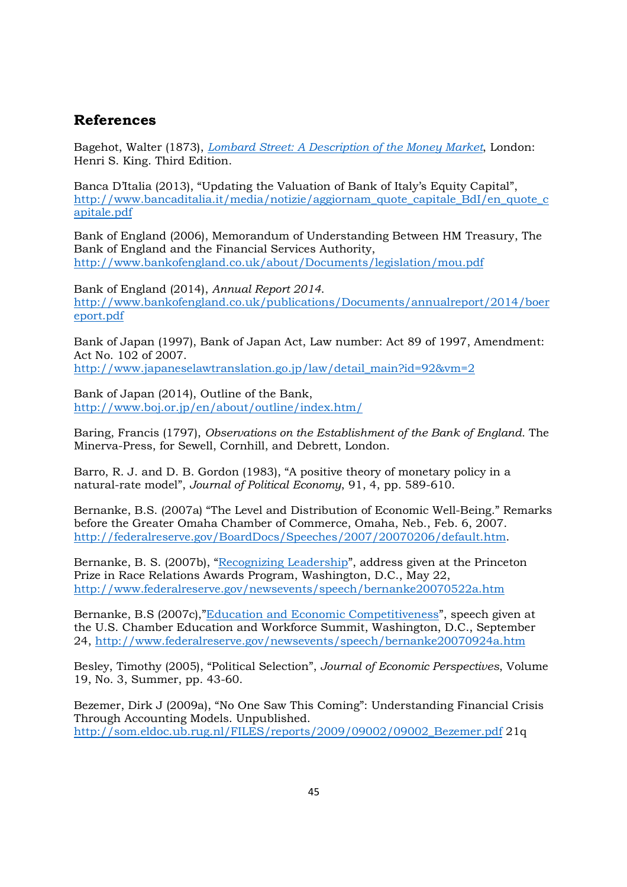## References

Bagehot, Walter (1873), *Lombard Street: A Description of the Money Market*, London: Henri S. King. Third Edition.

Banca D'Italia (2013), "Updating the Valuation of Bank of Italy's Equity Capital", http://www.bancaditalia.it/media/notizie/aggiornam_quote_capitale_BdI/en_quote_capitale.pdf

Bank of England (2006), Memorandum of Understanding Between HM Treasury, The Bank of England and the Financial Services Authority, http://www.bankofengland.co.uk/about/Documents/legislation/mou.pdf

Bank of England (2014), *Annual Report 2014.* http://www.bankofengland.co.uk/publications/Documents/annualreport/2014/boereport.pdf

Bank of Japan (1997), Bank of Japan Act, Law number: Act 89 of 1997, Amendment: Act No. 102 of 2007. http://www.japaneselawtranslation.go.jp/law/detail_main?id=92&vm=2

Bank of Japan (2014), Outline of the Bank, http://www.boj.or.jp/en/about/outline/index.htm/

Baring, Francis (1797), *Observations on the Establishment of the Bank of England.* The Minerva-Press, for Sewell, Cornhill, and Debrett, London.

Barro, R. J. and D. B. Gordon (1983), "A positive theory of monetary policy in a natural-rate model", *Journal of Political Economy*, 91, 4, pp. 589-610.

Bernanke, B.S. (2007a) "The Level and Distribution of Economic Well-Being." Remarks before the Greater Omaha Chamber of Commerce, Omaha, Neb., Feb. 6, 2007. http://federalreserve.gov/BoardDocs/Speeches/2007/20070206/default.htm.

Bernanke, B. S. (2007b), "Recognizing Leadership", address given at the Princeton Prize in Race Relations Awards Program, Washington, D.C., May 22, http://www.federalreserve.gov/newsevents/speech/bernanke20070522a.htm

Bernanke, B.S (2007c),"Education and Economic Competitiveness", speech given at the U.S. Chamber Education and Workforce Summit, Washington, D.C., September 24, http://www.federalreserve.gov/newsevents/speech/bernanke20070924a.htm

Besley, Timothy (2005), "Political Selection", *Journal of Economic Perspectives*, Volume 19, No. 3, Summer, pp. 43-60.

Bezemer, Dirk J (2009a), "No One Saw This Coming": Understanding Financial Crisis Through Accounting Models. Unpublished. http://som.eldoc.ub.rug.nl/FILES/reports/2009/09002/09002_Bezemer.pdf 21q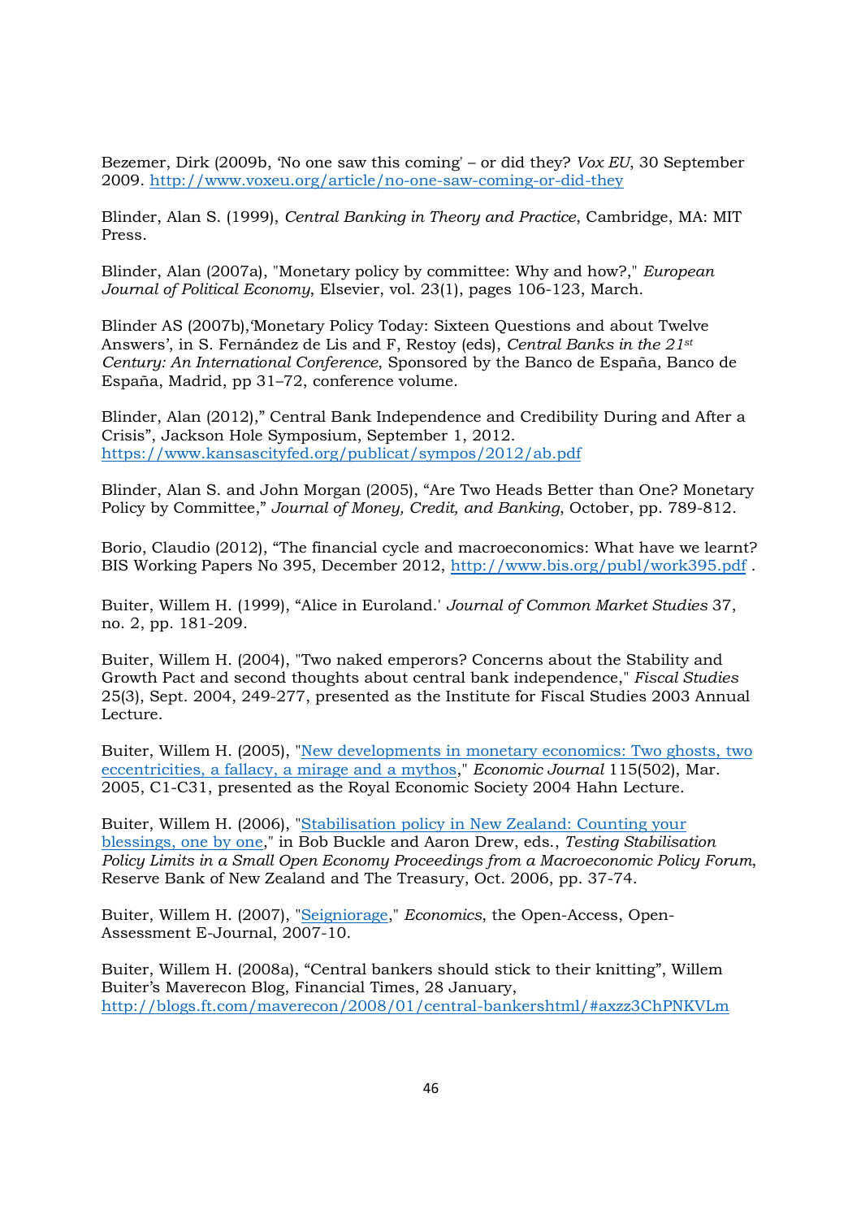Bezemer, Dirk (2009b, 'No one saw this coming' – or did they? *Vox EU*, 30 September 2009. http://www.voxeu.org/article/no-one-saw-coming-or-did-they

Blinder, Alan S. (1999), *Central Banking in Theory and Practice*, Cambridge, MA: MIT Press.

Blinder, Alan (2007a), "Monetary policy by committee: Why and how?," *European Journal of Political Economy*, Elsevier, vol. 23(1), pages 106-123, March.

Blinder AS (2007b),'Monetary Policy Today: Sixteen Questions and about Twelve Answers', in S. Fernández de Lis and F, Restoy (eds), *Central Banks in the 21st Century: An International Conference*, Sponsored by the Banco de España, Banco de España, Madrid, pp 31–72, conference volume.

Blinder, Alan (2012)," Central Bank Independence and Credibility During and After a Crisis", Jackson Hole Symposium, September 1, 2012. https://www.kansascityfed.org/publicat/sympos/2012/ab.pdf

Blinder, Alan S. and John Morgan (2005), "Are Two Heads Better than One? Monetary Policy by Committee," *Journal of Money, Credit, and Banking*, October, pp. 789-812.

Borio, Claudio (2012), "The financial cycle and macroeconomics: What have we learnt? BIS Working Papers No 395, December 2012, http://www.bis.org/publ/work395.pdf .

Buiter, Willem H. (1999), "Alice in Euroland.' *Journal of Common Market Studies* 37, no. 2, pp. 181-209.

Buiter, Willem H. (2004), "Two naked emperors? Concerns about the Stability and Growth Pact and second thoughts about central bank independence," *Fiscal Studies* 25(3), Sept. 2004, 249-277, presented as the Institute for Fiscal Studies 2003 Annual Lecture.

Buiter, Willem H. (2005), "New developments in monetary economics: Two ghosts, two eccentricities, a fallacy, a mirage and a mythos," *Economic Journal* 115(502), Mar. 2005, C1-C31, presented as the Royal Economic Society 2004 Hahn Lecture.

Buiter, Willem H. (2006), "Stabilisation policy in New Zealand: Counting your blessings, one by one," in Bob Buckle and Aaron Drew, eds., *Testing Stabilisation Policy Limits in a Small Open Economy Proceedings from a Macroeconomic Policy Forum*, Reserve Bank of New Zealand and The Treasury, Oct. 2006, pp. 37-74.

Buiter, Willem H. (2007), "Seigniorage," *Economics*, the Open-Access, Open-Assessment E-Journal, 2007-10.

Buiter, Willem H. (2008a), "Central bankers should stick to their knitting", Willem Buiter's Maverecon Blog, Financial Times, 28 January, http://blogs.ft.com/maverecon/2008/01/central-bankershtml/#axzz3ChPNKVLm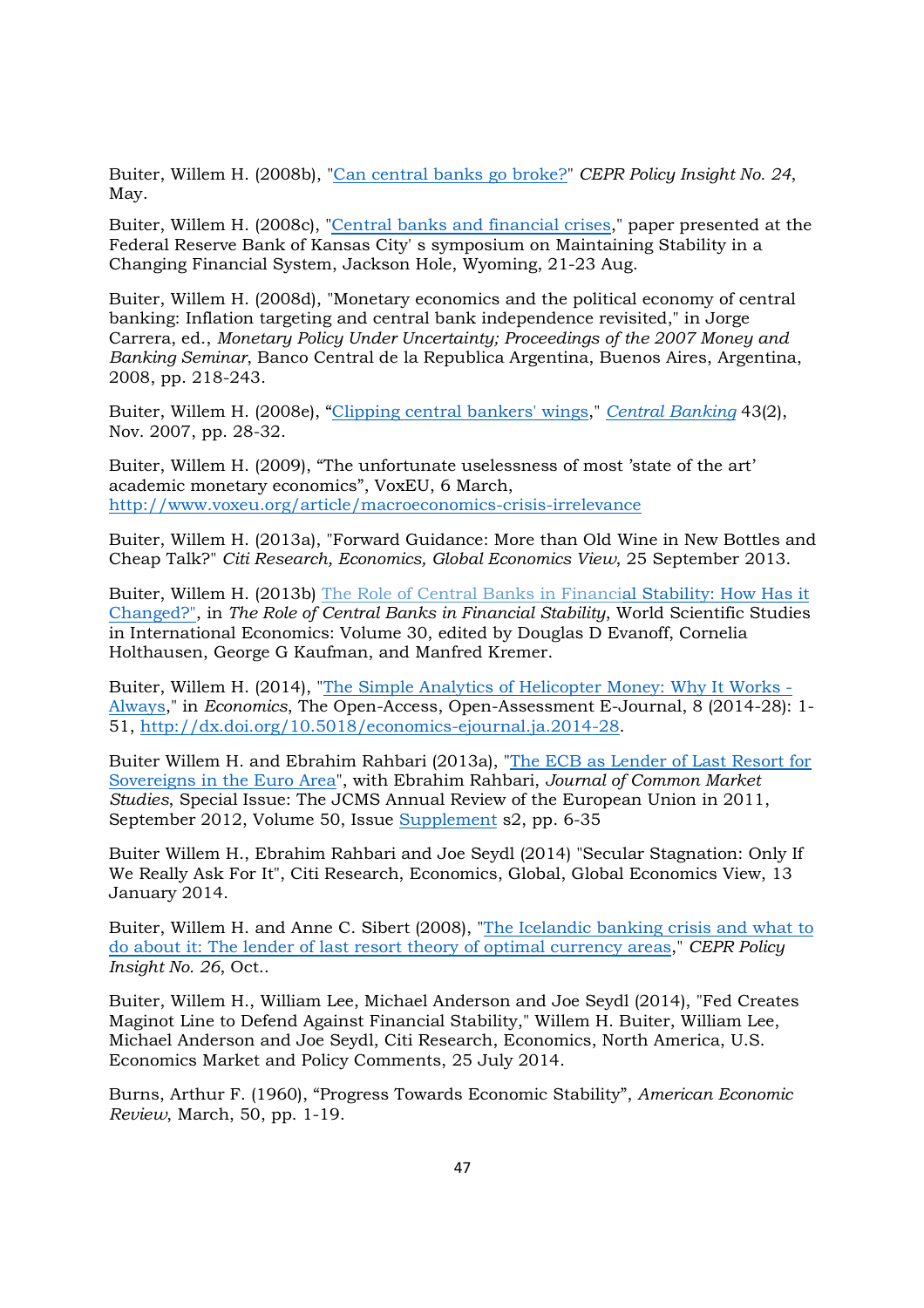Buiter, Willem H. (2008b), "Can central banks go broke?" *CEPR Policy Insight No. 24*, May.

Buiter, Willem H. (2008c), "Central banks and financial crises," paper presented at the Federal Reserve Bank of Kansas City' s symposium on Maintaining Stability in a Changing Financial System, Jackson Hole, Wyoming, 21-23 Aug.

Buiter, Willem H. (2008d), "Monetary economics and the political economy of central banking: Inflation targeting and central bank independence revisited," in Jorge Carrera, ed., *Monetary Policy Under Uncertainty; Proceedings of the 2007 Money and Banking Seminar*, Banco Central de la Republica Argentina, Buenos Aires, Argentina, 2008, pp. 218-243.

Buiter, Willem H. (2008e), "Clipping central bankers' wings," *Central Banking* 43(2), Nov. 2007, pp. 28-32.

Buiter, Willem H. (2009), "The unfortunate uselessness of most 'state of the art' academic monetary economics", VoxEU, 6 March, http://www.voxeu.org/article/macroeconomics-crisis-irrelevance

Buiter, Willem H. (2013a), "Forward Guidance: More than Old Wine in New Bottles and Cheap Talk?" *Citi Research, Economics, Global Economics View*, 25 September 2013.

Buiter, Willem H. (2013b) The Role of Central Banks in Financial Stability: How Has it Changed?", in *The Role of Central Banks in Financial Stability*, World Scientific Studies in International Economics: Volume 30, edited by Douglas D Evanoff, Cornelia Holthausen, George G Kaufman, and Manfred Kremer.

Buiter, Willem H. (2014), "The Simple Analytics of Helicopter Money: Why It Works - Always," in *Economics*, The Open-Access, Open-Assessment E-Journal, 8 (2014-28): 1-51, http://dx.doi.org/10.5018/economics-ejournal.ja.2014-28.

Buiter Willem H. and Ebrahim Rahbari (2013a), "The ECB as Lender of Last Resort for Sovereigns in the Euro Area", with Ebrahim Rahbari, *Journal of Common Market Studies*, Special Issue: The JCMS Annual Review of the European Union in 2011, September 2012, Volume 50, Issue Supplement s2, pp. 6-35

Buiter Willem H., Ebrahim Rahbari and Joe Seydl (2014) "Secular Stagnation: Only If We Really Ask For It", Citi Research, Economics, Global, Global Economics View, 13 January 2014.

Buiter, Willem H. and Anne C. Sibert (2008), "The Icelandic banking crisis and what to do about it: The lender of last resort theory of optimal currency areas," *CEPR Policy Insight No. 26*, Oct..

Buiter, Willem H., William Lee, Michael Anderson and Joe Seydl (2014), "Fed Creates Maginot Line to Defend Against Financial Stability," Willem H. Buiter, William Lee, Michael Anderson and Joe Seydl, Citi Research, Economics, North America, U.S. Economics Market and Policy Comments, 25 July 2014.

Burns, Arthur F. (1960), "Progress Towards Economic Stability", *American Economic Review*, March, 50, pp. 1-19.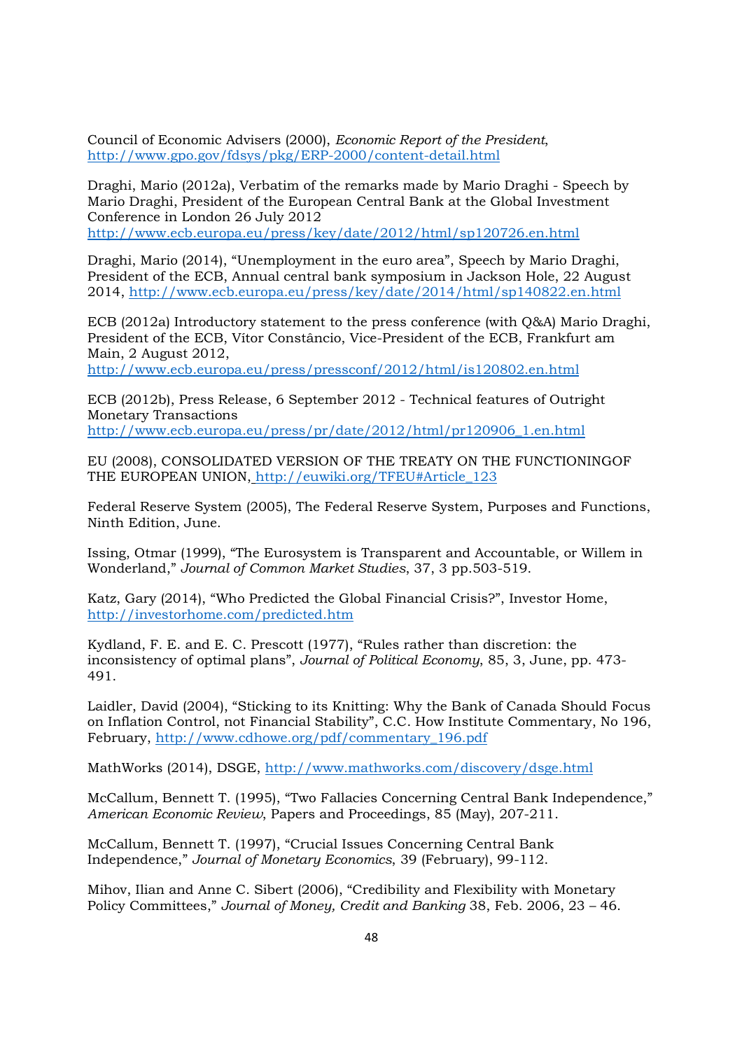Council of Economic Advisers (2000), *Economic Report of the President*, http://www.gpo.gov/fdsys/pkg/ERP-2000/content-detail.html

Draghi, Mario (2012a), Verbatim of the remarks made by Mario Draghi - Speech by Mario Draghi, President of the European Central Bank at the Global Investment Conference in London 26 July 2012 http://www.ecb.europa.eu/press/key/date/2012/html/sp120726.en.html

Draghi, Mario (2014), "Unemployment in the euro area", Speech by Mario Draghi, President of the ECB, Annual central bank symposium in Jackson Hole, 22 August 2014, http://www.ecb.europa.eu/press/key/date/2014/html/sp140822.en.html

ECB (2012a) Introductory statement to the press conference (with Q&A) Mario Draghi, President of the ECB, Vítor Constâncio, Vice-President of the ECB, Frankfurt am Main, 2 August 2012, http://www.ecb.europa.eu/press/pressconf/2012/html/is120802.en.html

ECB (2012b), Press Release, 6 September 2012 - Technical features of Outright Monetary Transactions http://www.ecb.europa.eu/press/pr/date/2012/html/pr120906_1.en.html

EU (2008), CONSOLIDATED VERSION OF THE TREATY ON THE FUNCTIONINGOF THE EUROPEAN UNION, http://euwiki.org/TFEU#Article_123

Federal Reserve System (2005), The Federal Reserve System, Purposes and Functions, Ninth Edition, June.

Issing, Otmar (1999), "The Eurosystem is Transparent and Accountable, or Willem in Wonderland," *Journal of Common Market Studies*, 37, 3 pp.503-519.

Katz, Gary (2014), "Who Predicted the Global Financial Crisis?", Investor Home, http://investorhome.com/predicted.htm

Kydland, F. E. and E. C. Prescott (1977), "Rules rather than discretion: the inconsistency of optimal plans", *Journal of Political Economy*, 85, 3, June, pp. 473-491.

Laidler, David (2004), "Sticking to its Knitting: Why the Bank of Canada Should Focus on Inflation Control, not Financial Stability", C.C. How Institute Commentary, No 196, February, http://www.cdhowe.org/pdf/commentary_196.pdf

MathWorks (2014), DSGE, http://www.mathworks.com/discovery/dsge.html

McCallum, Bennett T. (1995), "Two Fallacies Concerning Central Bank Independence," *American Economic Review*, Papers and Proceedings, 85 (May), 207-211.

McCallum, Bennett T. (1997), "Crucial Issues Concerning Central Bank Independence," *Journal of Monetary Economics*, 39 (February), 99-112.

Mihov, Ilian and Anne C. Sibert (2006), "Credibility and Flexibility with Monetary Policy Committees," *Journal of Money, Credit and Banking* 38, Feb. 2006, 23 – 46.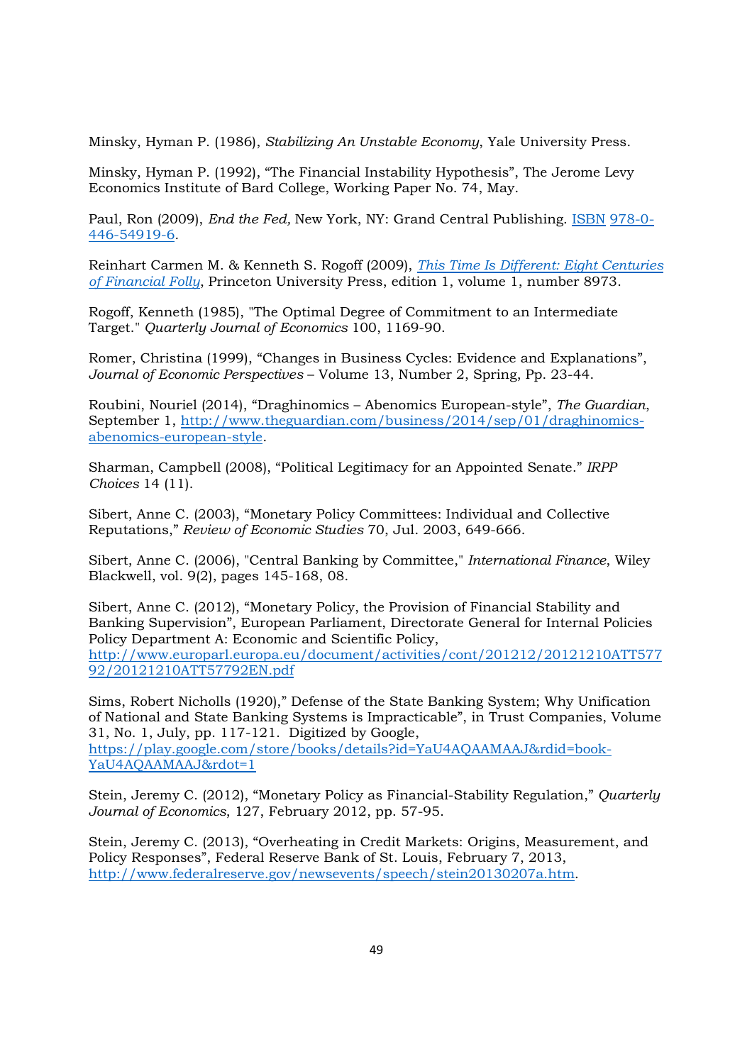Minsky, Hyman P. (1986), *Stabilizing An Unstable Economy*, Yale University Press.

Minsky, Hyman P. (1992), "The Financial Instability Hypothesis", The Jerome Levy Economics Institute of Bard College, Working Paper No. 74, May.

Paul, Ron (2009), *End the Fed,* New York, NY: Grand Central Publishing. ISBN 978-0-446-54919-6.

Reinhart Carmen M. & Kenneth S. Rogoff (2009), *This Time Is Different: Eight Centuries of Financial Folly*, Princeton University Press, edition 1, volume 1, number 8973.

Rogoff, Kenneth (1985), "The Optimal Degree of Commitment to an Intermediate Target." *Quarterly Journal of Economics* 100, 1169-90.

Romer, Christina (1999), "Changes in Business Cycles: Evidence and Explanations", *Journal of Economic Perspectives* – Volume 13, Number 2, Spring, Pp. 23-44.

Roubini, Nouriel (2014), "Draghinomics – Abenomics European-style", *The Guardian*, September 1, http://www.theguardian.com/business/2014/sep/01/draghinomics-abenomics-european-style.

Sharman, Campbell (2008), "Political Legitimacy for an Appointed Senate." *IRPP Choices* 14 (11).

Sibert, Anne C. (2003), "Monetary Policy Committees: Individual and Collective Reputations," *Review of Economic Studies* 70, Jul. 2003, 649-666.

Sibert, Anne C. (2006), "Central Banking by Committee," *International Finance*, Wiley Blackwell, vol. 9(2), pages 145-168, 08.

Sibert, Anne C. (2012), "Monetary Policy, the Provision of Financial Stability and Banking Supervision", European Parliament, Directorate General for Internal Policies Policy Department A: Economic and Scientific Policy, http://www.europarl.europa.eu/document/activities/cont/201212/20121210ATT57792/20121210ATT57792EN.pdf

Sims, Robert Nicholls (1920)," Defense of the State Banking System; Why Unification of National and State Banking Systems is Impracticable", in Trust Companies, Volume 31, No. 1, July, pp. 117-121. Digitized by Google, https://play.google.com/store/books/details?id=YaU4AQAAMAAJ&rdid=book-YaU4AQAAMAAJ&rdot=1

Stein, Jeremy C. (2012), "Monetary Policy as Financial-Stability Regulation," *Quarterly Journal of Economics*, 127, February 2012, pp. 57-95.

Stein, Jeremy C. (2013), "Overheating in Credit Markets: Origins, Measurement, and Policy Responses", Federal Reserve Bank of St. Louis, February 7, 2013, http://www.federalreserve.gov/newsevents/speech/stein20130207a.htm.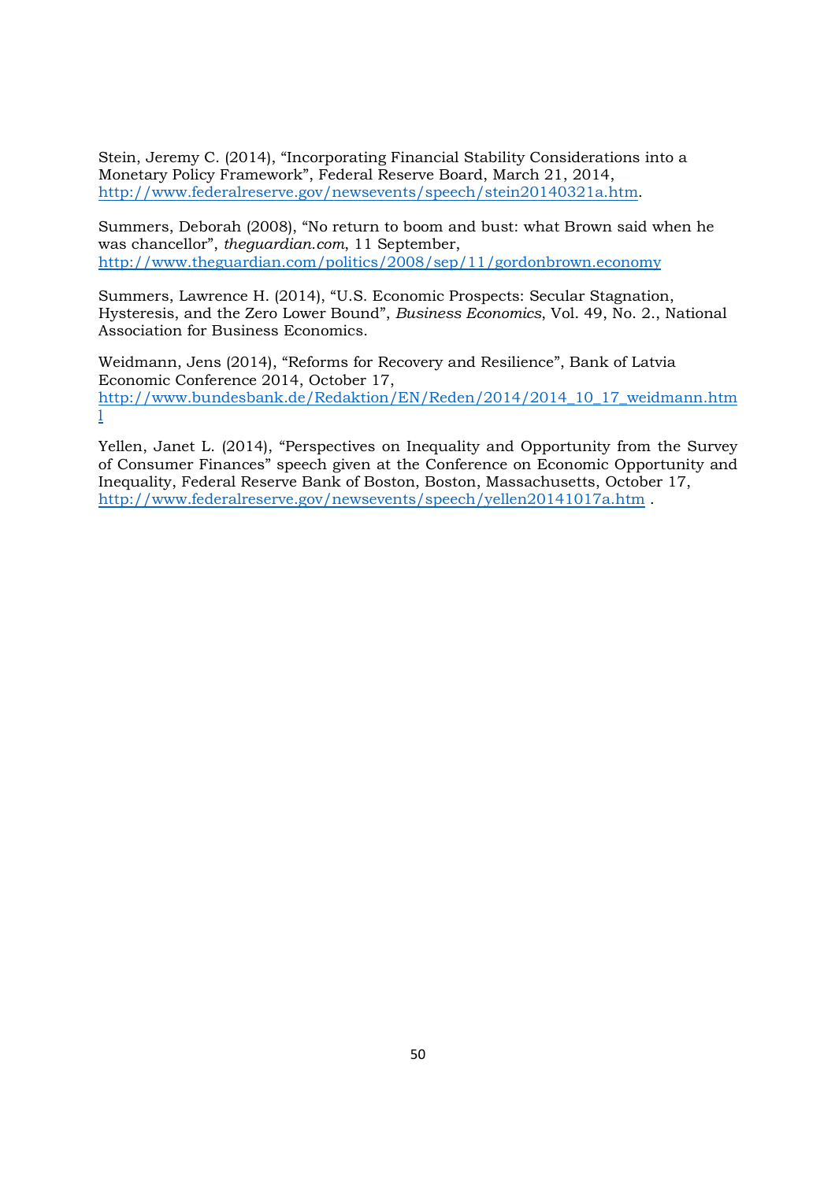Stein, Jeremy C. (2014), "Incorporating Financial Stability Considerations into a Monetary Policy Framework", Federal Reserve Board, March 21, 2014, http://www.federalreserve.gov/newsevents/speech/stein20140321a.htm.

Summers, Deborah (2008), "No return to boom and bust: what Brown said when he was chancellor", *theguardian.com*, 11 September, http://www.theguardian.com/politics/2008/sep/11/gordonbrown.economy

Summers, Lawrence H. (2014), "U.S. Economic Prospects: Secular Stagnation, Hysteresis, and the Zero Lower Bound", *Business Economics*, Vol. 49, No. 2., National Association for Business Economics.

Weidmann, Jens (2014), "Reforms for Recovery and Resilience", Bank of Latvia Economic Conference 2014, October 17, http://www.bundesbank.de/Redaktion/EN/Reden/2014/2014_10_17_weidmann.html

Yellen, Janet L. (2014), "Perspectives on Inequality and Opportunity from the Survey of Consumer Finances" speech given at the Conference on Economic Opportunity and Inequality, Federal Reserve Bank of Boston, Boston, Massachusetts, October 17, http://www.federalreserve.gov/newsevents/speech/yellen20141017a.htm .